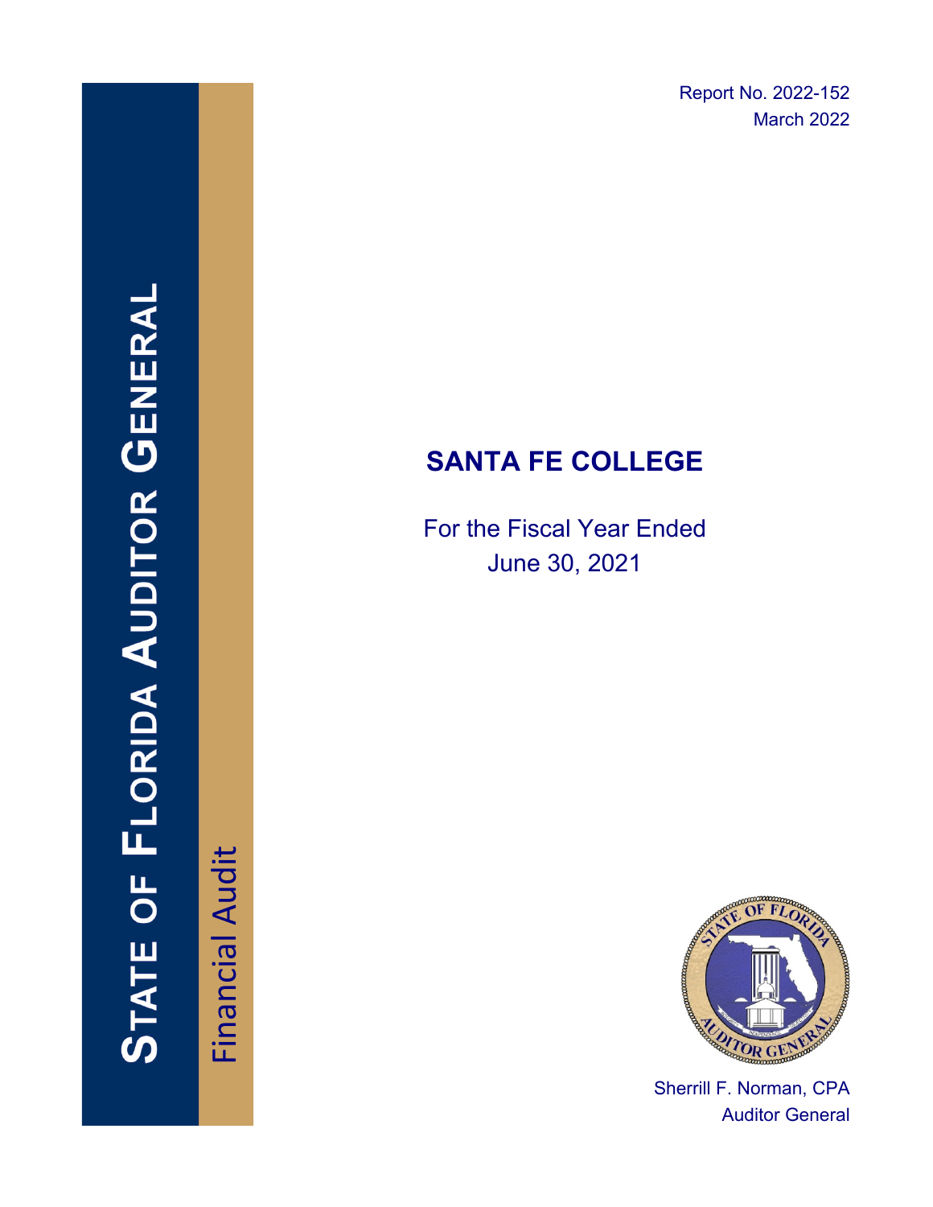Report No. 2022-152
March 2022

# STATE OF FLORIDA AUDITOR GENERAL

Financial Audit

## SANTA FE COLLEGE

For the Fiscal Year Ended
June 30, 2021

Sherrill F. Norman, CPA
Auditor General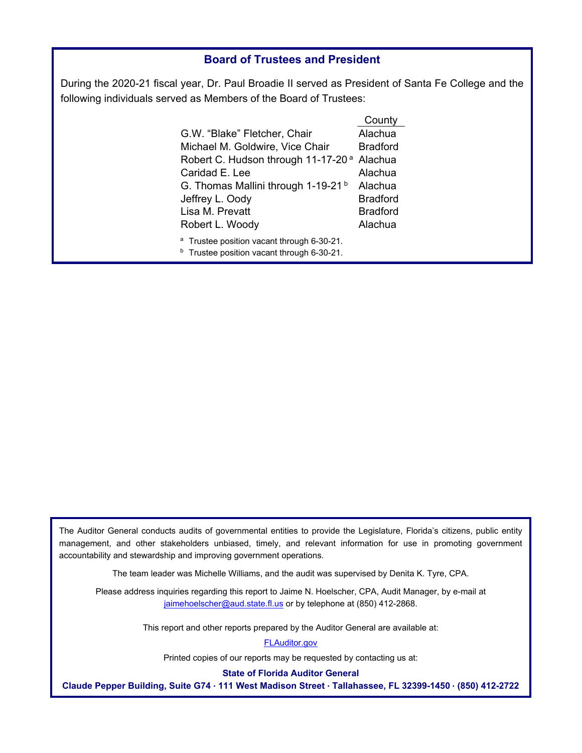## Board of Trustees and President

During the 2020-21 fiscal year, Dr. Paul Broadie II served as President of Santa Fe College and the following individuals served as Members of the Board of Trustees:

| | County |
|---|---|
| G.W. "Blake" Fletcher, Chair | Alachua |
| Michael M. Goldwire, Vice Chair | Bradford |
| Robert C. Hudson through 11-17-20 [a] | Alachua |
| Caridad E. Lee | Alachua |
| G. Thomas Mallini through 1-19-21 [b] | Alachua |
| Jeffrey L. Oody | Bradford |
| Lisa M. Prevatt | Bradford |
| Robert L. Woody | Alachua |

[a] Trustee position vacant through 6-30-21.
[b] Trustee position vacant through 6-30-21.

The Auditor General conducts audits of governmental entities to provide the Legislature, Florida's citizens, public entity management, and other stakeholders unbiased, timely, and relevant information for use in promoting government accountability and stewardship and improving government operations.

The team leader was Michelle Williams, and the audit was supervised by Denita K. Tyre, CPA.

Please address inquiries regarding this report to Jaime N. Hoelscher, CPA, Audit Manager, by e-mail at jaimehoelscher@aud.state.fl.us or by telephone at (850) 412-2868.

This report and other reports prepared by the Auditor General are available at:

FLAuditor.gov

Printed copies of our reports may be requested by contacting us at:

**State of Florida Auditor General**

**Claude Pepper Building, Suite G74 · 111 West Madison Street · Tallahassee, FL 32399-1450 · (850) 412-2722**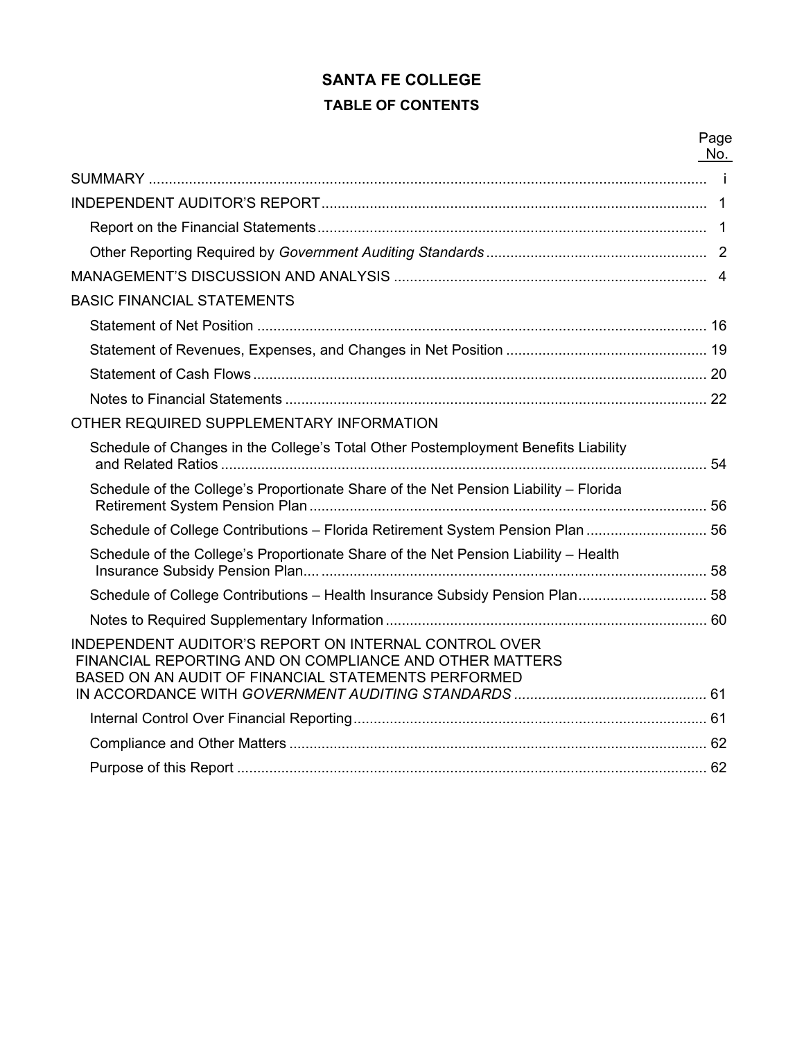# SANTA FE COLLEGE

## TABLE OF CONTENTS

| | Page No. |
|---|---|
| SUMMARY | i |
| INDEPENDENT AUDITOR'S REPORT | 1 |
| Report on the Financial Statements | 1 |
| Other Reporting Required by *Government Auditing Standards* | 2 |
| MANAGEMENT'S DISCUSSION AND ANALYSIS | 4 |
| BASIC FINANCIAL STATEMENTS | |
| Statement of Net Position | 16 |
| Statement of Revenues, Expenses, and Changes in Net Position | 19 |
| Statement of Cash Flows | 20 |
| Notes to Financial Statements | 22 |
| OTHER REQUIRED SUPPLEMENTARY INFORMATION | |
| Schedule of Changes in the College's Total Other Postemployment Benefits Liability and Related Ratios | 54 |
| Schedule of the College's Proportionate Share of the Net Pension Liability – Florida Retirement System Pension Plan | 56 |
| Schedule of College Contributions – Florida Retirement System Pension Plan | 56 |
| Schedule of the College's Proportionate Share of the Net Pension Liability – Health Insurance Subsidy Pension Plan | 58 |
| Schedule of College Contributions – Health Insurance Subsidy Pension Plan | 58 |
| Notes to Required Supplementary Information | 60 |
| INDEPENDENT AUDITOR'S REPORT ON INTERNAL CONTROL OVER FINANCIAL REPORTING AND ON COMPLIANCE AND OTHER MATTERS BASED ON AN AUDIT OF FINANCIAL STATEMENTS PERFORMED IN ACCORDANCE WITH *GOVERNMENT AUDITING STANDARDS* | 61 |
| Internal Control Over Financial Reporting | 61 |
| Compliance and Other Matters | 62 |
| Purpose of this Report | 62 |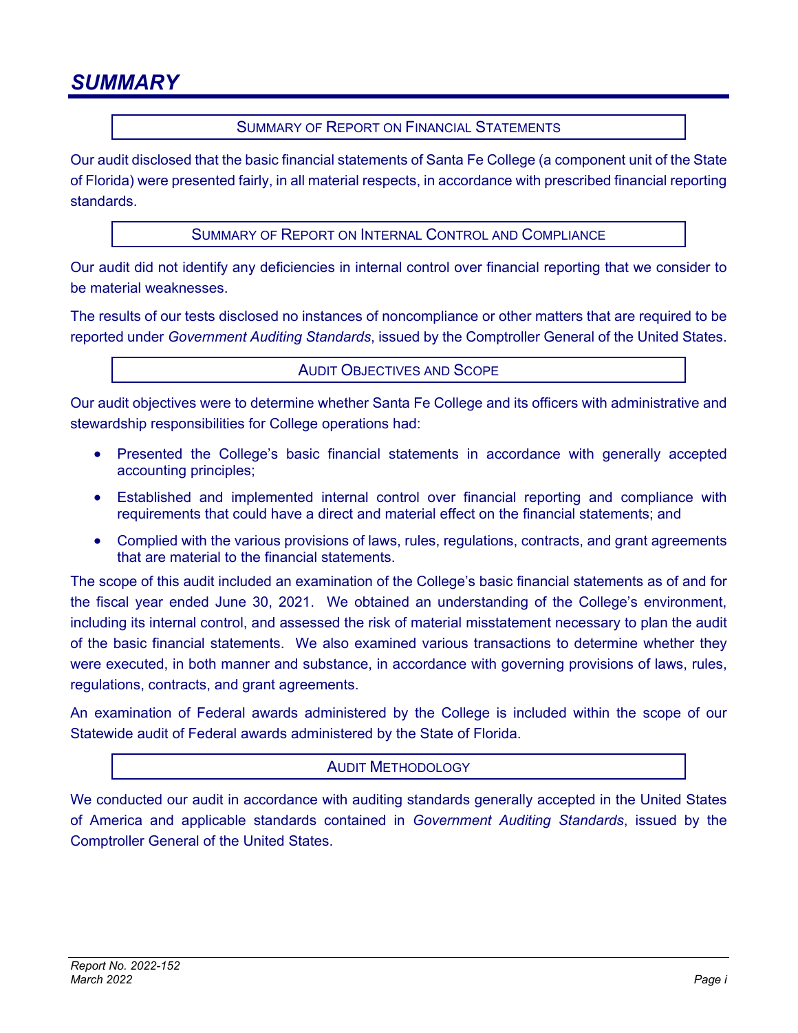# SUMMARY

## Summary of Report on Financial Statements

Our audit disclosed that the basic financial statements of Santa Fe College (a component unit of the State of Florida) were presented fairly, in all material respects, in accordance with prescribed financial reporting standards.

## Summary of Report on Internal Control and Compliance

Our audit did not identify any deficiencies in internal control over financial reporting that we consider to be material weaknesses.

The results of our tests disclosed no instances of noncompliance or other matters that are required to be reported under *Government Auditing Standards*, issued by the Comptroller General of the United States.

## Audit Objectives and Scope

Our audit objectives were to determine whether Santa Fe College and its officers with administrative and stewardship responsibilities for College operations had:

- Presented the College's basic financial statements in accordance with generally accepted accounting principles;
- Established and implemented internal control over financial reporting and compliance with requirements that could have a direct and material effect on the financial statements; and
- Complied with the various provisions of laws, rules, regulations, contracts, and grant agreements that are material to the financial statements.

The scope of this audit included an examination of the College's basic financial statements as of and for the fiscal year ended June 30, 2021. We obtained an understanding of the College's environment, including its internal control, and assessed the risk of material misstatement necessary to plan the audit of the basic financial statements. We also examined various transactions to determine whether they were executed, in both manner and substance, in accordance with governing provisions of laws, rules, regulations, contracts, and grant agreements.

An examination of Federal awards administered by the College is included within the scope of our Statewide audit of Federal awards administered by the State of Florida.

## Audit Methodology

We conducted our audit in accordance with auditing standards generally accepted in the United States of America and applicable standards contained in *Government Auditing Standards*, issued by the Comptroller General of the United States.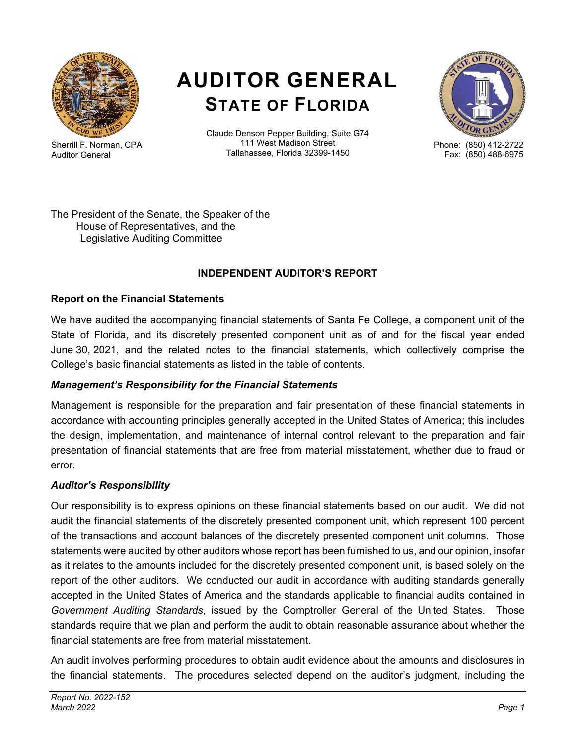# AUDITOR GENERAL
## STATE OF FLORIDA

Sherrill F. Norman, CPA
Auditor General

Claude Denson Pepper Building, Suite G74
111 West Madison Street
Tallahassee, Florida 32399-1450

Phone: (850) 412-2722
Fax: (850) 488-6975

The President of the Senate, the Speaker of the
House of Representatives, and the
Legislative Auditing Committee

### INDEPENDENT AUDITOR'S REPORT

**Report on the Financial Statements**

We have audited the accompanying financial statements of Santa Fe College, a component unit of the State of Florida, and its discretely presented component unit as of and for the fiscal year ended June 30, 2021, and the related notes to the financial statements, which collectively comprise the College's basic financial statements as listed in the table of contents.

***Management's Responsibility for the Financial Statements***

Management is responsible for the preparation and fair presentation of these financial statements in accordance with accounting principles generally accepted in the United States of America; this includes the design, implementation, and maintenance of internal control relevant to the preparation and fair presentation of financial statements that are free from material misstatement, whether due to fraud or error.

***Auditor's Responsibility***

Our responsibility is to express opinions on these financial statements based on our audit. We did not audit the financial statements of the discretely presented component unit, which represent 100 percent of the transactions and account balances of the discretely presented component unit columns. Those statements were audited by other auditors whose report has been furnished to us, and our opinion, insofar as it relates to the amounts included for the discretely presented component unit, is based solely on the report of the other auditors. We conducted our audit in accordance with auditing standards generally accepted in the United States of America and the standards applicable to financial audits contained in *Government Auditing Standards*, issued by the Comptroller General of the United States. Those standards require that we plan and perform the audit to obtain reasonable assurance about whether the financial statements are free from material misstatement.

An audit involves performing procedures to obtain audit evidence about the amounts and disclosures in the financial statements. The procedures selected depend on the auditor's judgment, including the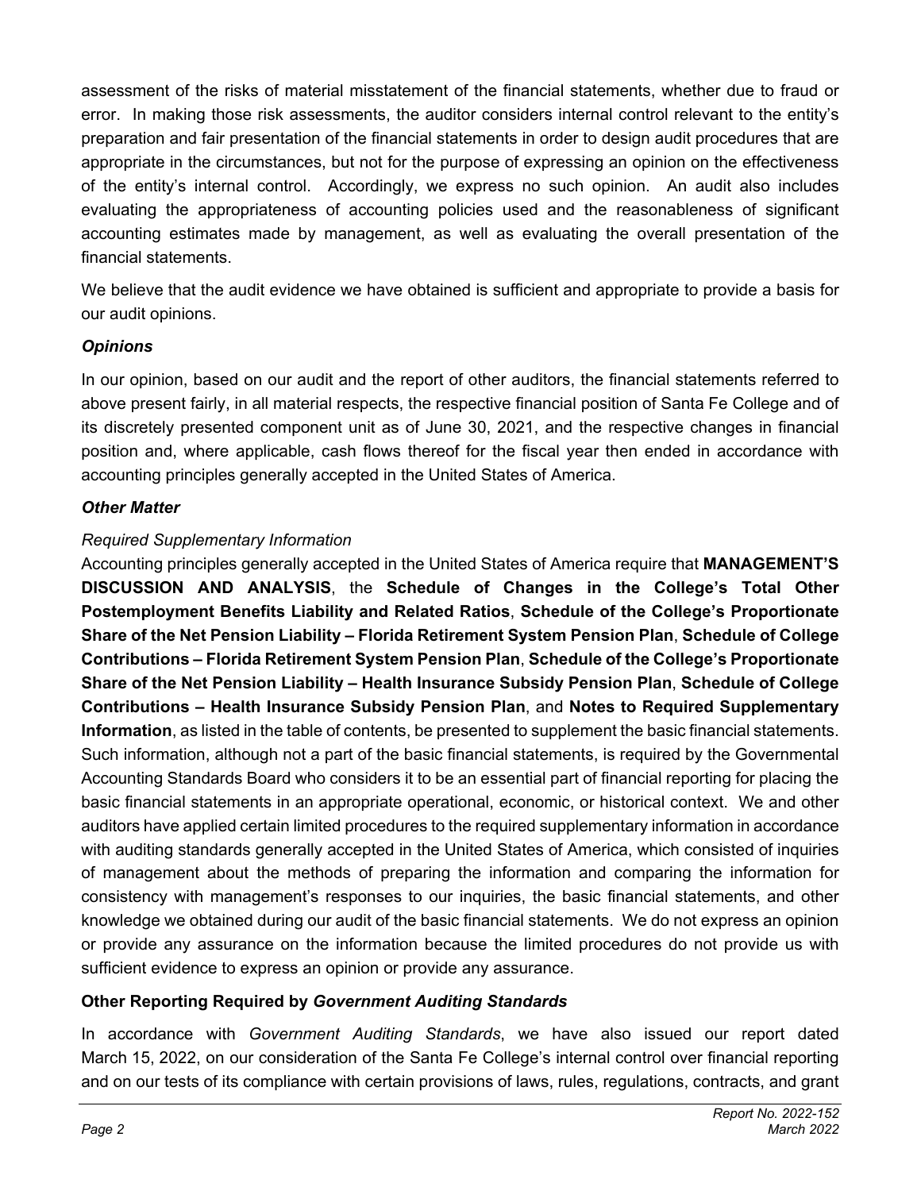assessment of the risks of material misstatement of the financial statements, whether due to fraud or error. In making those risk assessments, the auditor considers internal control relevant to the entity's preparation and fair presentation of the financial statements in order to design audit procedures that are appropriate in the circumstances, but not for the purpose of expressing an opinion on the effectiveness of the entity's internal control. Accordingly, we express no such opinion. An audit also includes evaluating the appropriateness of accounting policies used and the reasonableness of significant accounting estimates made by management, as well as evaluating the overall presentation of the financial statements.

We believe that the audit evidence we have obtained is sufficient and appropriate to provide a basis for our audit opinions.

### *Opinions*

In our opinion, based on our audit and the report of other auditors, the financial statements referred to above present fairly, in all material respects, the respective financial position of Santa Fe College and of its discretely presented component unit as of June 30, 2021, and the respective changes in financial position and, where applicable, cash flows thereof for the fiscal year then ended in accordance with accounting principles generally accepted in the United States of America.

### *Other Matter*

*Required Supplementary Information*

Accounting principles generally accepted in the United States of America require that **MANAGEMENT'S DISCUSSION AND ANALYSIS**, the **Schedule of Changes in the College's Total Other Postemployment Benefits Liability and Related Ratios**, **Schedule of the College's Proportionate Share of the Net Pension Liability – Florida Retirement System Pension Plan**, **Schedule of College Contributions – Florida Retirement System Pension Plan**, **Schedule of the College's Proportionate Share of the Net Pension Liability – Health Insurance Subsidy Pension Plan**, **Schedule of College Contributions – Health Insurance Subsidy Pension Plan**, and **Notes to Required Supplementary Information**, as listed in the table of contents, be presented to supplement the basic financial statements. Such information, although not a part of the basic financial statements, is required by the Governmental Accounting Standards Board who considers it to be an essential part of financial reporting for placing the basic financial statements in an appropriate operational, economic, or historical context. We and other auditors have applied certain limited procedures to the required supplementary information in accordance with auditing standards generally accepted in the United States of America, which consisted of inquiries of management about the methods of preparing the information and comparing the information for consistency with management's responses to our inquiries, the basic financial statements, and other knowledge we obtained during our audit of the basic financial statements. We do not express an opinion or provide any assurance on the information because the limited procedures do not provide us with sufficient evidence to express an opinion or provide any assurance.

### **Other Reporting Required by *Government Auditing Standards***

In accordance with *Government Auditing Standards*, we have also issued our report dated March 15, 2022, on our consideration of the Santa Fe College's internal control over financial reporting and on our tests of its compliance with certain provisions of laws, rules, regulations, contracts, and grant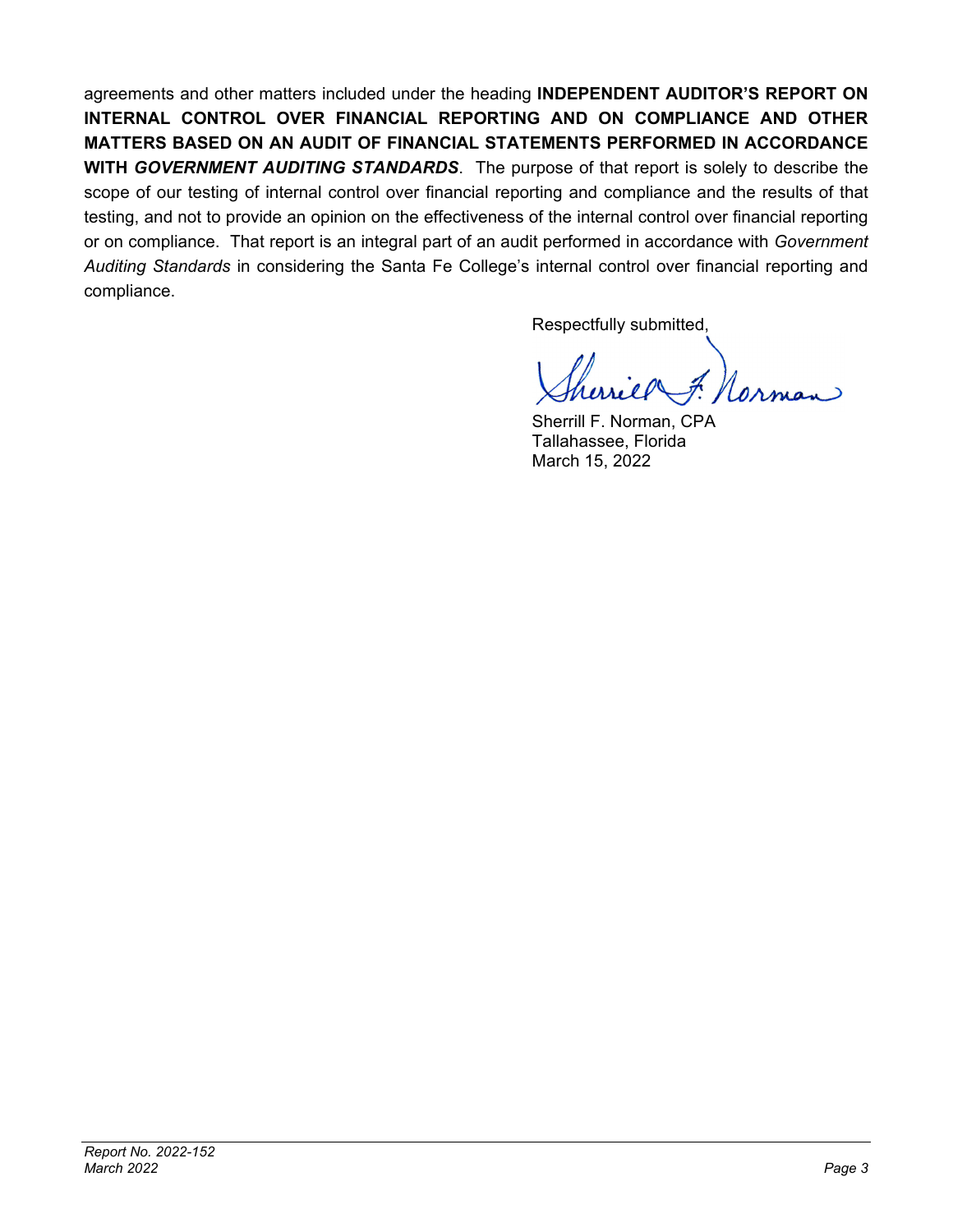agreements and other matters included under the heading **INDEPENDENT AUDITOR'S REPORT ON INTERNAL CONTROL OVER FINANCIAL REPORTING AND ON COMPLIANCE AND OTHER MATTERS BASED ON AN AUDIT OF FINANCIAL STATEMENTS PERFORMED IN ACCORDANCE WITH *GOVERNMENT AUDITING STANDARDS***. The purpose of that report is solely to describe the scope of our testing of internal control over financial reporting and compliance and the results of that testing, and not to provide an opinion on the effectiveness of the internal control over financial reporting or on compliance. That report is an integral part of an audit performed in accordance with *Government Auditing Standards* in considering the Santa Fe College's internal control over financial reporting and compliance.

Respectfully submitted,

Sherrill F. Norman, CPA
Tallahassee, Florida
March 15, 2022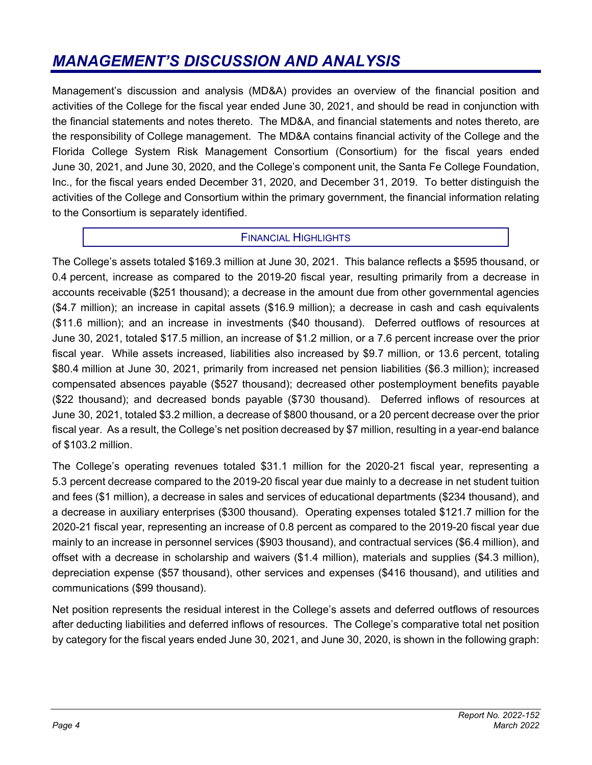# MANAGEMENT'S DISCUSSION AND ANALYSIS

Management's discussion and analysis (MD&A) provides an overview of the financial position and activities of the College for the fiscal year ended June 30, 2021, and should be read in conjunction with the financial statements and notes thereto. The MD&A, and financial statements and notes thereto, are the responsibility of College management. The MD&A contains financial activity of the College and the Florida College System Risk Management Consortium (Consortium) for the fiscal years ended June 30, 2021, and June 30, 2020, and the College's component unit, the Santa Fe College Foundation, Inc., for the fiscal years ended December 31, 2020, and December 31, 2019. To better distinguish the activities of the College and Consortium within the primary government, the financial information relating to the Consortium is separately identified.

## FINANCIAL HIGHLIGHTS

The College's assets totaled $169.3 million at June 30, 2021. This balance reflects a $595 thousand, or 0.4 percent, increase as compared to the 2019-20 fiscal year, resulting primarily from a decrease in accounts receivable ($251 thousand); a decrease in the amount due from other governmental agencies ($4.7 million); an increase in capital assets ($16.9 million); a decrease in cash and cash equivalents ($11.6 million); and an increase in investments ($40 thousand). Deferred outflows of resources at June 30, 2021, totaled $17.5 million, an increase of $1.2 million, or a 7.6 percent increase over the prior fiscal year. While assets increased, liabilities also increased by $9.7 million, or 13.6 percent, totaling $80.4 million at June 30, 2021, primarily from increased net pension liabilities ($6.3 million); increased compensated absences payable ($527 thousand); decreased other postemployment benefits payable ($22 thousand); and decreased bonds payable ($730 thousand). Deferred inflows of resources at June 30, 2021, totaled $3.2 million, a decrease of $800 thousand, or a 20 percent decrease over the prior fiscal year. As a result, the College's net position decreased by $7 million, resulting in a year-end balance of $103.2 million.

The College's operating revenues totaled $31.1 million for the 2020-21 fiscal year, representing a 5.3 percent decrease compared to the 2019-20 fiscal year due mainly to a decrease in net student tuition and fees ($1 million), a decrease in sales and services of educational departments ($234 thousand), and a decrease in auxiliary enterprises ($300 thousand). Operating expenses totaled $121.7 million for the 2020-21 fiscal year, representing an increase of 0.8 percent as compared to the 2019-20 fiscal year due mainly to an increase in personnel services ($903 thousand), and contractual services ($6.4 million), and offset with a decrease in scholarship and waivers ($1.4 million), materials and supplies ($4.3 million), depreciation expense ($57 thousand), other services and expenses ($416 thousand), and utilities and communications ($99 thousand).

Net position represents the residual interest in the College's assets and deferred outflows of resources after deducting liabilities and deferred inflows of resources. The College's comparative total net position by category for the fiscal years ended June 30, 2021, and June 30, 2020, is shown in the following graph: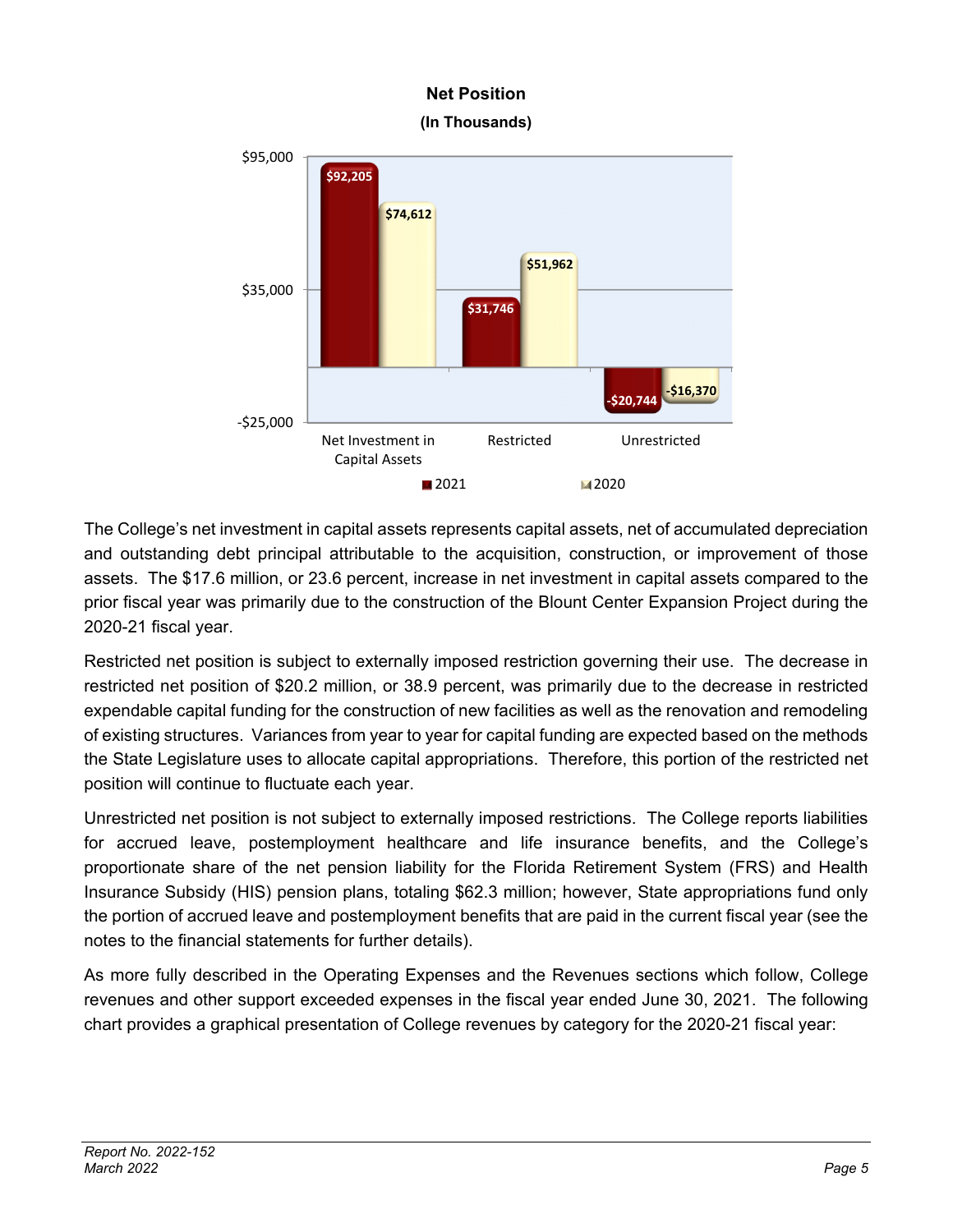**Net Position**
**(In Thousands)**

| | 2021 | 2020 |
|---|---|---|
| Net Investment in Capital Assets | $92,205 | $74,612 |
| Restricted | $31,746 | $51,962 |
| Unrestricted | -$20,744 | -$16,370 |

The College's net investment in capital assets represents capital assets, net of accumulated depreciation and outstanding debt principal attributable to the acquisition, construction, or improvement of those assets. The $17.6 million, or 23.6 percent, increase in net investment in capital assets compared to the prior fiscal year was primarily due to the construction of the Blount Center Expansion Project during the 2020-21 fiscal year.

Restricted net position is subject to externally imposed restriction governing their use. The decrease in restricted net position of $20.2 million, or 38.9 percent, was primarily due to the decrease in restricted expendable capital funding for the construction of new facilities as well as the renovation and remodeling of existing structures. Variances from year to year for capital funding are expected based on the methods the State Legislature uses to allocate capital appropriations. Therefore, this portion of the restricted net position will continue to fluctuate each year.

Unrestricted net position is not subject to externally imposed restrictions. The College reports liabilities for accrued leave, postemployment healthcare and life insurance benefits, and the College's proportionate share of the net pension liability for the Florida Retirement System (FRS) and Health Insurance Subsidy (HIS) pension plans, totaling $62.3 million; however, State appropriations fund only the portion of accrued leave and postemployment benefits that are paid in the current fiscal year (see the notes to the financial statements for further details).

As more fully described in the Operating Expenses and the Revenues sections which follow, College revenues and other support exceeded expenses in the fiscal year ended June 30, 2021. The following chart provides a graphical presentation of College revenues by category for the 2020-21 fiscal year: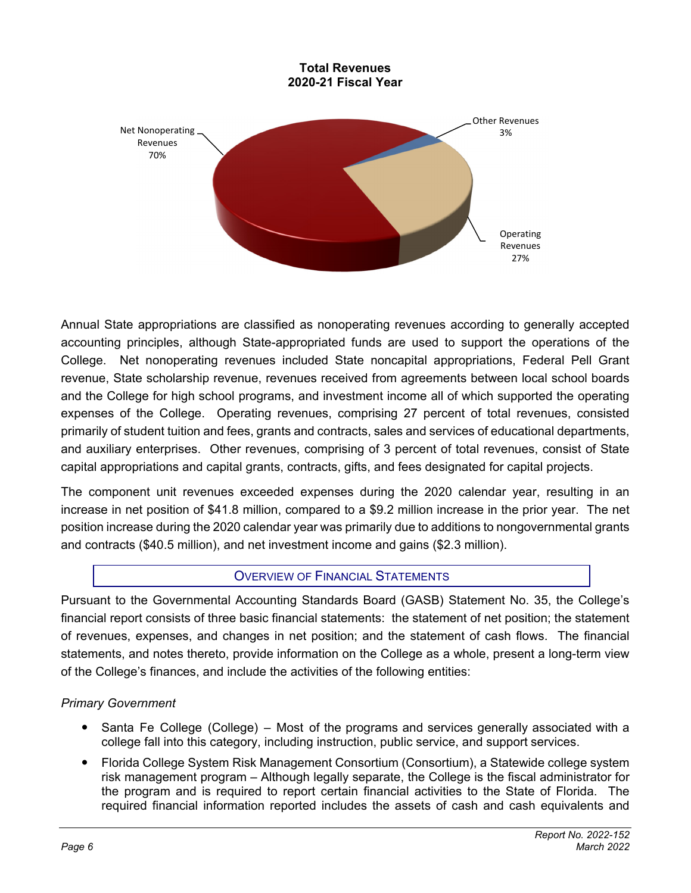**Total Revenues**
**2020-21 Fiscal Year**

Net Nonoperating Revenues 70%

Other Revenues 3%

Operating Revenues 27%

Annual State appropriations are classified as nonoperating revenues according to generally accepted accounting principles, although State-appropriated funds are used to support the operations of the College. Net nonoperating revenues included State noncapital appropriations, Federal Pell Grant revenue, State scholarship revenue, revenues received from agreements between local school boards and the College for high school programs, and investment income all of which supported the operating expenses of the College. Operating revenues, comprising 27 percent of total revenues, consisted primarily of student tuition and fees, grants and contracts, sales and services of educational departments, and auxiliary enterprises. Other revenues, comprising of 3 percent of total revenues, consist of State capital appropriations and capital grants, contracts, gifts, and fees designated for capital projects.

The component unit revenues exceeded expenses during the 2020 calendar year, resulting in an increase in net position of $41.8 million, compared to a $9.2 million increase in the prior year. The net position increase during the 2020 calendar year was primarily due to additions to nongovernmental grants and contracts ($40.5 million), and net investment income and gains ($2.3 million).

## Overview of Financial Statements

Pursuant to the Governmental Accounting Standards Board (GASB) Statement No. 35, the College's financial report consists of three basic financial statements: the statement of net position; the statement of revenues, expenses, and changes in net position; and the statement of cash flows. The financial statements, and notes thereto, provide information on the College as a whole, present a long-term view of the College's finances, and include the activities of the following entities:

*Primary Government*

- Santa Fe College (College) – Most of the programs and services generally associated with a college fall into this category, including instruction, public service, and support services.
- Florida College System Risk Management Consortium (Consortium), a Statewide college system risk management program – Although legally separate, the College is the fiscal administrator for the program and is required to report certain financial activities to the State of Florida. The required financial information reported includes the assets of cash and cash equivalents and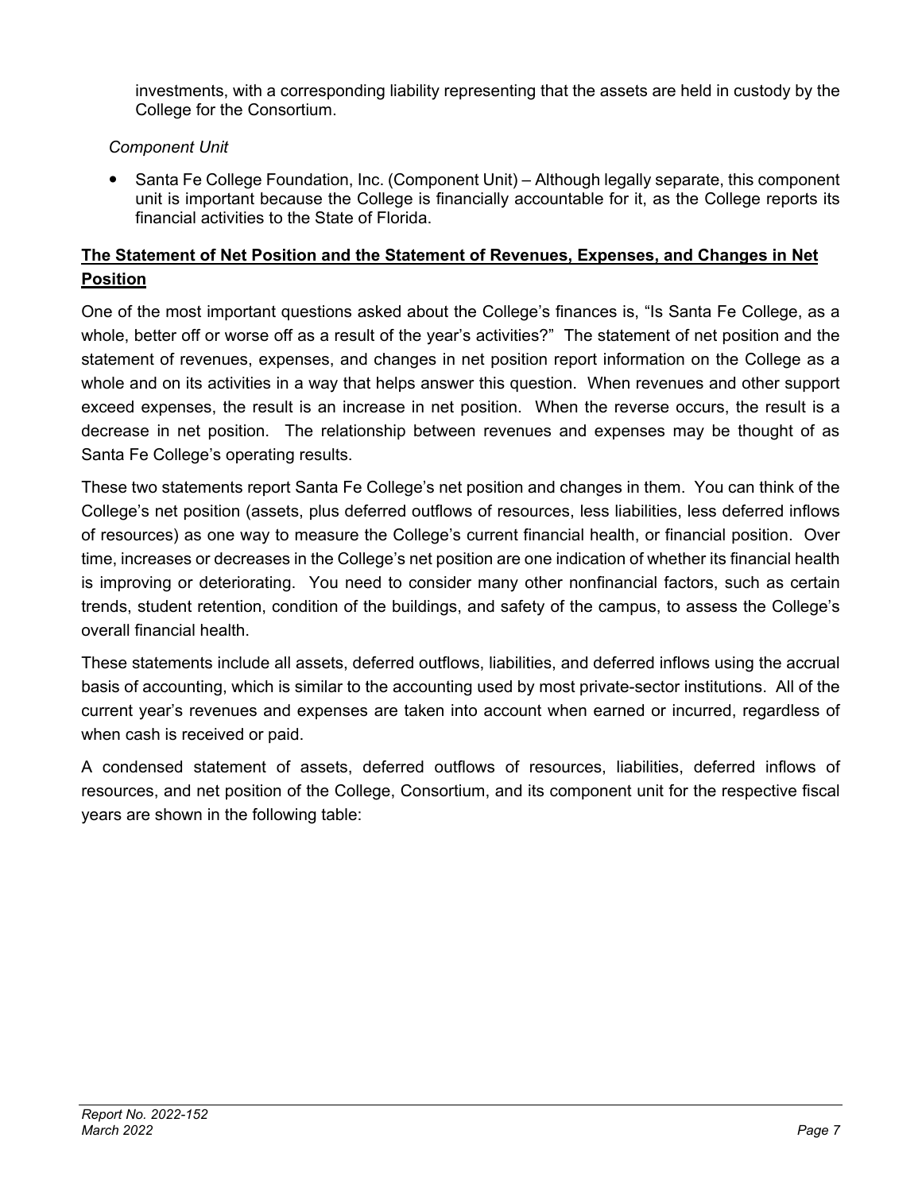investments, with a corresponding liability representing that the assets are held in custody by the College for the Consortium.

*Component Unit*

- Santa Fe College Foundation, Inc. (Component Unit) – Although legally separate, this component unit is important because the College is financially accountable for it, as the College reports its financial activities to the State of Florida.

## **The Statement of Net Position and the Statement of Revenues, Expenses, and Changes in Net Position**

One of the most important questions asked about the College's finances is, "Is Santa Fe College, as a whole, better off or worse off as a result of the year's activities?" The statement of net position and the statement of revenues, expenses, and changes in net position report information on the College as a whole and on its activities in a way that helps answer this question. When revenues and other support exceed expenses, the result is an increase in net position. When the reverse occurs, the result is a decrease in net position. The relationship between revenues and expenses may be thought of as Santa Fe College's operating results.

These two statements report Santa Fe College's net position and changes in them. You can think of the College's net position (assets, plus deferred outflows of resources, less liabilities, less deferred inflows of resources) as one way to measure the College's current financial health, or financial position. Over time, increases or decreases in the College's net position are one indication of whether its financial health is improving or deteriorating. You need to consider many other nonfinancial factors, such as certain trends, student retention, condition of the buildings, and safety of the campus, to assess the College's overall financial health.

These statements include all assets, deferred outflows, liabilities, and deferred inflows using the accrual basis of accounting, which is similar to the accounting used by most private-sector institutions. All of the current year's revenues and expenses are taken into account when earned or incurred, regardless of when cash is received or paid.

A condensed statement of assets, deferred outflows of resources, liabilities, deferred inflows of resources, and net position of the College, Consortium, and its component unit for the respective fiscal years are shown in the following table: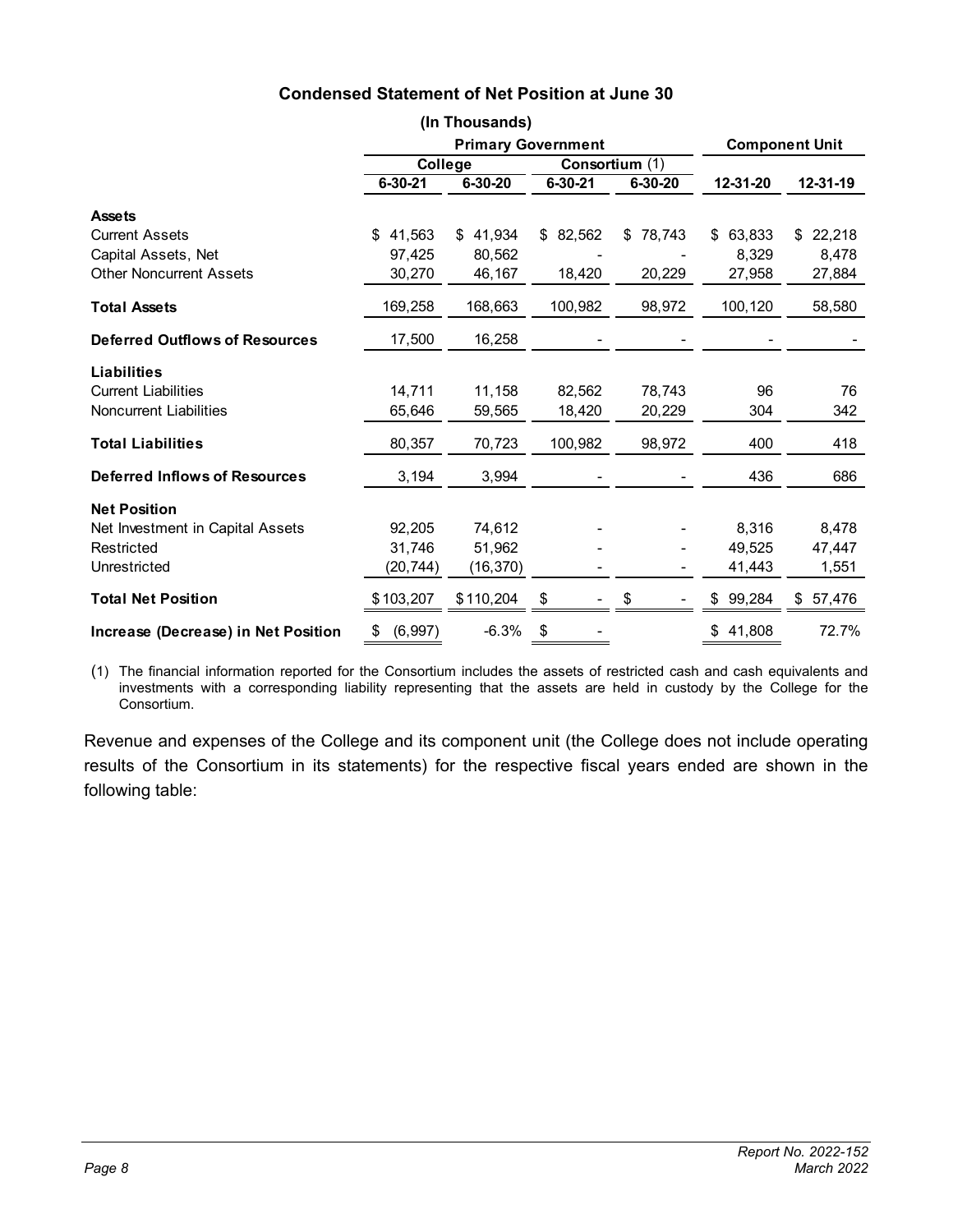## Condensed Statement of Net Position at June 30

(In Thousands)

| | Primary Government | | | | Component Unit | |
|---|---|---|---|---|---|---|
| | College | | Consortium (1) | | | |
| | 6-30-21 | 6-30-20 | 6-30-21 | 6-30-20 | 12-31-20 | 12-31-19 |
| **Assets** | | | | | | |
| Current Assets | $ 41,563 | $ 41,934 | $ 82,562 | $ 78,743 | $ 63,833 | $ 22,218 |
| Capital Assets, Net | 97,425 | 80,562 | - | - | 8,329 | 8,478 |
| Other Noncurrent Assets | 30,270 | 46,167 | 18,420 | 20,229 | 27,958 | 27,884 |
| **Total Assets** | 169,258 | 168,663 | 100,982 | 98,972 | 100,120 | 58,580 |
| **Deferred Outflows of Resources** | 17,500 | 16,258 | - | - | - | - |
| **Liabilities** | | | | | | |
| Current Liabilities | 14,711 | 11,158 | 82,562 | 78,743 | 96 | 76 |
| Noncurrent Liabilities | 65,646 | 59,565 | 18,420 | 20,229 | 304 | 342 |
| **Total Liabilities** | 80,357 | 70,723 | 100,982 | 98,972 | 400 | 418 |
| **Deferred Inflows of Resources** | 3,194 | 3,994 | - | - | 436 | 686 |
| **Net Position** | | | | | | |
| Net Investment in Capital Assets | 92,205 | 74,612 | - | - | 8,316 | 8,478 |
| Restricted | 31,746 | 51,962 | - | - | 49,525 | 47,447 |
| Unrestricted | (20,744) | (16,370) | - | - | 41,443 | 1,551 |
| **Total Net Position** | $ 103,207 | $ 110,204 | $ - | $ - | $ 99,284 | $ 57,476 |
| **Increase (Decrease) in Net Position** | $ (6,997) | -6.3% | $ - | | $ 41,808 | 72.7% |

(1) The financial information reported for the Consortium includes the assets of restricted cash and cash equivalents and investments with a corresponding liability representing that the assets are held in custody by the College for the Consortium.

Revenue and expenses of the College and its component unit (the College does not include operating results of the Consortium in its statements) for the respective fiscal years ended are shown in the following table: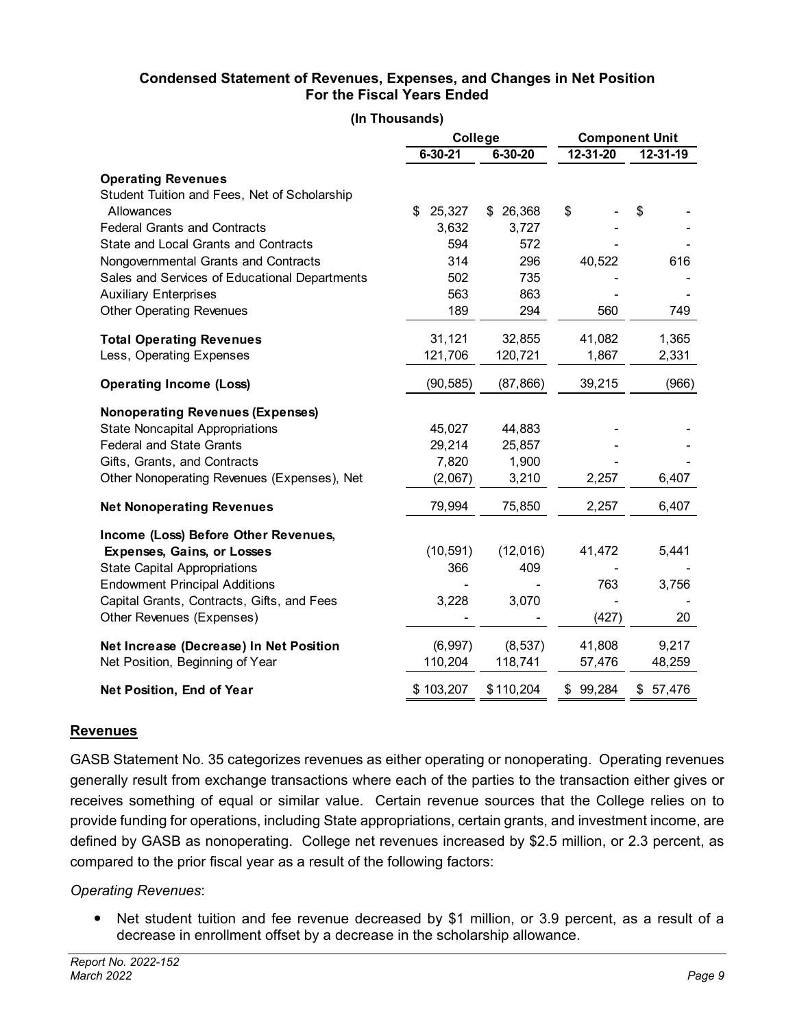## Condensed Statement of Revenues, Expenses, and Changes in Net Position For the Fiscal Years Ended

**(In Thousands)**

| | College | | Component Unit | |
|---|---|---|---|---|
| | 6-30-21 | 6-30-20 | 12-31-20 | 12-31-19 |
| **Operating Revenues** | | | | |
| Student Tuition and Fees, Net of Scholarship Allowances | $ 25,327 | $ 26,368 | $ - | $ - |
| Federal Grants and Contracts | 3,632 | 3,727 | - | - |
| State and Local Grants and Contracts | 594 | 572 | - | - |
| Nongovernmental Grants and Contracts | 314 | 296 | 40,522 | 616 |
| Sales and Services of Educational Departments | 502 | 735 | - | - |
| Auxiliary Enterprises | 563 | 863 | - | - |
| Other Operating Revenues | 189 | 294 | 560 | 749 |
| **Total Operating Revenues** | 31,121 | 32,855 | 41,082 | 1,365 |
| Less, Operating Expenses | 121,706 | 120,721 | 1,867 | 2,331 |
| **Operating Income (Loss)** | (90,585) | (87,866) | 39,215 | (966) |
| **Nonoperating Revenues (Expenses)** | | | | |
| State Noncapital Appropriations | 45,027 | 44,883 | - | - |
| Federal and State Grants | 29,214 | 25,857 | - | - |
| Gifts, Grants, and Contracts | 7,820 | 1,900 | - | - |
| Other Nonoperating Revenues (Expenses), Net | (2,067) | 3,210 | 2,257 | 6,407 |
| **Net Nonoperating Revenues** | 79,994 | 75,850 | 2,257 | 6,407 |
| **Income (Loss) Before Other Revenues, Expenses, Gains, or Losses** | (10,591) | (12,016) | 41,472 | 5,441 |
| State Capital Appropriations | 366 | 409 | - | - |
| Endowment Principal Additions | - | - | 763 | 3,756 |
| Capital Grants, Contracts, Gifts, and Fees | 3,228 | 3,070 | - | - |
| Other Revenues (Expenses) | - | - | (427) | 20 |
| **Net Increase (Decrease) In Net Position** | (6,997) | (8,537) | 41,808 | 9,217 |
| Net Position, Beginning of Year | 110,204 | 118,741 | 57,476 | 48,259 |
| **Net Position, End of Year** | $ 103,207 | $ 110,204 | $ 99,284 | $ 57,476 |

## Revenues

GASB Statement No. 35 categorizes revenues as either operating or nonoperating. Operating revenues generally result from exchange transactions where each of the parties to the transaction either gives or receives something of equal or similar value. Certain revenue sources that the College relies on to provide funding for operations, including State appropriations, certain grants, and investment income, are defined by GASB as nonoperating. College net revenues increased by $2.5 million, or 2.3 percent, as compared to the prior fiscal year as a result of the following factors:

*Operating Revenues*:

- Net student tuition and fee revenue decreased by $1 million, or 3.9 percent, as a result of a decrease in enrollment offset by a decrease in the scholarship allowance.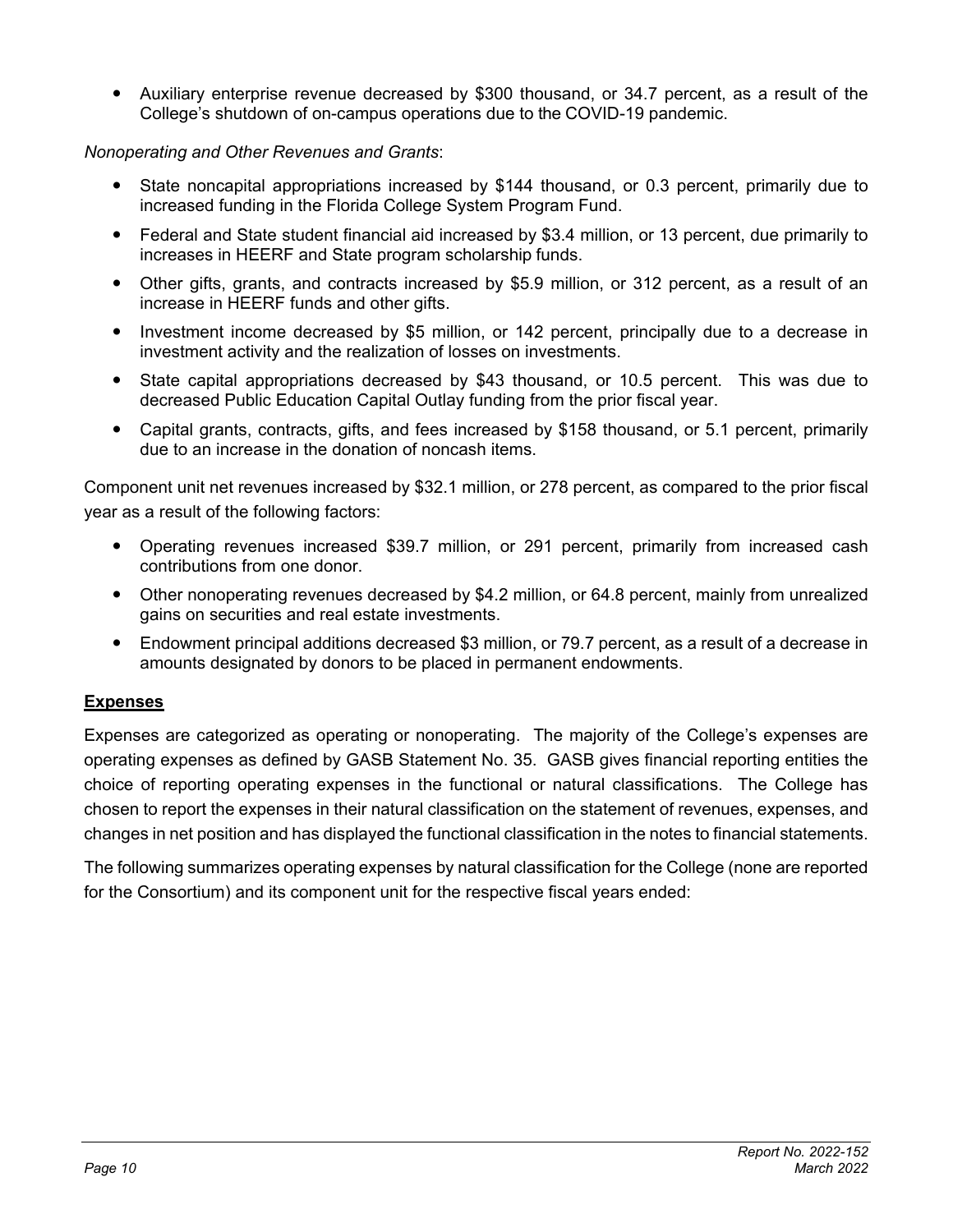- Auxiliary enterprise revenue decreased by $300 thousand, or 34.7 percent, as a result of the College's shutdown of on-campus operations due to the COVID-19 pandemic.

*Nonoperating and Other Revenues and Grants*:

- State noncapital appropriations increased by $144 thousand, or 0.3 percent, primarily due to increased funding in the Florida College System Program Fund.
- Federal and State student financial aid increased by $3.4 million, or 13 percent, due primarily to increases in HEERF and State program scholarship funds.
- Other gifts, grants, and contracts increased by $5.9 million, or 312 percent, as a result of an increase in HEERF funds and other gifts.
- Investment income decreased by $5 million, or 142 percent, principally due to a decrease in investment activity and the realization of losses on investments.
- State capital appropriations decreased by $43 thousand, or 10.5 percent. This was due to decreased Public Education Capital Outlay funding from the prior fiscal year.
- Capital grants, contracts, gifts, and fees increased by $158 thousand, or 5.1 percent, primarily due to an increase in the donation of noncash items.

Component unit net revenues increased by $32.1 million, or 278 percent, as compared to the prior fiscal year as a result of the following factors:

- Operating revenues increased $39.7 million, or 291 percent, primarily from increased cash contributions from one donor.
- Other nonoperating revenues decreased by $4.2 million, or 64.8 percent, mainly from unrealized gains on securities and real estate investments.
- Endowment principal additions decreased $3 million, or 79.7 percent, as a result of a decrease in amounts designated by donors to be placed in permanent endowments.

## Expenses

Expenses are categorized as operating or nonoperating. The majority of the College's expenses are operating expenses as defined by GASB Statement No. 35. GASB gives financial reporting entities the choice of reporting operating expenses in the functional or natural classifications. The College has chosen to report the expenses in their natural classification on the statement of revenues, expenses, and changes in net position and has displayed the functional classification in the notes to financial statements.

The following summarizes operating expenses by natural classification for the College (none are reported for the Consortium) and its component unit for the respective fiscal years ended: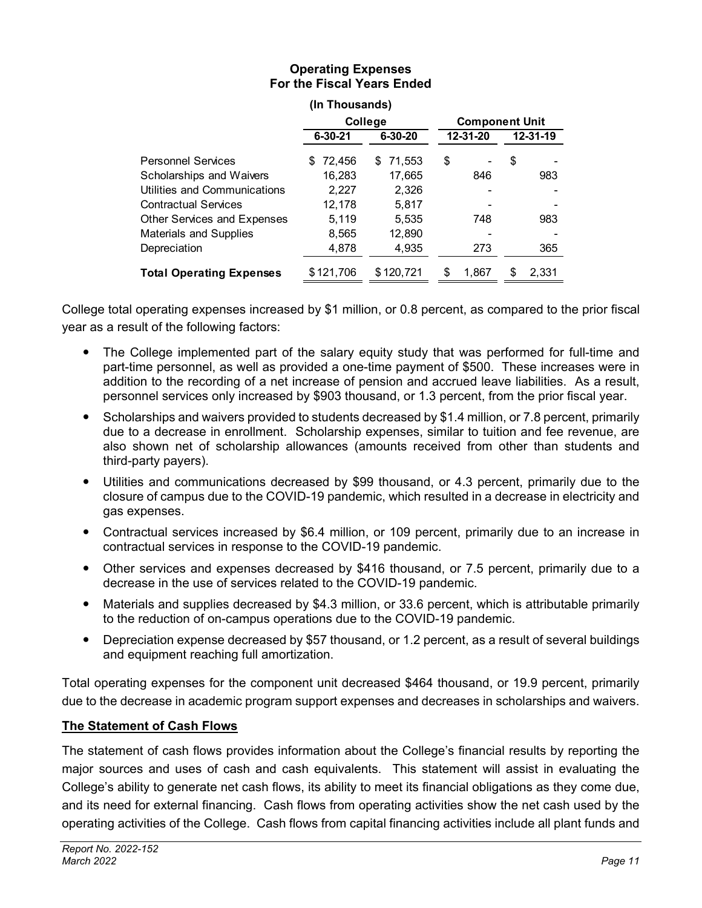**Operating Expenses**
**For the Fiscal Years Ended**

**(In Thousands)**

| | College | | Component Unit | |
|---|---|---|---|---|
| | **6-30-21** | **6-30-20** | **12-31-20** | **12-31-19** |
| Personnel Services | $ 72,456 | $ 71,553 | $ - | $ - |
| Scholarships and Waivers | 16,283 | 17,665 | 846 | 983 |
| Utilities and Communications | 2,227 | 2,326 | - | - |
| Contractual Services | 12,178 | 5,817 | - | - |
| Other Services and Expenses | 5,119 | 5,535 | 748 | 983 |
| Materials and Supplies | 8,565 | 12,890 | - | - |
| Depreciation | 4,878 | 4,935 | 273 | 365 |
| **Total Operating Expenses** | $ 121,706 | $ 120,721 | $ 1,867 | $ 2,331 |

College total operating expenses increased by $1 million, or 0.8 percent, as compared to the prior fiscal year as a result of the following factors:

- The College implemented part of the salary equity study that was performed for full-time and part-time personnel, as well as provided a one-time payment of $500. These increases were in addition to the recording of a net increase of pension and accrued leave liabilities. As a result, personnel services only increased by $903 thousand, or 1.3 percent, from the prior fiscal year.
- Scholarships and waivers provided to students decreased by $1.4 million, or 7.8 percent, primarily due to a decrease in enrollment. Scholarship expenses, similar to tuition and fee revenue, are also shown net of scholarship allowances (amounts received from other than students and third-party payers).
- Utilities and communications decreased by $99 thousand, or 4.3 percent, primarily due to the closure of campus due to the COVID-19 pandemic, which resulted in a decrease in electricity and gas expenses.
- Contractual services increased by $6.4 million, or 109 percent, primarily due to an increase in contractual services in response to the COVID-19 pandemic.
- Other services and expenses decreased by $416 thousand, or 7.5 percent, primarily due to a decrease in the use of services related to the COVID-19 pandemic.
- Materials and supplies decreased by $4.3 million, or 33.6 percent, which is attributable primarily to the reduction of on-campus operations due to the COVID-19 pandemic.
- Depreciation expense decreased by $57 thousand, or 1.2 percent, as a result of several buildings and equipment reaching full amortization.

Total operating expenses for the component unit decreased $464 thousand, or 19.9 percent, primarily due to the decrease in academic program support expenses and decreases in scholarships and waivers.

**<u>The Statement of Cash Flows</u>**

The statement of cash flows provides information about the College's financial results by reporting the major sources and uses of cash and cash equivalents. This statement will assist in evaluating the College's ability to generate net cash flows, its ability to meet its financial obligations as they come due, and its need for external financing. Cash flows from operating activities show the net cash used by the operating activities of the College. Cash flows from capital financing activities include all plant funds and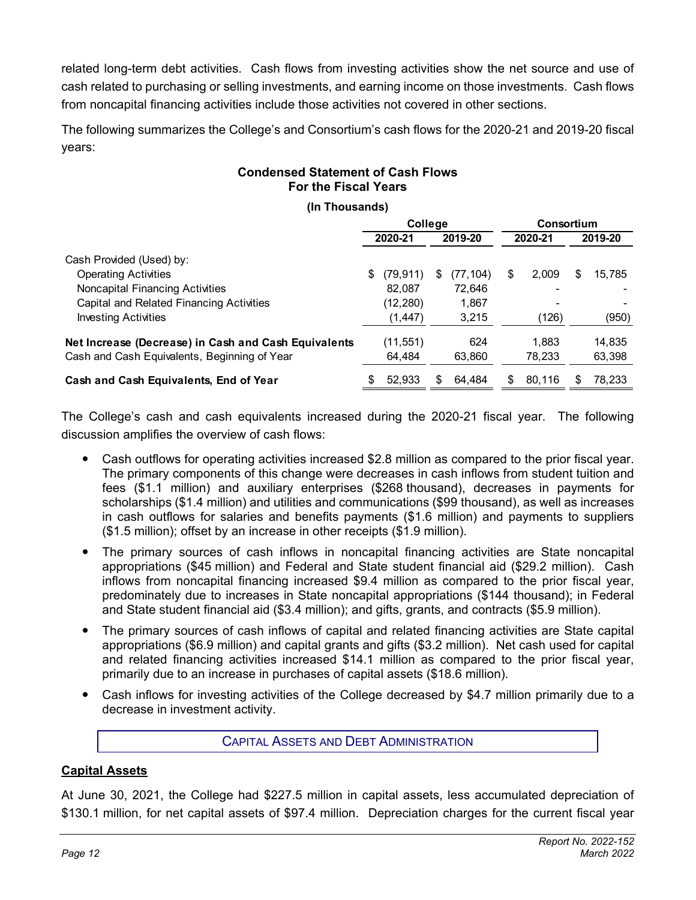related long-term debt activities. Cash flows from investing activities show the net source and use of cash related to purchasing or selling investments, and earning income on those investments. Cash flows from noncapital financing activities include those activities not covered in other sections.

The following summarizes the College's and Consortium's cash flows for the 2020-21 and 2019-20 fiscal years:

**Condensed Statement of Cash Flows**
**For the Fiscal Years**

**(In Thousands)**

| | College | | Consortium | |
|---|---|---|---|---|
| | 2020-21 | 2019-20 | 2020-21 | 2019-20 |
| Cash Provided (Used) by: | | | | |
| Operating Activities | $ (79,911) | $ (77,104) | $ 2,009 | $ 15,785 |
| Noncapital Financing Activities | 82,087 | 72,646 | - | - |
| Capital and Related Financing Activities | (12,280) | 1,867 | - | - |
| Investing Activities | (1,447) | 3,215 | (126) | (950) |
| **Net Increase (Decrease) in Cash and Cash Equivalents** | (11,551) | 624 | 1,883 | 14,835 |
| Cash and Cash Equivalents, Beginning of Year | 64,484 | 63,860 | 78,233 | 63,398 |
| **Cash and Cash Equivalents, End of Year** | $ 52,933 | $ 64,484 | $ 80,116 | $ 78,233 |

The College's cash and cash equivalents increased during the 2020-21 fiscal year. The following discussion amplifies the overview of cash flows:

- Cash outflows for operating activities increased $2.8 million as compared to the prior fiscal year. The primary components of this change were decreases in cash inflows from student tuition and fees ($1.1 million) and auxiliary enterprises ($268 thousand), decreases in payments for scholarships ($1.4 million) and utilities and communications ($99 thousand), as well as increases in cash outflows for salaries and benefits payments ($1.6 million) and payments to suppliers ($1.5 million); offset by an increase in other receipts ($1.9 million).
- The primary sources of cash inflows in noncapital financing activities are State noncapital appropriations ($45 million) and Federal and State student financial aid ($29.2 million). Cash inflows from noncapital financing increased $9.4 million as compared to the prior fiscal year, predominately due to increases in State noncapital appropriations ($144 thousand); in Federal and State student financial aid ($3.4 million); and gifts, grants, and contracts ($5.9 million).
- The primary sources of cash inflows of capital and related financing activities are State capital appropriations ($6.9 million) and capital grants and gifts ($3.2 million). Net cash used for capital and related financing activities increased $14.1 million as compared to the prior fiscal year, primarily due to an increase in purchases of capital assets ($18.6 million).
- Cash inflows for investing activities of the College decreased by $4.7 million primarily due to a decrease in investment activity.

## CAPITAL ASSETS AND DEBT ADMINISTRATION

### Capital Assets

At June 30, 2021, the College had $227.5 million in capital assets, less accumulated depreciation of $130.1 million, for net capital assets of $97.4 million. Depreciation charges for the current fiscal year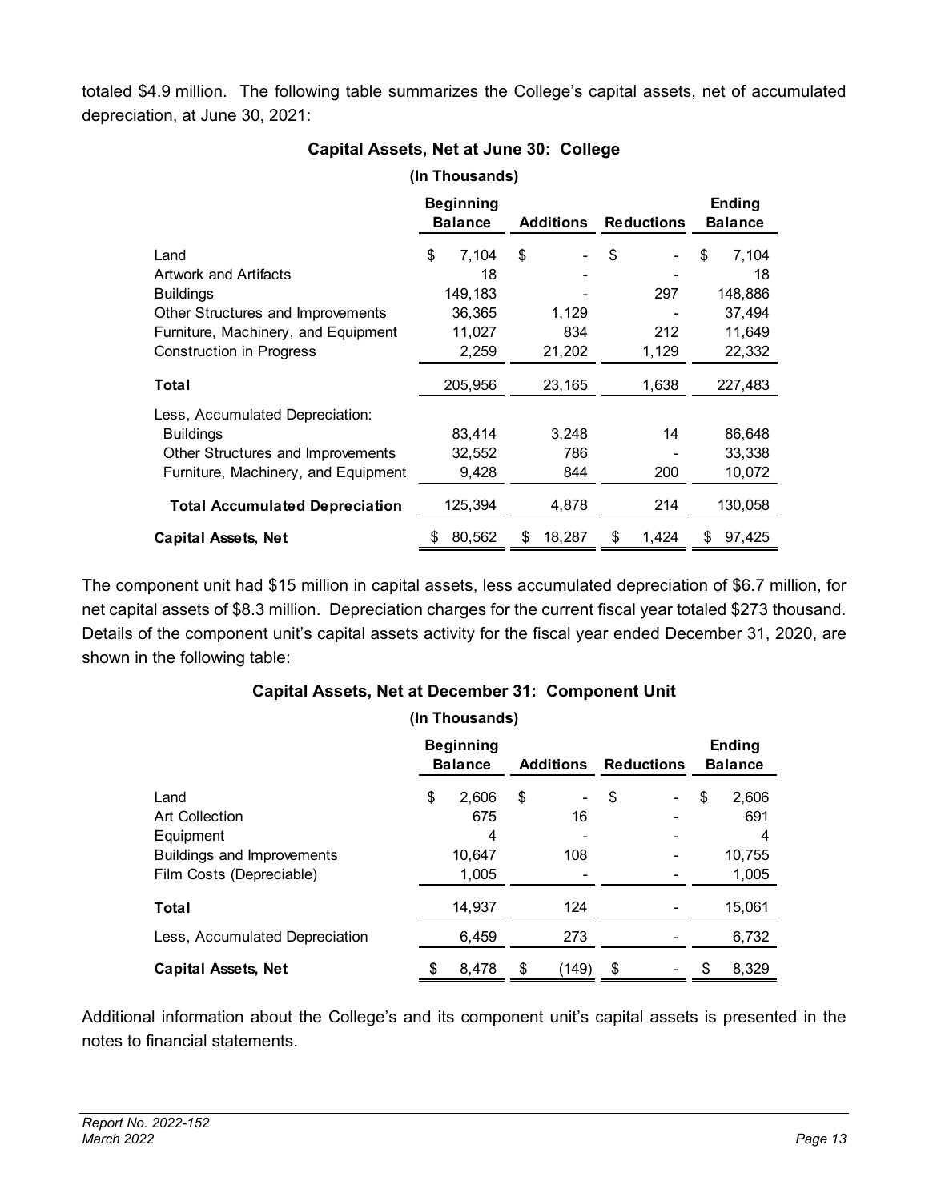totaled $4.9 million. The following table summarizes the College's capital assets, net of accumulated depreciation, at June 30, 2021:

**Capital Assets, Net at June 30: College**

**(In Thousands)**

| | Beginning Balance | Additions | Reductions | Ending Balance |
|---|---|---|---|---|
| Land | $ 7,104 | $ - | $ - | $ 7,104 |
| Artwork and Artifacts | 18 | - | - | 18 |
| Buildings | 149,183 | - | 297 | 148,886 |
| Other Structures and Improvements | 36,365 | 1,129 | - | 37,494 |
| Furniture, Machinery, and Equipment | 11,027 | 834 | 212 | 11,649 |
| Construction in Progress | 2,259 | 21,202 | 1,129 | 22,332 |
| **Total** | 205,956 | 23,165 | 1,638 | 227,483 |
| Less, Accumulated Depreciation: | | | | |
| Buildings | 83,414 | 3,248 | 14 | 86,648 |
| Other Structures and Improvements | 32,552 | 786 | - | 33,338 |
| Furniture, Machinery, and Equipment | 9,428 | 844 | 200 | 10,072 |
| **Total Accumulated Depreciation** | 125,394 | 4,878 | 214 | 130,058 |
| **Capital Assets, Net** | $ 80,562 | $ 18,287 | $ 1,424 | $ 97,425 |

The component unit had $15 million in capital assets, less accumulated depreciation of $6.7 million, for net capital assets of $8.3 million. Depreciation charges for the current fiscal year totaled $273 thousand. Details of the component unit's capital assets activity for the fiscal year ended December 31, 2020, are shown in the following table:

**Capital Assets, Net at December 31: Component Unit**

**(In Thousands)**

| | Beginning Balance | Additions | Reductions | Ending Balance |
|---|---|---|---|---|
| Land | $ 2,606 | $ - | $ - | $ 2,606 |
| Art Collection | 675 | 16 | - | 691 |
| Equipment | 4 | - | - | 4 |
| Buildings and Improvements | 10,647 | 108 | - | 10,755 |
| Film Costs (Depreciable) | 1,005 | - | - | 1,005 |
| **Total** | 14,937 | 124 | - | 15,061 |
| Less, Accumulated Depreciation | 6,459 | 273 | - | 6,732 |
| **Capital Assets, Net** | $ 8,478 | $ (149) | $ - | $ 8,329 |

Additional information about the College's and its component unit's capital assets is presented in the notes to financial statements.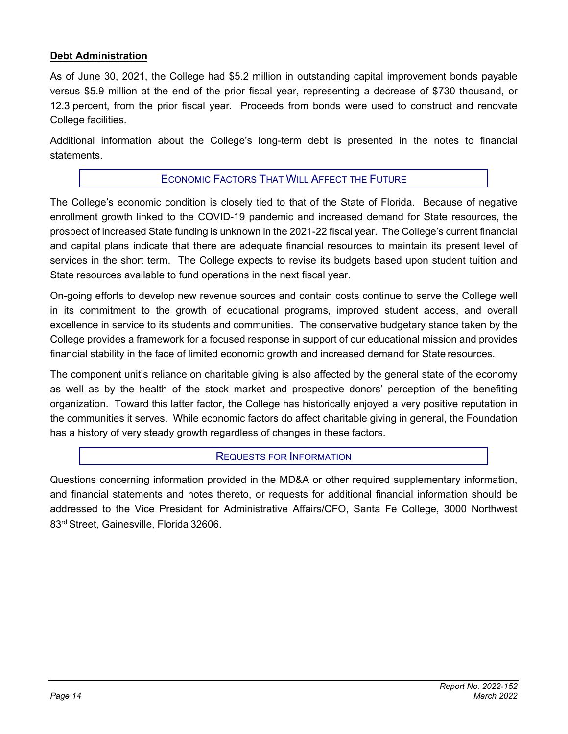**Debt Administration**

As of June 30, 2021, the College had $5.2 million in outstanding capital improvement bonds payable versus $5.9 million at the end of the prior fiscal year, representing a decrease of $730 thousand, or 12.3 percent, from the prior fiscal year. Proceeds from bonds were used to construct and renovate College facilities.

Additional information about the College's long-term debt is presented in the notes to financial statements.

## ECONOMIC FACTORS THAT WILL AFFECT THE FUTURE

The College's economic condition is closely tied to that of the State of Florida. Because of negative enrollment growth linked to the COVID-19 pandemic and increased demand for State resources, the prospect of increased State funding is unknown in the 2021-22 fiscal year. The College's current financial and capital plans indicate that there are adequate financial resources to maintain its present level of services in the short term. The College expects to revise its budgets based upon student tuition and State resources available to fund operations in the next fiscal year.

On-going efforts to develop new revenue sources and contain costs continue to serve the College well in its commitment to the growth of educational programs, improved student access, and overall excellence in service to its students and communities. The conservative budgetary stance taken by the College provides a framework for a focused response in support of our educational mission and provides financial stability in the face of limited economic growth and increased demand for State resources.

The component unit's reliance on charitable giving is also affected by the general state of the economy as well as by the health of the stock market and prospective donors' perception of the benefiting organization. Toward this latter factor, the College has historically enjoyed a very positive reputation in the communities it serves. While economic factors do affect charitable giving in general, the Foundation has a history of very steady growth regardless of changes in these factors.

## REQUESTS FOR INFORMATION

Questions concerning information provided in the MD&A or other required supplementary information, and financial statements and notes thereto, or requests for additional financial information should be addressed to the Vice President for Administrative Affairs/CFO, Santa Fe College, 3000 Northwest 83rd Street, Gainesville, Florida 32606.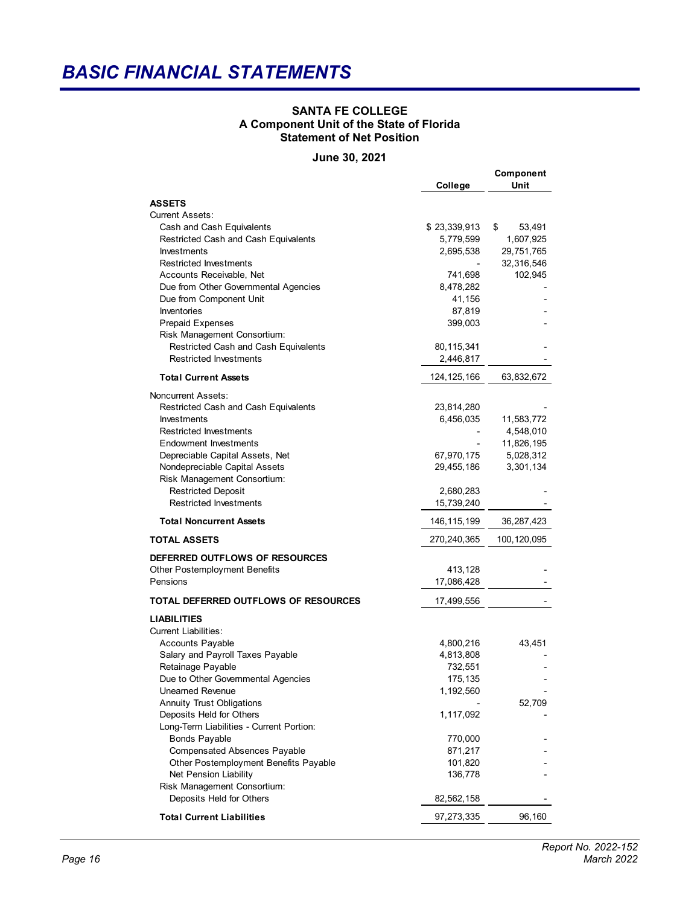# BASIC FINANCIAL STATEMENTS

**SANTA FE COLLEGE**
**A Component Unit of the State of Florida**
**Statement of Net Position**

**June 30, 2021**

| | College | Component Unit |
|---|---|---|
| **ASSETS** | | |
| Current Assets: | | |
| Cash and Cash Equivalents | $ 23,339,913 | $ 53,491 |
| Restricted Cash and Cash Equivalents | 5,779,599 | 1,607,925 |
| Investments | 2,695,538 | 29,751,765 |
| Restricted Investments | - | 32,316,546 |
| Accounts Receivable, Net | 741,698 | 102,945 |
| Due from Other Governmental Agencies | 8,478,282 | - |
| Due from Component Unit | 41,156 | - |
| Inventories | 87,819 | - |
| Prepaid Expenses | 399,003 | - |
| Risk Management Consortium: | | |
| Restricted Cash and Cash Equivalents | 80,115,341 | - |
| Restricted Investments | 2,446,817 | - |
| **Total Current Assets** | 124,125,166 | 63,832,672 |
| Noncurrent Assets: | | |
| Restricted Cash and Cash Equivalents | 23,814,280 | - |
| Investments | 6,456,035 | 11,583,772 |
| Restricted Investments | - | 4,548,010 |
| Endowment Investments | - | 11,826,195 |
| Depreciable Capital Assets, Net | 67,970,175 | 5,028,312 |
| Nondepreciable Capital Assets | 29,455,186 | 3,301,134 |
| Risk Management Consortium: | | |
| Restricted Deposit | 2,680,283 | - |
| Restricted Investments | 15,739,240 | - |
| **Total Noncurrent Assets** | 146,115,199 | 36,287,423 |
| **TOTAL ASSETS** | 270,240,365 | 100,120,095 |
| **DEFERRED OUTFLOWS OF RESOURCES** | | |
| Other Postemployment Benefits | 413,128 | - |
| Pensions | 17,086,428 | - |
| **TOTAL DEFERRED OUTFLOWS OF RESOURCES** | 17,499,556 | - |
| **LIABILITIES** | | |
| Current Liabilities: | | |
| Accounts Payable | 4,800,216 | 43,451 |
| Salary and Payroll Taxes Payable | 4,813,808 | - |
| Retainage Payable | 732,551 | - |
| Due to Other Governmental Agencies | 175,135 | - |
| Unearned Revenue | 1,192,560 | - |
| Annuity Trust Obligations | - | 52,709 |
| Deposits Held for Others | 1,117,092 | - |
| Long-Term Liabilities - Current Portion: | | |
| Bonds Payable | 770,000 | - |
| Compensated Absences Payable | 871,217 | - |
| Other Postemployment Benefits Payable | 101,820 | - |
| Net Pension Liability | 136,778 | - |
| Risk Management Consortium: | | |
| Deposits Held for Others | 82,562,158 | - |
| **Total Current Liabilities** | 97,273,335 | 96,160 |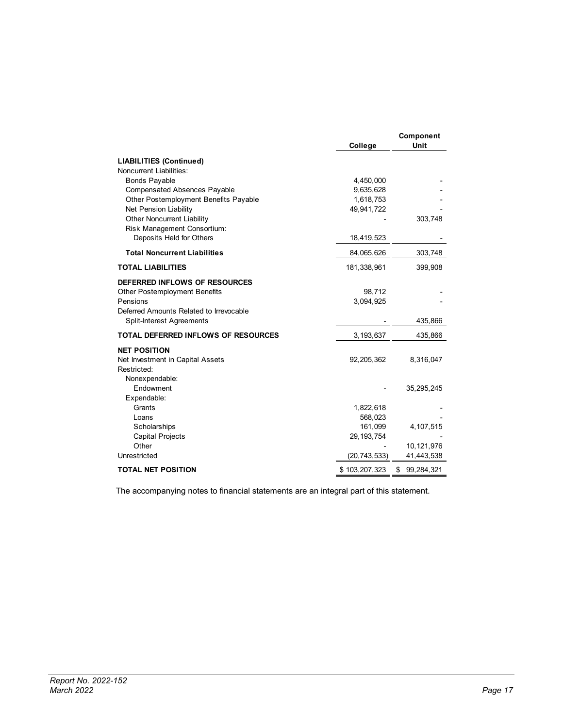| | College | Component Unit |
|---|---|---|
| **LIABILITIES (Continued)** | | |
| Noncurrent Liabilities: | | |
| Bonds Payable | 4,450,000 | - |
| Compensated Absences Payable | 9,635,628 | - |
| Other Postemployment Benefits Payable | 1,618,753 | - |
| Net Pension Liability | 49,941,722 | - |
| Other Noncurrent Liability | - | 303,748 |
| Risk Management Consortium: | | |
| Deposits Held for Others | 18,419,523 | - |
| **Total Noncurrent Liabilities** | 84,065,626 | 303,748 |
| **TOTAL LIABILITIES** | 181,338,961 | 399,908 |
| **DEFERRED INFLOWS OF RESOURCES** | | |
| Other Postemployment Benefits | 98,712 | - |
| Pensions | 3,094,925 | - |
| Deferred Amounts Related to Irrevocable Split-Interest Agreements | - | 435,866 |
| **TOTAL DEFERRED INFLOWS OF RESOURCES** | 3,193,637 | 435,866 |
| **NET POSITION** | | |
| Net Investment in Capital Assets | 92,205,362 | 8,316,047 |
| Restricted: | | |
| Nonexpendable: | | |
| Endowment | - | 35,295,245 |
| Expendable: | | |
| Grants | 1,822,618 | - |
| Loans | 568,023 | - |
| Scholarships | 161,099 | 4,107,515 |
| Capital Projects | 29,193,754 | - |
| Other | - | 10,121,976 |
| Unrestricted | (20,743,533) | 41,443,538 |
| **TOTAL NET POSITION** | $ 103,207,323 | $ 99,284,321 |

The accompanying notes to financial statements are an integral part of this statement.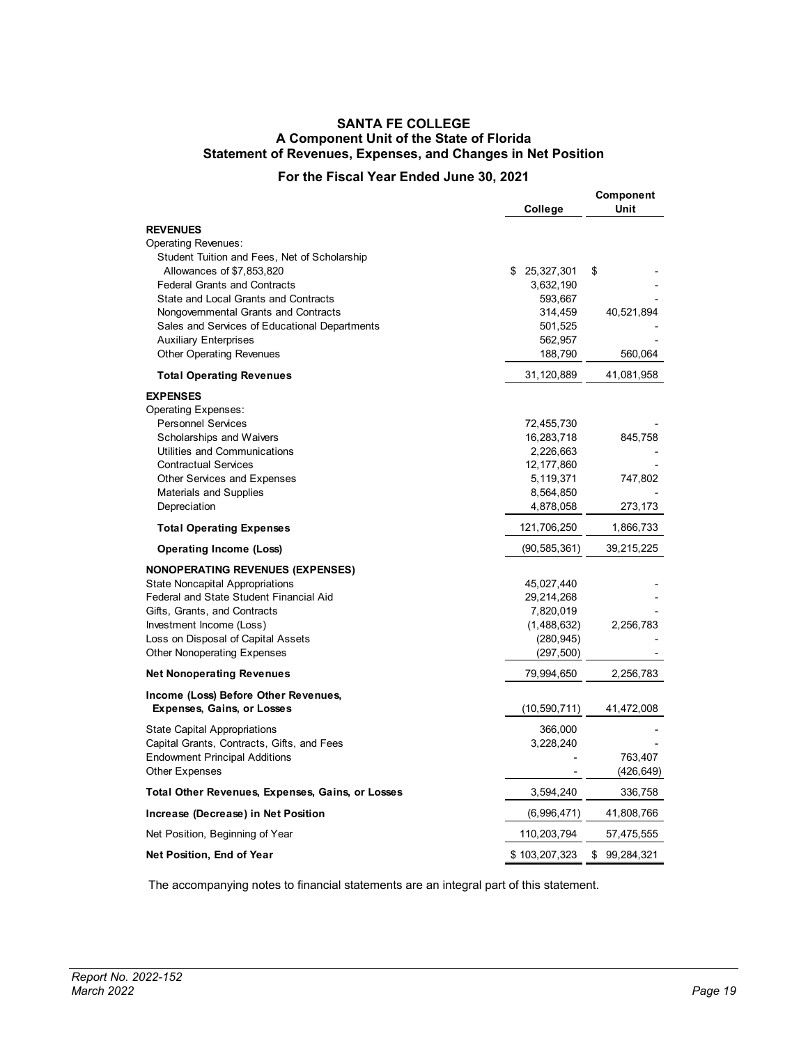# SANTA FE COLLEGE
## A Component Unit of the State of Florida
## Statement of Revenues, Expenses, and Changes in Net Position
### For the Fiscal Year Ended June 30, 2021

| | College | Component Unit |
|---|---|---|
| **REVENUES** | | |
| Operating Revenues: | | |
| Student Tuition and Fees, Net of Scholarship Allowances of $7,853,820 | $ 25,327,301 | $ - |
| Federal Grants and Contracts | 3,632,190 | - |
| State and Local Grants and Contracts | 593,667 | - |
| Nongovernmental Grants and Contracts | 314,459 | 40,521,894 |
| Sales and Services of Educational Departments | 501,525 | - |
| Auxiliary Enterprises | 562,957 | - |
| Other Operating Revenues | 188,790 | 560,064 |
| **Total Operating Revenues** | 31,120,889 | 41,081,958 |
| **EXPENSES** | | |
| Operating Expenses: | | |
| Personnel Services | 72,455,730 | - |
| Scholarships and Waivers | 16,283,718 | 845,758 |
| Utilities and Communications | 2,226,663 | - |
| Contractual Services | 12,177,860 | - |
| Other Services and Expenses | 5,119,371 | 747,802 |
| Materials and Supplies | 8,564,850 | - |
| Depreciation | 4,878,058 | 273,173 |
| **Total Operating Expenses** | 121,706,250 | 1,866,733 |
| **Operating Income (Loss)** | (90,585,361) | 39,215,225 |
| **NONOPERATING REVENUES (EXPENSES)** | | |
| State Noncapital Appropriations | 45,027,440 | - |
| Federal and State Student Financial Aid | 29,214,268 | - |
| Gifts, Grants, and Contracts | 7,820,019 | - |
| Investment Income (Loss) | (1,488,632) | 2,256,783 |
| Loss on Disposal of Capital Assets | (280,945) | - |
| Other Nonoperating Expenses | (297,500) | - |
| **Net Nonoperating Revenues** | 79,994,650 | 2,256,783 |
| **Income (Loss) Before Other Revenues, Expenses, Gains, or Losses** | (10,590,711) | 41,472,008 |
| State Capital Appropriations | 366,000 | - |
| Capital Grants, Contracts, Gifts, and Fees | 3,228,240 | - |
| Endowment Principal Additions | - | 763,407 |
| Other Expenses | - | (426,649) |
| **Total Other Revenues, Expenses, Gains, or Losses** | 3,594,240 | 336,758 |
| **Increase (Decrease) in Net Position** | (6,996,471) | 41,808,766 |
| Net Position, Beginning of Year | 110,203,794 | 57,475,555 |
| **Net Position, End of Year** | $ 103,207,323 | $ 99,284,321 |

The accompanying notes to financial statements are an integral part of this statement.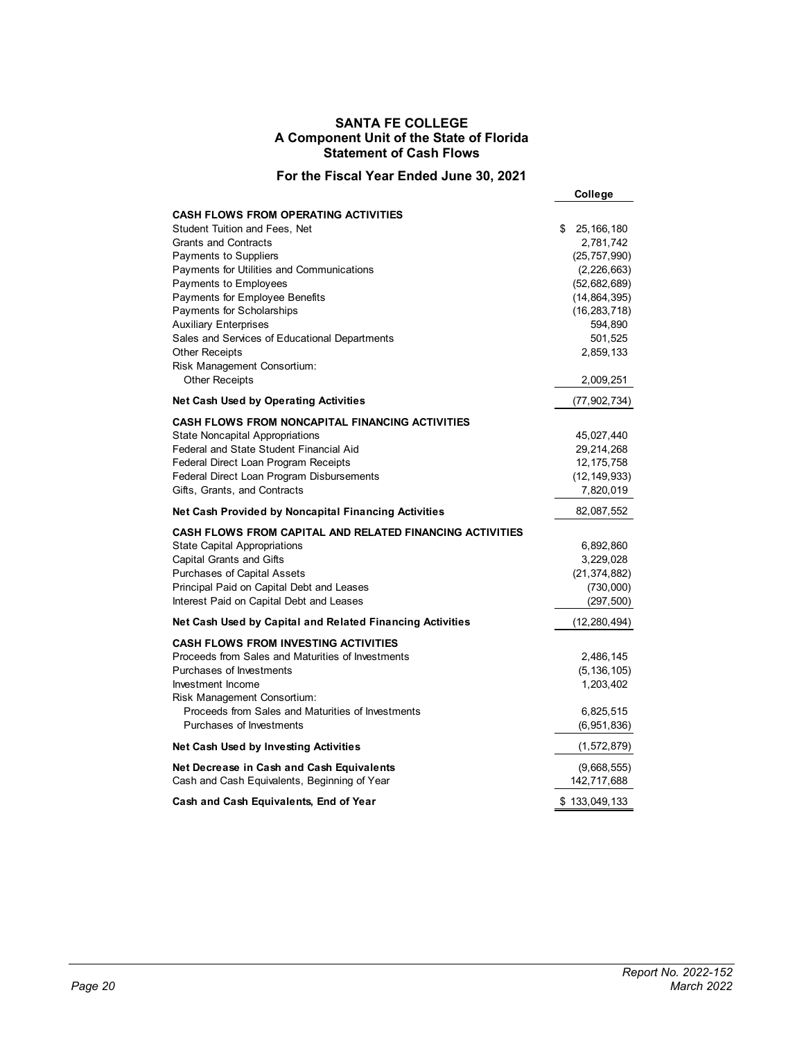# SANTA FE COLLEGE
## A Component Unit of the State of Florida
## Statement of Cash Flows

### For the Fiscal Year Ended June 30, 2021

| | College |
|---|---|
| **CASH FLOWS FROM OPERATING ACTIVITIES** | |
| Student Tuition and Fees, Net | $ 25,166,180 |
| Grants and Contracts | 2,781,742 |
| Payments to Suppliers | (25,757,990) |
| Payments for Utilities and Communications | (2,226,663) |
| Payments to Employees | (52,682,689) |
| Payments for Employee Benefits | (14,864,395) |
| Payments for Scholarships | (16,283,718) |
| Auxiliary Enterprises | 594,890 |
| Sales and Services of Educational Departments | 501,525 |
| Other Receipts | 2,859,133 |
| Risk Management Consortium: | |
| Other Receipts | 2,009,251 |
| **Net Cash Used by Operating Activities** | (77,902,734) |
| **CASH FLOWS FROM NONCAPITAL FINANCING ACTIVITIES** | |
| State Noncapital Appropriations | 45,027,440 |
| Federal and State Student Financial Aid | 29,214,268 |
| Federal Direct Loan Program Receipts | 12,175,758 |
| Federal Direct Loan Program Disbursements | (12,149,933) |
| Gifts, Grants, and Contracts | 7,820,019 |
| **Net Cash Provided by Noncapital Financing Activities** | 82,087,552 |
| **CASH FLOWS FROM CAPITAL AND RELATED FINANCING ACTIVITIES** | |
| State Capital Appropriations | 6,892,860 |
| Capital Grants and Gifts | 3,229,028 |
| Purchases of Capital Assets | (21,374,882) |
| Principal Paid on Capital Debt and Leases | (730,000) |
| Interest Paid on Capital Debt and Leases | (297,500) |
| **Net Cash Used by Capital and Related Financing Activities** | (12,280,494) |
| **CASH FLOWS FROM INVESTING ACTIVITIES** | |
| Proceeds from Sales and Maturities of Investments | 2,486,145 |
| Purchases of Investments | (5,136,105) |
| Investment Income | 1,203,402 |
| Risk Management Consortium: | |
| Proceeds from Sales and Maturities of Investments | 6,825,515 |
| Purchases of Investments | (6,951,836) |
| **Net Cash Used by Investing Activities** | (1,572,879) |
| **Net Decrease in Cash and Cash Equivalents** | (9,668,555) |
| Cash and Cash Equivalents, Beginning of Year | 142,717,688 |
| **Cash and Cash Equivalents, End of Year** | $ 133,049,133 |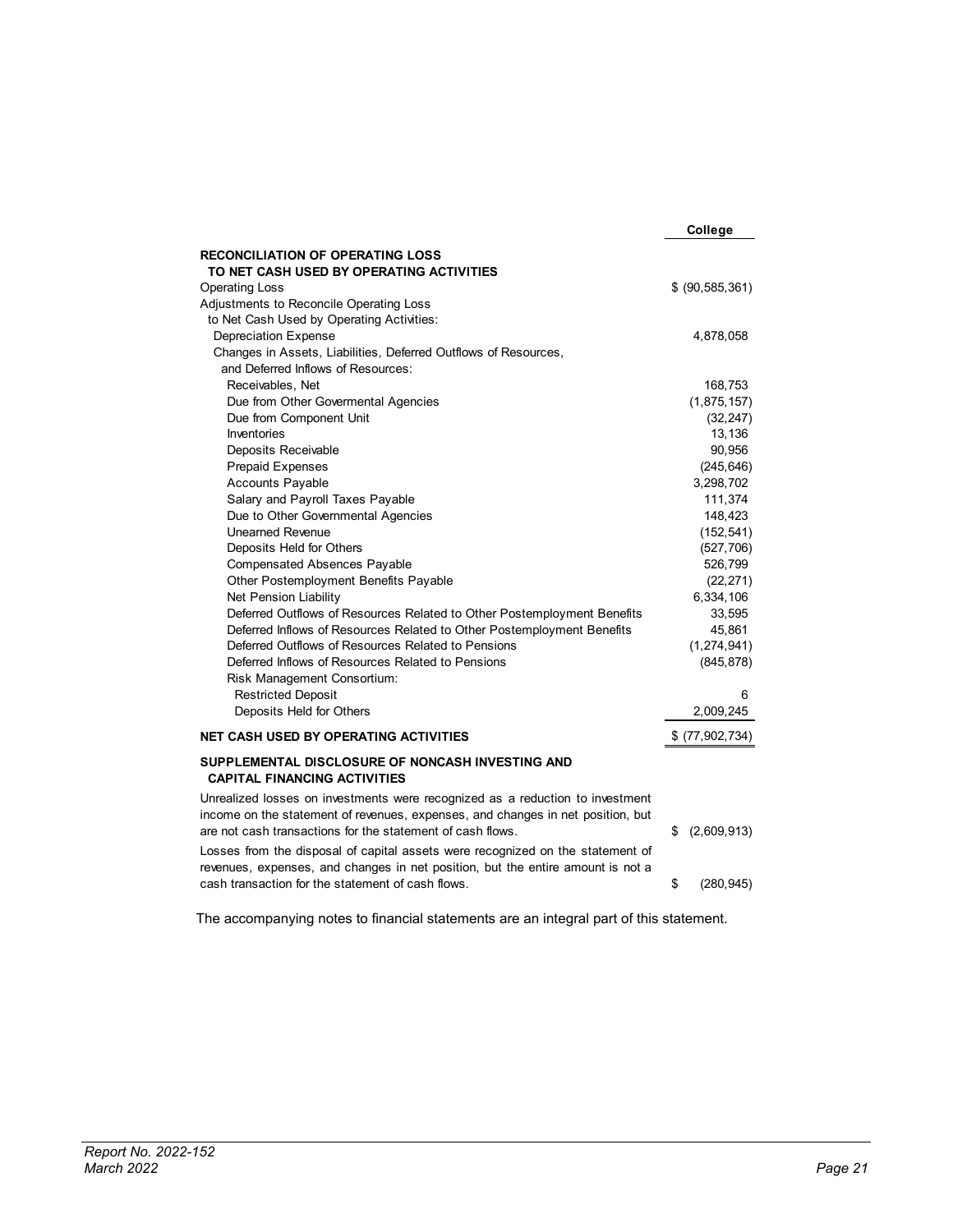| | College |
|---|---|
| **RECONCILIATION OF OPERATING LOSS TO NET CASH USED BY OPERATING ACTIVITIES** | |
| Operating Loss | $ (90,585,361) |
| Adjustments to Reconcile Operating Loss to Net Cash Used by Operating Activities: | |
| Depreciation Expense | 4,878,058 |
| Changes in Assets, Liabilities, Deferred Outflows of Resources, and Deferred Inflows of Resources: | |
| Receivables, Net | 168,753 |
| Due from Other Govermental Agencies | (1,875,157) |
| Due from Component Unit | (32,247) |
| Inventories | 13,136 |
| Deposits Receivable | 90,956 |
| Prepaid Expenses | (245,646) |
| Accounts Payable | 3,298,702 |
| Salary and Payroll Taxes Payable | 111,374 |
| Due to Other Governmental Agencies | 148,423 |
| Unearned Revenue | (152,541) |
| Deposits Held for Others | (527,706) |
| Compensated Absences Payable | 526,799 |
| Other Postemployment Benefits Payable | (22,271) |
| Net Pension Liability | 6,334,106 |
| Deferred Outflows of Resources Related to Other Postemployment Benefits | 33,595 |
| Deferred Inflows of Resources Related to Other Postemployment Benefits | 45,861 |
| Deferred Outflows of Resources Related to Pensions | (1,274,941) |
| Deferred Inflows of Resources Related to Pensions | (845,878) |
| Risk Management Consortium: | |
| Restricted Deposit | 6 |
| Deposits Held for Others | 2,009,245 |
| **NET CASH USED BY OPERATING ACTIVITIES** | $ (77,902,734) |

**SUPPLEMENTAL DISCLOSURE OF NONCASH INVESTING AND CAPITAL FINANCING ACTIVITIES**

| | |
|---|---|
| Unrealized losses on investments were recognized as a reduction to investment income on the statement of revenues, expenses, and changes in net position, but are not cash transactions for the statement of cash flows. | $ (2,609,913) |
| Losses from the disposal of capital assets were recognized on the statement of revenues, expenses, and changes in net position, but the entire amount is not a cash transaction for the statement of cash flows. | $ (280,945) |

The accompanying notes to financial statements are an integral part of this statement.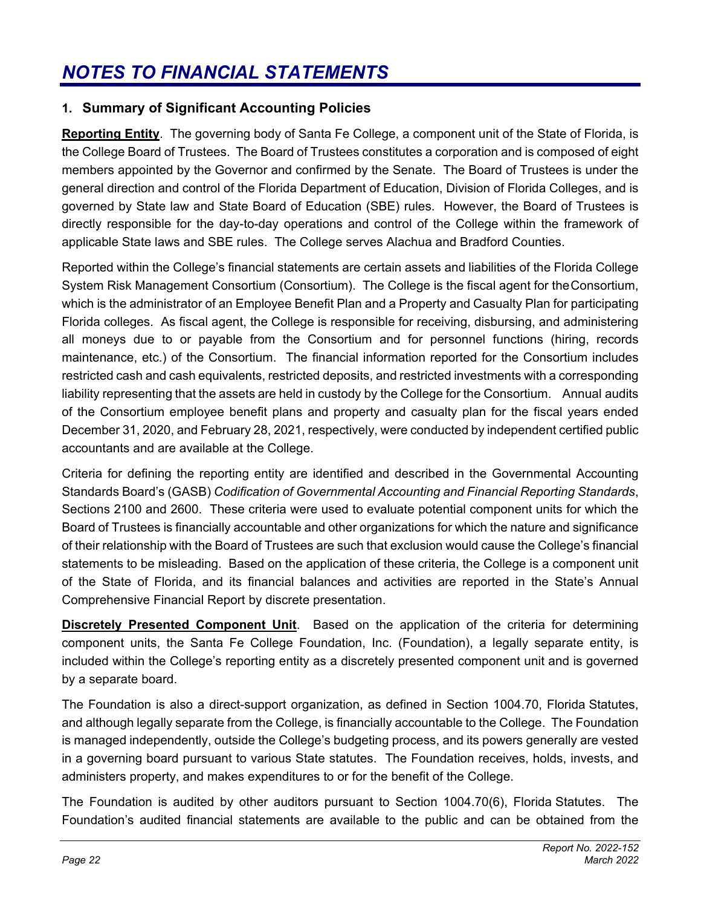# NOTES TO FINANCIAL STATEMENTS

## 1. Summary of Significant Accounting Policies

**Reporting Entity**. The governing body of Santa Fe College, a component unit of the State of Florida, is the College Board of Trustees. The Board of Trustees constitutes a corporation and is composed of eight members appointed by the Governor and confirmed by the Senate. The Board of Trustees is under the general direction and control of the Florida Department of Education, Division of Florida Colleges, and is governed by State law and State Board of Education (SBE) rules. However, the Board of Trustees is directly responsible for the day-to-day operations and control of the College within the framework of applicable State laws and SBE rules. The College serves Alachua and Bradford Counties.

Reported within the College's financial statements are certain assets and liabilities of the Florida College System Risk Management Consortium (Consortium). The College is the fiscal agent for the Consortium, which is the administrator of an Employee Benefit Plan and a Property and Casualty Plan for participating Florida colleges. As fiscal agent, the College is responsible for receiving, disbursing, and administering all moneys due to or payable from the Consortium and for personnel functions (hiring, records maintenance, etc.) of the Consortium. The financial information reported for the Consortium includes restricted cash and cash equivalents, restricted deposits, and restricted investments with a corresponding liability representing that the assets are held in custody by the College for the Consortium. Annual audits of the Consortium employee benefit plans and property and casualty plan for the fiscal years ended December 31, 2020, and February 28, 2021, respectively, were conducted by independent certified public accountants and are available at the College.

Criteria for defining the reporting entity are identified and described in the Governmental Accounting Standards Board's (GASB) *Codification of Governmental Accounting and Financial Reporting Standards*, Sections 2100 and 2600. These criteria were used to evaluate potential component units for which the Board of Trustees is financially accountable and other organizations for which the nature and significance of their relationship with the Board of Trustees are such that exclusion would cause the College's financial statements to be misleading. Based on the application of these criteria, the College is a component unit of the State of Florida, and its financial balances and activities are reported in the State's Annual Comprehensive Financial Report by discrete presentation.

**Discretely Presented Component Unit**. Based on the application of the criteria for determining component units, the Santa Fe College Foundation, Inc. (Foundation), a legally separate entity, is included within the College's reporting entity as a discretely presented component unit and is governed by a separate board.

The Foundation is also a direct-support organization, as defined in Section 1004.70, Florida Statutes, and although legally separate from the College, is financially accountable to the College. The Foundation is managed independently, outside the College's budgeting process, and its powers generally are vested in a governing board pursuant to various State statutes. The Foundation receives, holds, invests, and administers property, and makes expenditures to or for the benefit of the College.

The Foundation is audited by other auditors pursuant to Section 1004.70(6), Florida Statutes. The Foundation's audited financial statements are available to the public and can be obtained from the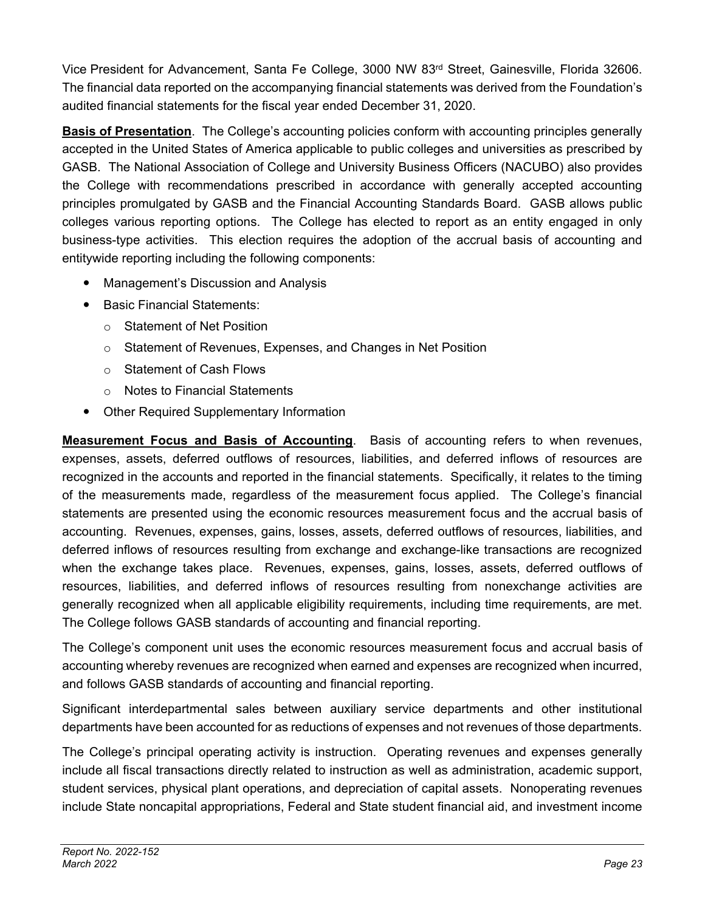Vice President for Advancement, Santa Fe College, 3000 NW 83rd Street, Gainesville, Florida 32606. The financial data reported on the accompanying financial statements was derived from the Foundation's audited financial statements for the fiscal year ended December 31, 2020.

**Basis of Presentation**. The College's accounting policies conform with accounting principles generally accepted in the United States of America applicable to public colleges and universities as prescribed by GASB. The National Association of College and University Business Officers (NACUBO) also provides the College with recommendations prescribed in accordance with generally accepted accounting principles promulgated by GASB and the Financial Accounting Standards Board. GASB allows public colleges various reporting options. The College has elected to report as an entity engaged in only business-type activities. This election requires the adoption of the accrual basis of accounting and entitywide reporting including the following components:

- Management's Discussion and Analysis
- Basic Financial Statements:
  - Statement of Net Position
  - Statement of Revenues, Expenses, and Changes in Net Position
  - Statement of Cash Flows
  - Notes to Financial Statements
- Other Required Supplementary Information

**Measurement Focus and Basis of Accounting**. Basis of accounting refers to when revenues, expenses, assets, deferred outflows of resources, liabilities, and deferred inflows of resources are recognized in the accounts and reported in the financial statements. Specifically, it relates to the timing of the measurements made, regardless of the measurement focus applied. The College's financial statements are presented using the economic resources measurement focus and the accrual basis of accounting. Revenues, expenses, gains, losses, assets, deferred outflows of resources, liabilities, and deferred inflows of resources resulting from exchange and exchange-like transactions are recognized when the exchange takes place. Revenues, expenses, gains, losses, assets, deferred outflows of resources, liabilities, and deferred inflows of resources resulting from nonexchange activities are generally recognized when all applicable eligibility requirements, including time requirements, are met. The College follows GASB standards of accounting and financial reporting.

The College's component unit uses the economic resources measurement focus and accrual basis of accounting whereby revenues are recognized when earned and expenses are recognized when incurred, and follows GASB standards of accounting and financial reporting.

Significant interdepartmental sales between auxiliary service departments and other institutional departments have been accounted for as reductions of expenses and not revenues of those departments.

The College's principal operating activity is instruction. Operating revenues and expenses generally include all fiscal transactions directly related to instruction as well as administration, academic support, student services, physical plant operations, and depreciation of capital assets. Nonoperating revenues include State noncapital appropriations, Federal and State student financial aid, and investment income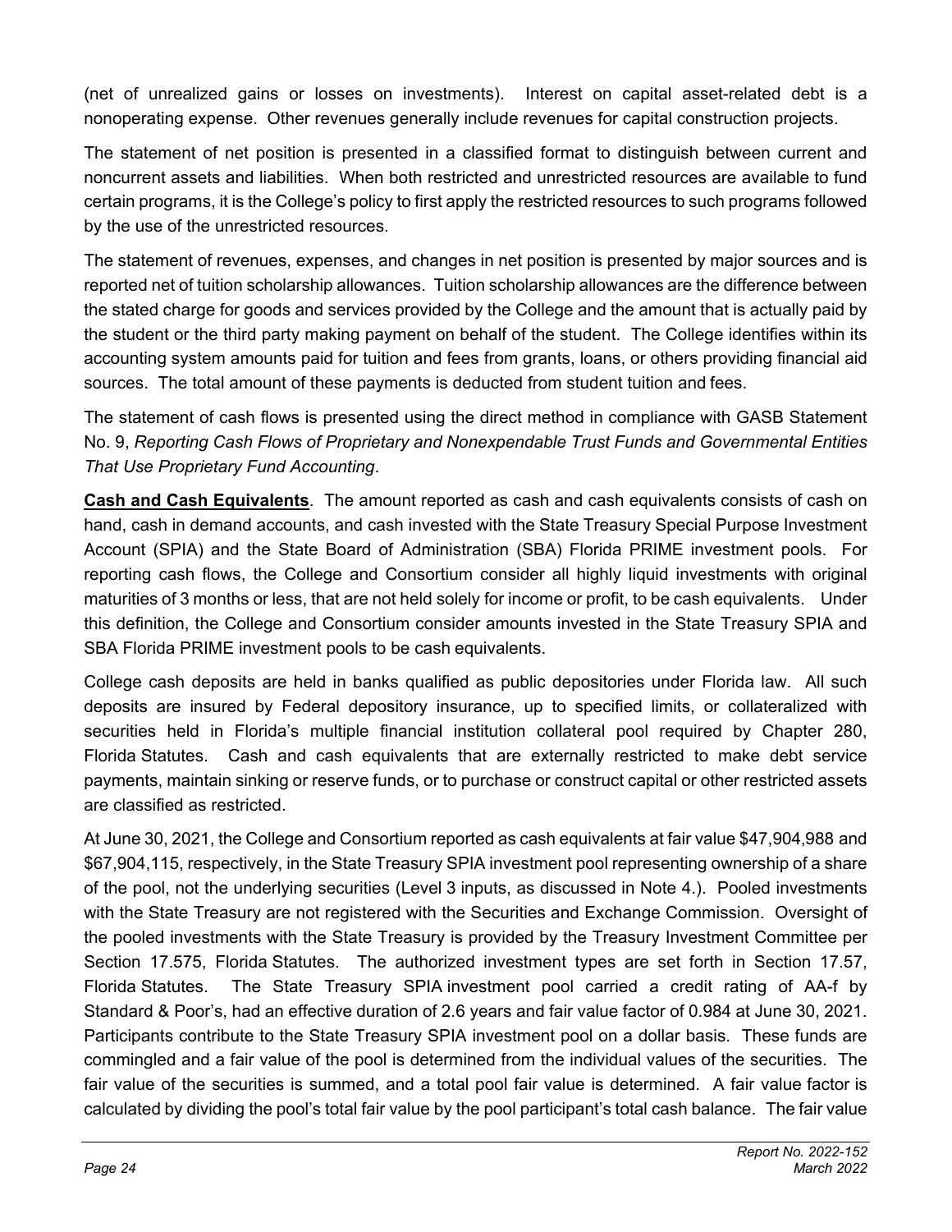(net of unrealized gains or losses on investments). Interest on capital asset-related debt is a nonoperating expense. Other revenues generally include revenues for capital construction projects.

The statement of net position is presented in a classified format to distinguish between current and noncurrent assets and liabilities. When both restricted and unrestricted resources are available to fund certain programs, it is the College's policy to first apply the restricted resources to such programs followed by the use of the unrestricted resources.

The statement of revenues, expenses, and changes in net position is presented by major sources and is reported net of tuition scholarship allowances. Tuition scholarship allowances are the difference between the stated charge for goods and services provided by the College and the amount that is actually paid by the student or the third party making payment on behalf of the student. The College identifies within its accounting system amounts paid for tuition and fees from grants, loans, or others providing financial aid sources. The total amount of these payments is deducted from student tuition and fees.

The statement of cash flows is presented using the direct method in compliance with GASB Statement No. 9, *Reporting Cash Flows of Proprietary and Nonexpendable Trust Funds and Governmental Entities That Use Proprietary Fund Accounting*.

**Cash and Cash Equivalents**. The amount reported as cash and cash equivalents consists of cash on hand, cash in demand accounts, and cash invested with the State Treasury Special Purpose Investment Account (SPIA) and the State Board of Administration (SBA) Florida PRIME investment pools. For reporting cash flows, the College and Consortium consider all highly liquid investments with original maturities of 3 months or less, that are not held solely for income or profit, to be cash equivalents. Under this definition, the College and Consortium consider amounts invested in the State Treasury SPIA and SBA Florida PRIME investment pools to be cash equivalents.

College cash deposits are held in banks qualified as public depositories under Florida law. All such deposits are insured by Federal depository insurance, up to specified limits, or collateralized with securities held in Florida's multiple financial institution collateral pool required by Chapter 280, Florida Statutes. Cash and cash equivalents that are externally restricted to make debt service payments, maintain sinking or reserve funds, or to purchase or construct capital or other restricted assets are classified as restricted.

At June 30, 2021, the College and Consortium reported as cash equivalents at fair value $47,904,988 and $67,904,115, respectively, in the State Treasury SPIA investment pool representing ownership of a share of the pool, not the underlying securities (Level 3 inputs, as discussed in Note 4.). Pooled investments with the State Treasury are not registered with the Securities and Exchange Commission. Oversight of the pooled investments with the State Treasury is provided by the Treasury Investment Committee per Section 17.575, Florida Statutes. The authorized investment types are set forth in Section 17.57, Florida Statutes. The State Treasury SPIA investment pool carried a credit rating of AA-f by Standard & Poor's, had an effective duration of 2.6 years and fair value factor of 0.984 at June 30, 2021. Participants contribute to the State Treasury SPIA investment pool on a dollar basis. These funds are commingled and a fair value of the pool is determined from the individual values of the securities. The fair value of the securities is summed, and a total pool fair value is determined. A fair value factor is calculated by dividing the pool's total fair value by the pool participant's total cash balance. The fair value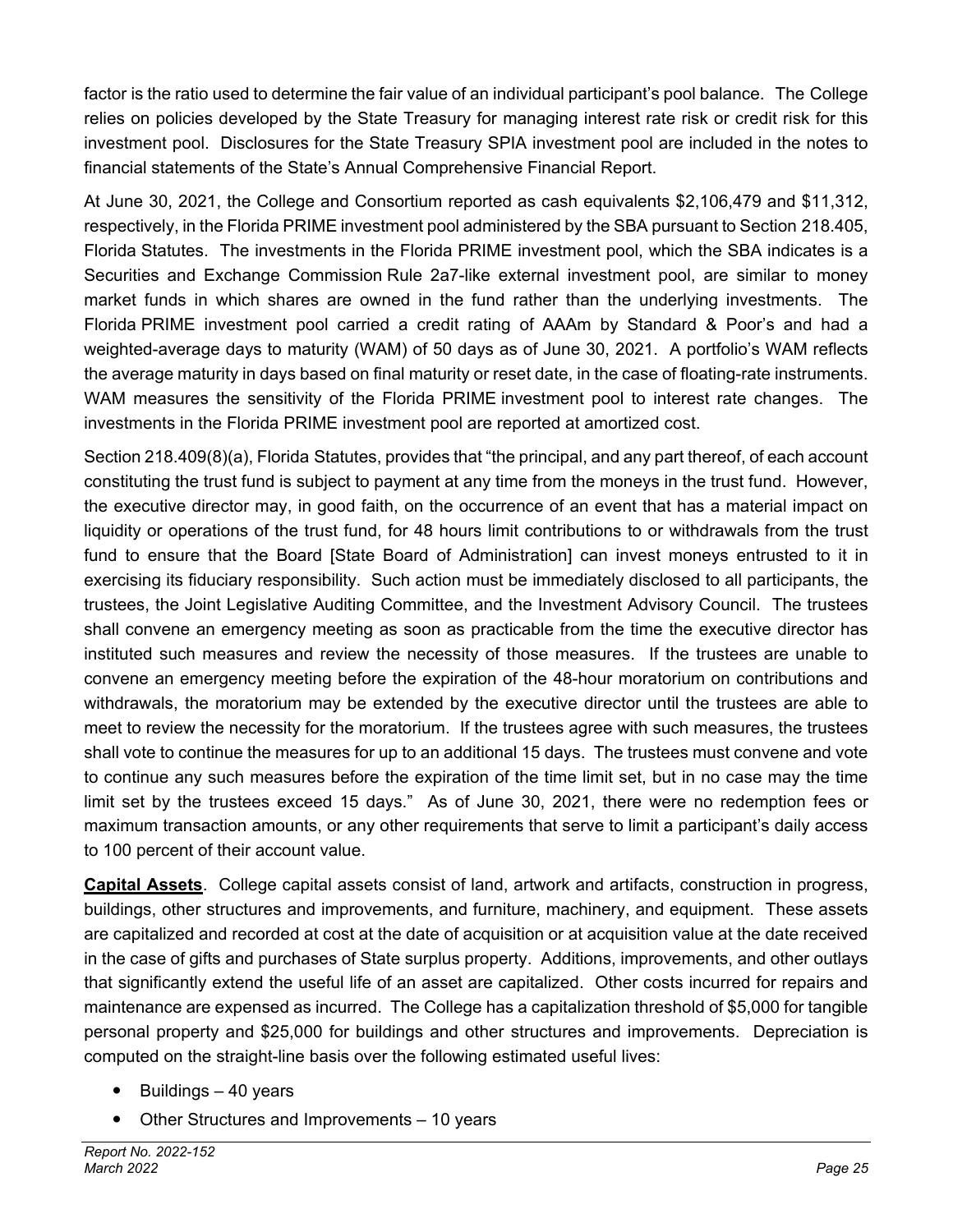factor is the ratio used to determine the fair value of an individual participant's pool balance. The College relies on policies developed by the State Treasury for managing interest rate risk or credit risk for this investment pool. Disclosures for the State Treasury SPIA investment pool are included in the notes to financial statements of the State's Annual Comprehensive Financial Report.

At June 30, 2021, the College and Consortium reported as cash equivalents $2,106,479 and $11,312, respectively, in the Florida PRIME investment pool administered by the SBA pursuant to Section 218.405, Florida Statutes. The investments in the Florida PRIME investment pool, which the SBA indicates is a Securities and Exchange Commission Rule 2a7-like external investment pool, are similar to money market funds in which shares are owned in the fund rather than the underlying investments. The Florida PRIME investment pool carried a credit rating of AAAm by Standard & Poor's and had a weighted-average days to maturity (WAM) of 50 days as of June 30, 2021. A portfolio's WAM reflects the average maturity in days based on final maturity or reset date, in the case of floating-rate instruments. WAM measures the sensitivity of the Florida PRIME investment pool to interest rate changes. The investments in the Florida PRIME investment pool are reported at amortized cost.

Section 218.409(8)(a), Florida Statutes, provides that "the principal, and any part thereof, of each account constituting the trust fund is subject to payment at any time from the moneys in the trust fund. However, the executive director may, in good faith, on the occurrence of an event that has a material impact on liquidity or operations of the trust fund, for 48 hours limit contributions to or withdrawals from the trust fund to ensure that the Board [State Board of Administration] can invest moneys entrusted to it in exercising its fiduciary responsibility. Such action must be immediately disclosed to all participants, the trustees, the Joint Legislative Auditing Committee, and the Investment Advisory Council. The trustees shall convene an emergency meeting as soon as practicable from the time the executive director has instituted such measures and review the necessity of those measures. If the trustees are unable to convene an emergency meeting before the expiration of the 48-hour moratorium on contributions and withdrawals, the moratorium may be extended by the executive director until the trustees are able to meet to review the necessity for the moratorium. If the trustees agree with such measures, the trustees shall vote to continue the measures for up to an additional 15 days. The trustees must convene and vote to continue any such measures before the expiration of the time limit set, but in no case may the time limit set by the trustees exceed 15 days." As of June 30, 2021, there were no redemption fees or maximum transaction amounts, or any other requirements that serve to limit a participant's daily access to 100 percent of their account value.

**Capital Assets**. College capital assets consist of land, artwork and artifacts, construction in progress, buildings, other structures and improvements, and furniture, machinery, and equipment. These assets are capitalized and recorded at cost at the date of acquisition or at acquisition value at the date received in the case of gifts and purchases of State surplus property. Additions, improvements, and other outlays that significantly extend the useful life of an asset are capitalized. Other costs incurred for repairs and maintenance are expensed as incurred. The College has a capitalization threshold of $5,000 for tangible personal property and $25,000 for buildings and other structures and improvements. Depreciation is computed on the straight-line basis over the following estimated useful lives:

- Buildings – 40 years
- Other Structures and Improvements – 10 years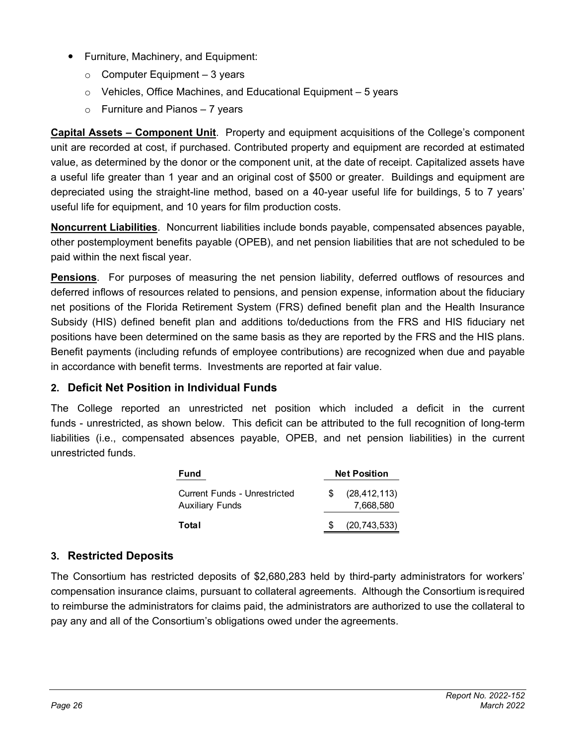- Furniture, Machinery, and Equipment:
  - Computer Equipment – 3 years
  - Vehicles, Office Machines, and Educational Equipment – 5 years
  - Furniture and Pianos – 7 years

**Capital Assets – Component Unit**. Property and equipment acquisitions of the College's component unit are recorded at cost, if purchased. Contributed property and equipment are recorded at estimated value, as determined by the donor or the component unit, at the date of receipt. Capitalized assets have a useful life greater than 1 year and an original cost of $500 or greater. Buildings and equipment are depreciated using the straight-line method, based on a 40-year useful life for buildings, 5 to 7 years' useful life for equipment, and 10 years for film production costs.

**Noncurrent Liabilities**. Noncurrent liabilities include bonds payable, compensated absences payable, other postemployment benefits payable (OPEB), and net pension liabilities that are not scheduled to be paid within the next fiscal year.

**Pensions**. For purposes of measuring the net pension liability, deferred outflows of resources and deferred inflows of resources related to pensions, and pension expense, information about the fiduciary net positions of the Florida Retirement System (FRS) defined benefit plan and the Health Insurance Subsidy (HIS) defined benefit plan and additions to/deductions from the FRS and HIS fiduciary net positions have been determined on the same basis as they are reported by the FRS and the HIS plans. Benefit payments (including refunds of employee contributions) are recognized when due and payable in accordance with benefit terms. Investments are reported at fair value.

## 2. Deficit Net Position in Individual Funds

The College reported an unrestricted net position which included a deficit in the current funds - unrestricted, as shown below. This deficit can be attributed to the full recognition of long-term liabilities (i.e., compensated absences payable, OPEB, and net pension liabilities) in the current unrestricted funds.

| Fund | Net Position |
|---|---|
| Current Funds - Unrestricted | $ (28,412,113) |
| Auxiliary Funds | 7,668,580 |
| **Total** | $ (20,743,533) |

## 3. Restricted Deposits

The Consortium has restricted deposits of $2,680,283 held by third-party administrators for workers' compensation insurance claims, pursuant to collateral agreements. Although the Consortium is required to reimburse the administrators for claims paid, the administrators are authorized to use the collateral to pay any and all of the Consortium's obligations owed under the agreements.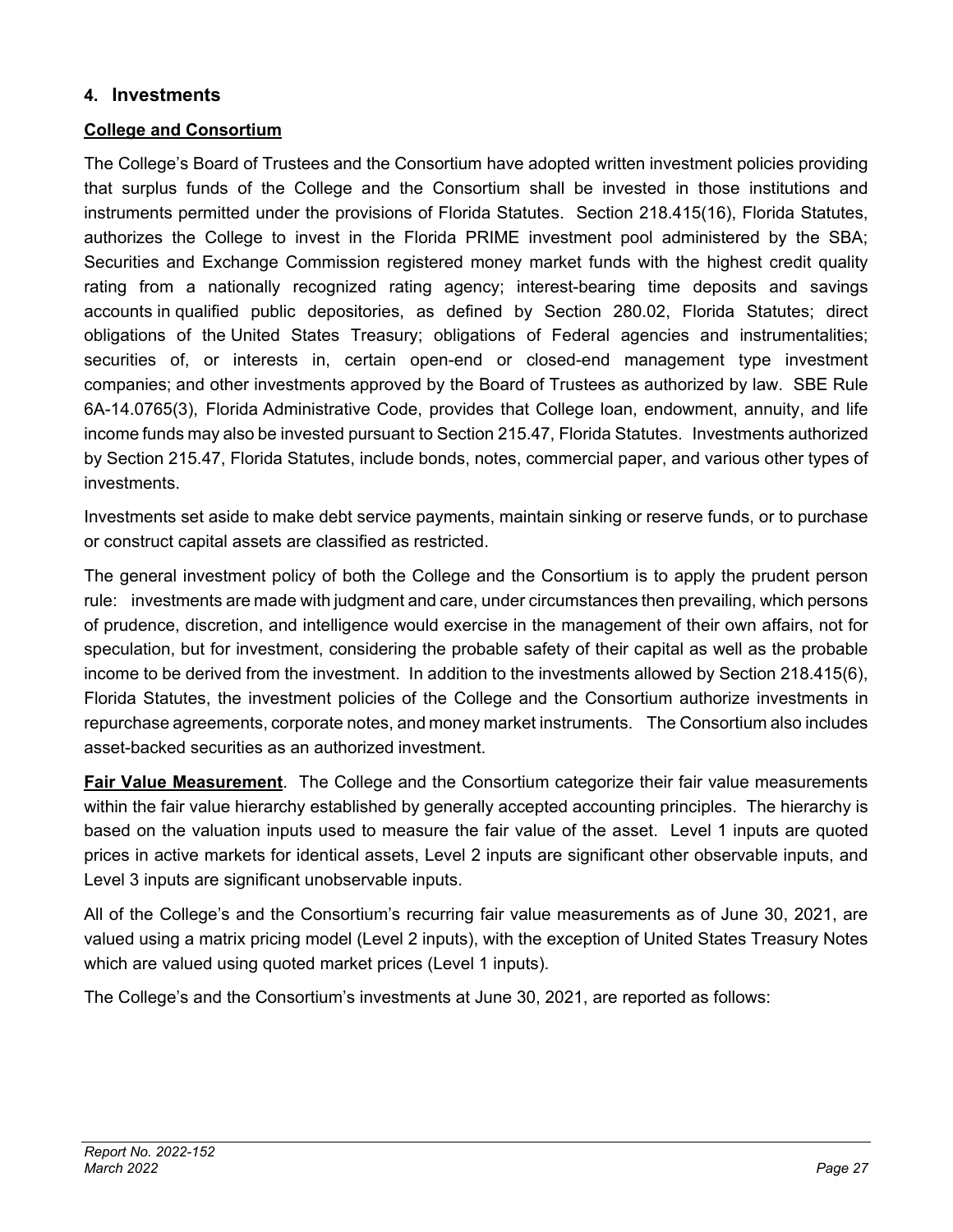## 4. Investments

**College and Consortium**

The College's Board of Trustees and the Consortium have adopted written investment policies providing that surplus funds of the College and the Consortium shall be invested in those institutions and instruments permitted under the provisions of Florida Statutes. Section 218.415(16), Florida Statutes, authorizes the College to invest in the Florida PRIME investment pool administered by the SBA; Securities and Exchange Commission registered money market funds with the highest credit quality rating from a nationally recognized rating agency; interest-bearing time deposits and savings accounts in qualified public depositories, as defined by Section 280.02, Florida Statutes; direct obligations of the United States Treasury; obligations of Federal agencies and instrumentalities; securities of, or interests in, certain open-end or closed-end management type investment companies; and other investments approved by the Board of Trustees as authorized by law. SBE Rule 6A-14.0765(3), Florida Administrative Code, provides that College loan, endowment, annuity, and life income funds may also be invested pursuant to Section 215.47, Florida Statutes. Investments authorized by Section 215.47, Florida Statutes, include bonds, notes, commercial paper, and various other types of investments.

Investments set aside to make debt service payments, maintain sinking or reserve funds, or to purchase or construct capital assets are classified as restricted.

The general investment policy of both the College and the Consortium is to apply the prudent person rule: investments are made with judgment and care, under circumstances then prevailing, which persons of prudence, discretion, and intelligence would exercise in the management of their own affairs, not for speculation, but for investment, considering the probable safety of their capital as well as the probable income to be derived from the investment. In addition to the investments allowed by Section 218.415(6), Florida Statutes, the investment policies of the College and the Consortium authorize investments in repurchase agreements, corporate notes, and money market instruments. The Consortium also includes asset-backed securities as an authorized investment.

**Fair Value Measurement**. The College and the Consortium categorize their fair value measurements within the fair value hierarchy established by generally accepted accounting principles. The hierarchy is based on the valuation inputs used to measure the fair value of the asset. Level 1 inputs are quoted prices in active markets for identical assets, Level 2 inputs are significant other observable inputs, and Level 3 inputs are significant unobservable inputs.

All of the College's and the Consortium's recurring fair value measurements as of June 30, 2021, are valued using a matrix pricing model (Level 2 inputs), with the exception of United States Treasury Notes which are valued using quoted market prices (Level 1 inputs).

The College's and the Consortium's investments at June 30, 2021, are reported as follows: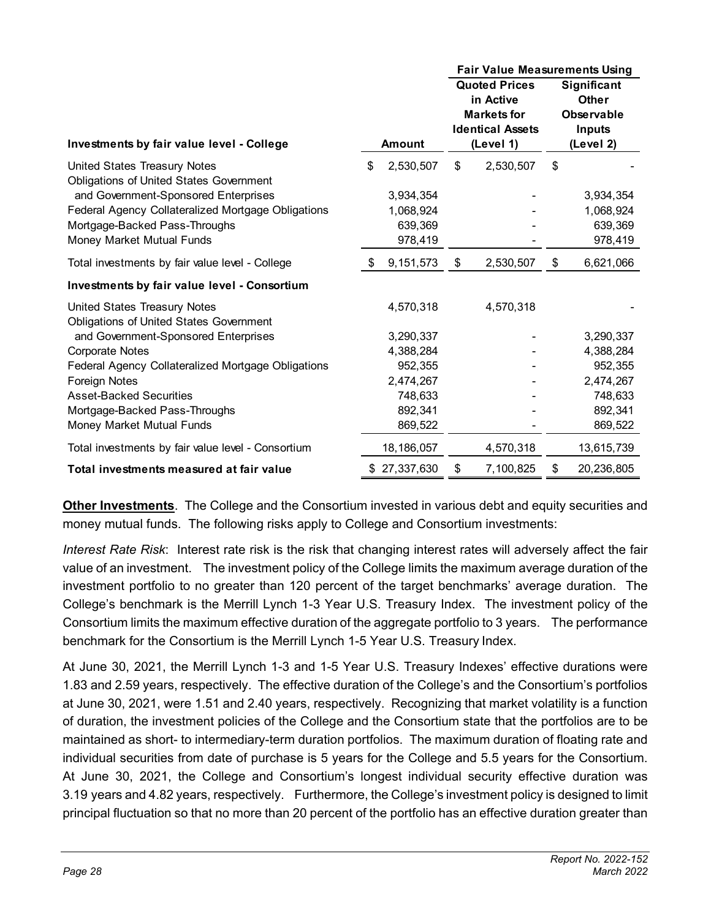| Investments by fair value level - College | Amount | Fair Value Measurements Using: Quoted Prices in Active Markets for Identical Assets (Level 1) | Fair Value Measurements Using: Significant Other Observable Inputs (Level 2) |
|---|---|---|---|
| United States Treasury Notes | $ 2,530,507 | $ 2,530,507 | $ - |
| Obligations of United States Government and Government-Sponsored Enterprises | 3,934,354 | - | 3,934,354 |
| Federal Agency Collateralized Mortgage Obligations | 1,068,924 | - | 1,068,924 |
| Mortgage-Backed Pass-Throughs | 639,369 | - | 639,369 |
| Money Market Mutual Funds | 978,419 | - | 978,419 |
| Total investments by fair value level - College | $ 9,151,573 | $ 2,530,507 | $ 6,621,066 |
| **Investments by fair value level - Consortium** | | | |
| United States Treasury Notes | 4,570,318 | 4,570,318 | - |
| Obligations of United States Government and Government-Sponsored Enterprises | 3,290,337 | - | 3,290,337 |
| Corporate Notes | 4,388,284 | - | 4,388,284 |
| Federal Agency Collateralized Mortgage Obligations | 952,355 | - | 952,355 |
| Foreign Notes | 2,474,267 | - | 2,474,267 |
| Asset-Backed Securities | 748,633 | - | 748,633 |
| Mortgage-Backed Pass-Throughs | 892,341 | - | 892,341 |
| Money Market Mutual Funds | 869,522 | - | 869,522 |
| Total investments by fair value level - Consortium | 18,186,057 | 4,570,318 | 13,615,739 |
| **Total investments measured at fair value** | $ 27,337,630 | $ 7,100,825 | $ 20,236,805 |

**Other Investments**. The College and the Consortium invested in various debt and equity securities and money mutual funds. The following risks apply to College and Consortium investments:

*Interest Rate Risk*: Interest rate risk is the risk that changing interest rates will adversely affect the fair value of an investment. The investment policy of the College limits the maximum average duration of the investment portfolio to no greater than 120 percent of the target benchmarks' average duration. The College's benchmark is the Merrill Lynch 1-3 Year U.S. Treasury Index. The investment policy of the Consortium limits the maximum effective duration of the aggregate portfolio to 3 years. The performance benchmark for the Consortium is the Merrill Lynch 1-5 Year U.S. Treasury Index.

At June 30, 2021, the Merrill Lynch 1-3 and 1-5 Year U.S. Treasury Indexes' effective durations were 1.83 and 2.59 years, respectively. The effective duration of the College's and the Consortium's portfolios at June 30, 2021, were 1.51 and 2.40 years, respectively. Recognizing that market volatility is a function of duration, the investment policies of the College and the Consortium state that the portfolios are to be maintained as short- to intermediary-term duration portfolios. The maximum duration of floating rate and individual securities from date of purchase is 5 years for the College and 5.5 years for the Consortium. At June 30, 2021, the College and Consortium's longest individual security effective duration was 3.19 years and 4.82 years, respectively. Furthermore, the College's investment policy is designed to limit principal fluctuation so that no more than 20 percent of the portfolio has an effective duration greater than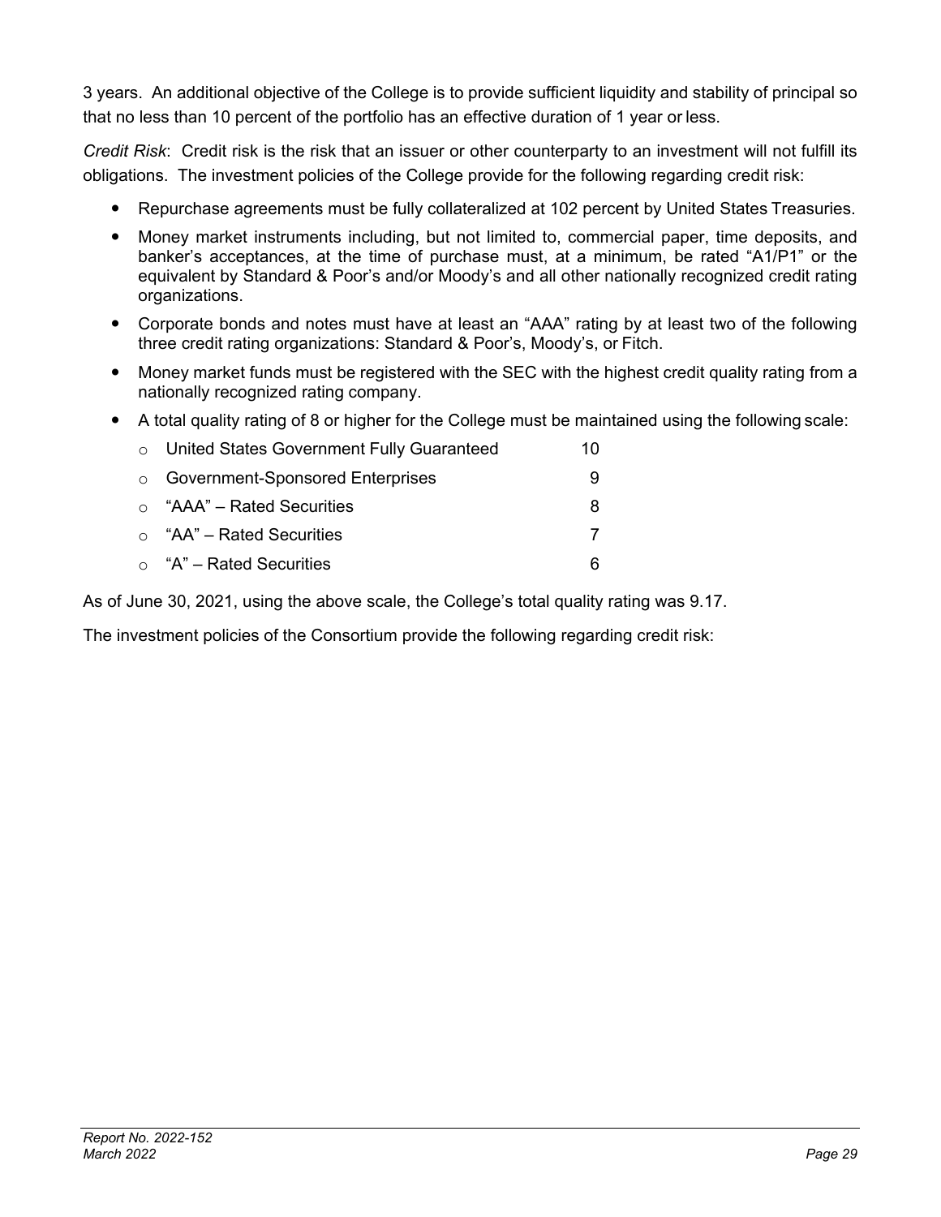3 years. An additional objective of the College is to provide sufficient liquidity and stability of principal so that no less than 10 percent of the portfolio has an effective duration of 1 year or less.

*Credit Risk*: Credit risk is the risk that an issuer or other counterparty to an investment will not fulfill its obligations. The investment policies of the College provide for the following regarding credit risk:

- Repurchase agreements must be fully collateralized at 102 percent by United States Treasuries.
- Money market instruments including, but not limited to, commercial paper, time deposits, and banker's acceptances, at the time of purchase must, at a minimum, be rated "A1/P1" or the equivalent by Standard & Poor's and/or Moody's and all other nationally recognized credit rating organizations.
- Corporate bonds and notes must have at least an "AAA" rating by at least two of the following three credit rating organizations: Standard & Poor's, Moody's, or Fitch.
- Money market funds must be registered with the SEC with the highest credit quality rating from a nationally recognized rating company.
- A total quality rating of 8 or higher for the College must be maintained using the following scale:
  - United States Government Fully Guaranteed 10
  - Government-Sponsored Enterprises 9
  - "AAA" – Rated Securities 8
  - "AA" – Rated Securities 7
  - "A" – Rated Securities 6

As of June 30, 2021, using the above scale, the College's total quality rating was 9.17.

The investment policies of the Consortium provide the following regarding credit risk: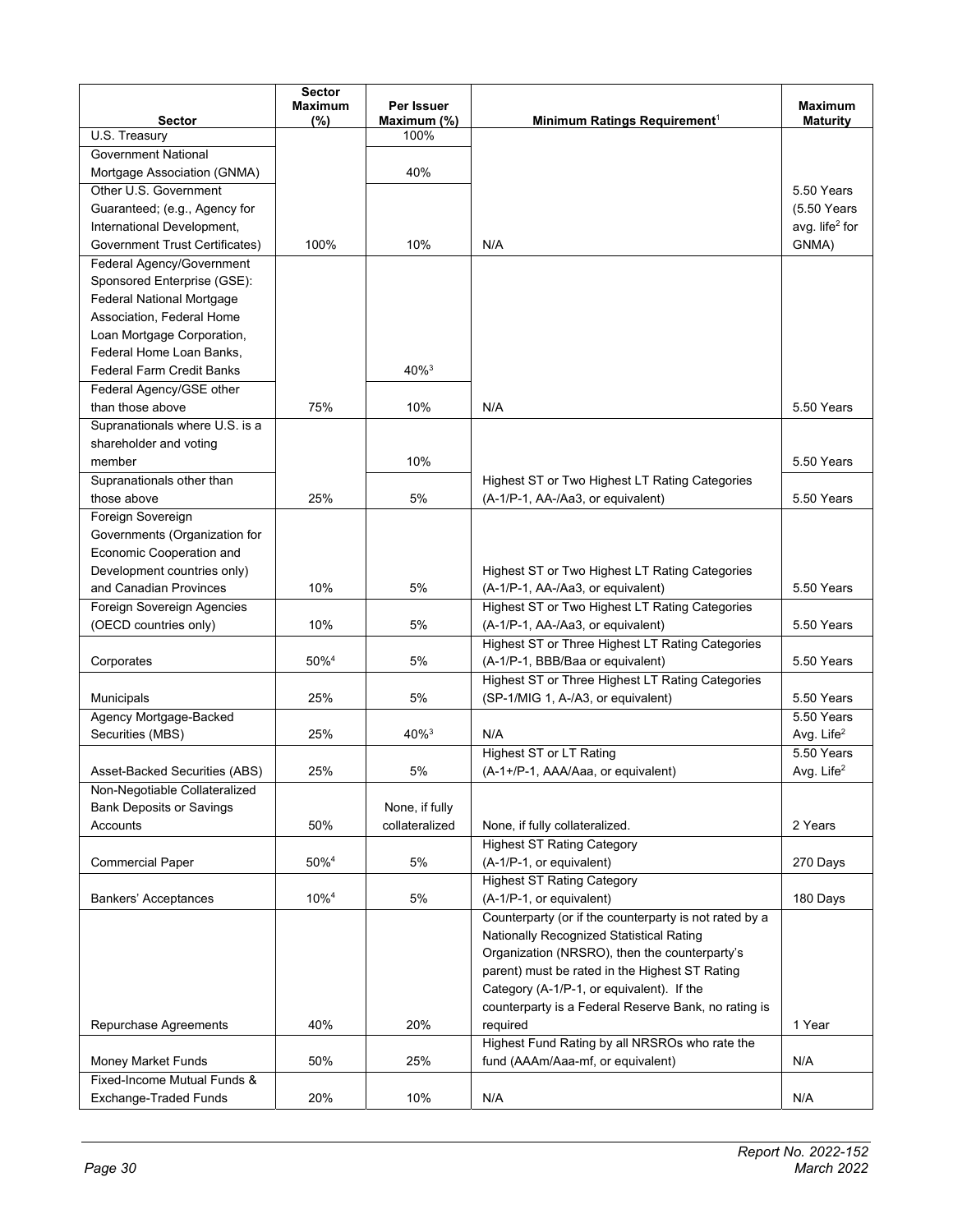| Sector | Sector Maximum (%) | Per Issuer Maximum (%) | Minimum Ratings Requirement[1] | Maximum Maturity |
|---|---|---|---|---|
| U.S. Treasury | | 100% | | |
| Government National Mortgage Association (GNMA) | | 40% | | |
| Other U.S. Government Guaranteed; (e.g., Agency for International Development, Government Trust Certificates) | 100% | 10% | N/A | 5.50 Years (5.50 Years avg. life[2] for GNMA) |
| Federal Agency/Government Sponsored Enterprise (GSE): Federal National Mortgage Association, Federal Home Loan Mortgage Corporation, Federal Home Loan Banks, Federal Farm Credit Banks | | 40%[3] | | |
| Federal Agency/GSE other than those above | 75% | 10% | N/A | 5.50 Years |
| Supranationals where U.S. is a shareholder and voting member | | 10% | | 5.50 Years |
| Supranationals other than those above | 25% | 5% | Highest ST or Two Highest LT Rating Categories (A-1/P-1, AA-/Aa3, or equivalent) | 5.50 Years |
| Foreign Sovereign Governments (Organization for Economic Cooperation and Development countries only) and Canadian Provinces | 10% | 5% | Highest ST or Two Highest LT Rating Categories (A-1/P-1, AA-/Aa3, or equivalent) | 5.50 Years |
| Foreign Sovereign Agencies (OECD countries only) | 10% | 5% | Highest ST or Two Highest LT Rating Categories (A-1/P-1, AA-/Aa3, or equivalent) | 5.50 Years |
| Corporates | 50%[4] | 5% | Highest ST or Three Highest LT Rating Categories (A-1/P-1, BBB/Baa or equivalent) | 5.50 Years |
| Municipals | 25% | 5% | Highest ST or Three Highest LT Rating Categories (SP-1/MIG 1, A-/A3, or equivalent) | 5.50 Years |
| Agency Mortgage-Backed Securities (MBS) | 25% | 40%[3] | N/A | 5.50 Years Avg. Life[2] |
| Asset-Backed Securities (ABS) | 25% | 5% | Highest ST or LT Rating (A-1+/P-1, AAA/Aaa, or equivalent) | 5.50 Years Avg. Life[2] |
| Non-Negotiable Collateralized Bank Deposits or Savings Accounts | 50% | None, if fully collateralized | None, if fully collateralized. | 2 Years |
| Commercial Paper | 50%[4] | 5% | Highest ST Rating Category (A-1/P-1, or equivalent) | 270 Days |
| Bankers' Acceptances | 10%[4] | 5% | Highest ST Rating Category (A-1/P-1, or equivalent) | 180 Days |
| Repurchase Agreements | 40% | 20% | Counterparty (or if the counterparty is not rated by a Nationally Recognized Statistical Rating Organization (NRSRO), then the counterparty's parent) must be rated in the Highest ST Rating Category (A-1/P-1, or equivalent). If the counterparty is a Federal Reserve Bank, no rating is required | 1 Year |
| Money Market Funds | 50% | 25% | Highest Fund Rating by all NRSROs who rate the fund (AAAm/Aaa-mf, or equivalent) | N/A |
| Fixed-Income Mutual Funds & Exchange-Traded Funds | 20% | 10% | N/A | N/A |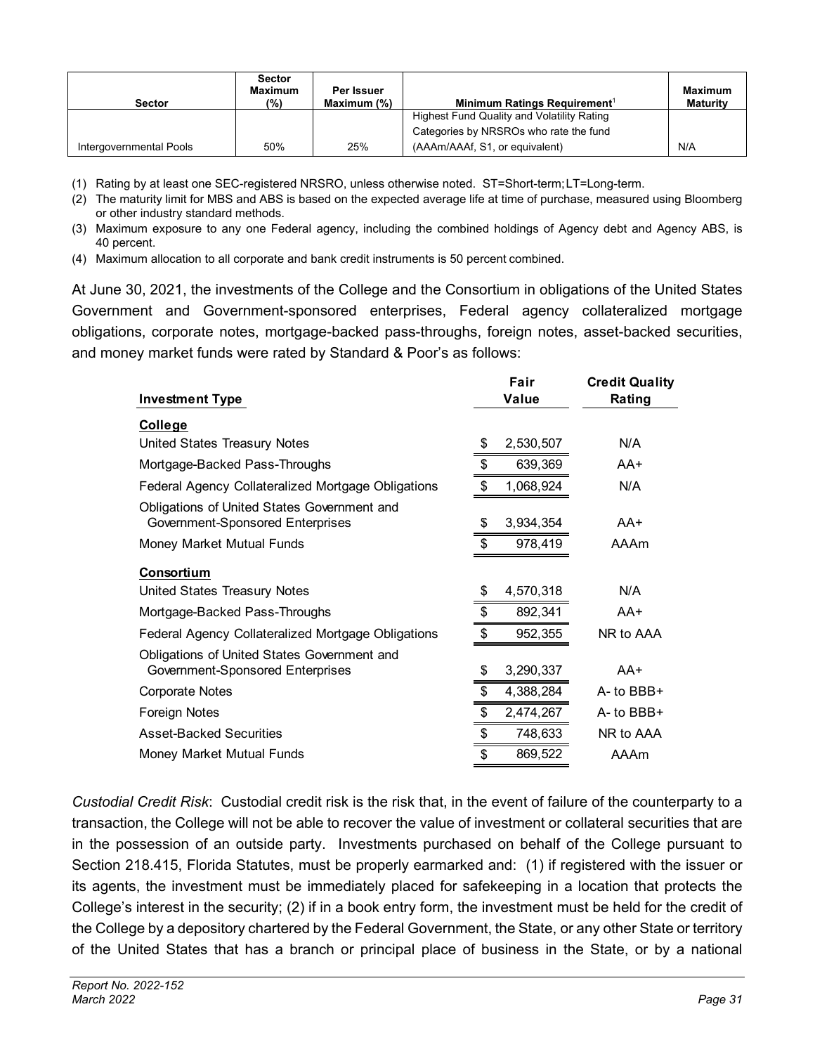| Sector | Sector Maximum (%) | Per Issuer Maximum (%) | Minimum Ratings Requirement[1] | Maximum Maturity |
|---|---|---|---|---|
| Intergovernmental Pools | 50% | 25% | Highest Fund Quality and Volatility Rating Categories by NRSROs who rate the fund (AAAm/AAAf, S1, or equivalent) | N/A |

(1) Rating by at least one SEC-registered NRSRO, unless otherwise noted. ST=Short-term; LT=Long-term.

(2) The maturity limit for MBS and ABS is based on the expected average life at time of purchase, measured using Bloomberg or other industry standard methods.

(3) Maximum exposure to any one Federal agency, including the combined holdings of Agency debt and Agency ABS, is 40 percent.

(4) Maximum allocation to all corporate and bank credit instruments is 50 percent combined.

At June 30, 2021, the investments of the College and the Consortium in obligations of the United States Government and Government-sponsored enterprises, Federal agency collateralized mortgage obligations, corporate notes, mortgage-backed pass-throughs, foreign notes, asset-backed securities, and money market funds were rated by Standard & Poor's as follows:

| Investment Type | Fair Value | Credit Quality Rating |
|---|---|---|
| **College** | | |
| United States Treasury Notes | $ 2,530,507 | N/A |
| Mortgage-Backed Pass-Throughs | $ 639,369 | AA+ |
| Federal Agency Collateralized Mortgage Obligations | $ 1,068,924 | N/A |
| Obligations of United States Government and Government-Sponsored Enterprises | $ 3,934,354 | AA+ |
| Money Market Mutual Funds | $ 978,419 | AAAm |
| **Consortium** | | |
| United States Treasury Notes | $ 4,570,318 | N/A |
| Mortgage-Backed Pass-Throughs | $ 892,341 | AA+ |
| Federal Agency Collateralized Mortgage Obligations | $ 952,355 | NR to AAA |
| Obligations of United States Government and Government-Sponsored Enterprises | $ 3,290,337 | AA+ |
| Corporate Notes | $ 4,388,284 | A- to BBB+ |
| Foreign Notes | $ 2,474,267 | A- to BBB+ |
| Asset-Backed Securities | $ 748,633 | NR to AAA |
| Money Market Mutual Funds | $ 869,522 | AAAm |

*Custodial Credit Risk*: Custodial credit risk is the risk that, in the event of failure of the counterparty to a transaction, the College will not be able to recover the value of investment or collateral securities that are in the possession of an outside party. Investments purchased on behalf of the College pursuant to Section 218.415, Florida Statutes, must be properly earmarked and: (1) if registered with the issuer or its agents, the investment must be immediately placed for safekeeping in a location that protects the College's interest in the security; (2) if in a book entry form, the investment must be held for the credit of the College by a depository chartered by the Federal Government, the State, or any other State or territory of the United States that has a branch or principal place of business in the State, or by a national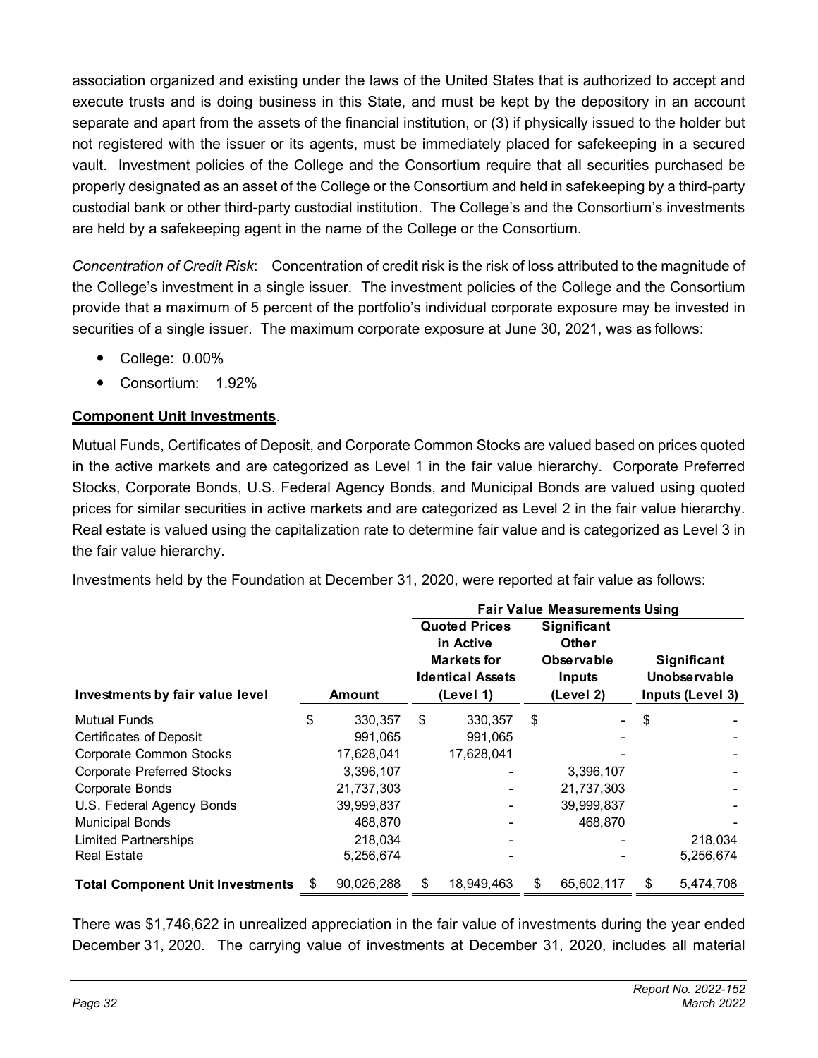association organized and existing under the laws of the United States that is authorized to accept and execute trusts and is doing business in this State, and must be kept by the depository in an account separate and apart from the assets of the financial institution, or (3) if physically issued to the holder but not registered with the issuer or its agents, must be immediately placed for safekeeping in a secured vault. Investment policies of the College and the Consortium require that all securities purchased be properly designated as an asset of the College or the Consortium and held in safekeeping by a third-party custodial bank or other third-party custodial institution. The College's and the Consortium's investments are held by a safekeeping agent in the name of the College or the Consortium.

*Concentration of Credit Risk*: Concentration of credit risk is the risk of loss attributed to the magnitude of the College's investment in a single issuer. The investment policies of the College and the Consortium provide that a maximum of 5 percent of the portfolio's individual corporate exposure may be invested in securities of a single issuer. The maximum corporate exposure at June 30, 2021, was as follows:

- College: 0.00%
- Consortium: 1.92%

**Component Unit Investments**.

Mutual Funds, Certificates of Deposit, and Corporate Common Stocks are valued based on prices quoted in the active markets and are categorized as Level 1 in the fair value hierarchy. Corporate Preferred Stocks, Corporate Bonds, U.S. Federal Agency Bonds, and Municipal Bonds are valued using quoted prices for similar securities in active markets and are categorized as Level 2 in the fair value hierarchy. Real estate is valued using the capitalization rate to determine fair value and is categorized as Level 3 in the fair value hierarchy.

Investments held by the Foundation at December 31, 2020, were reported at fair value as follows:

| | | Fair Value Measurements Using | | |
|---|---|---|---|---|
| **Investments by fair value level** | **Amount** | **Quoted Prices in Active Markets for Identical Assets (Level 1)** | **Significant Other Observable Inputs (Level 2)** | **Significant Unobservable Inputs (Level 3)** |
| Mutual Funds | $ 330,357 | $ 330,357 | $ - | $ - |
| Certificates of Deposit | 991,065 | 991,065 | - | - |
| Corporate Common Stocks | 17,628,041 | 17,628,041 | - | - |
| Corporate Preferred Stocks | 3,396,107 | - | 3,396,107 | - |
| Corporate Bonds | 21,737,303 | - | 21,737,303 | - |
| U.S. Federal Agency Bonds | 39,999,837 | - | 39,999,837 | - |
| Municipal Bonds | 468,870 | - | 468,870 | - |
| Limited Partnerships | 218,034 | - | - | 218,034 |
| Real Estate | 5,256,674 | - | - | 5,256,674 |
| **Total Component Unit Investments** | $ 90,026,288 | $ 18,949,463 | $ 65,602,117 | $ 5,474,708 |

There was $1,746,622 in unrealized appreciation in the fair value of investments during the year ended December 31, 2020. The carrying value of investments at December 31, 2020, includes all material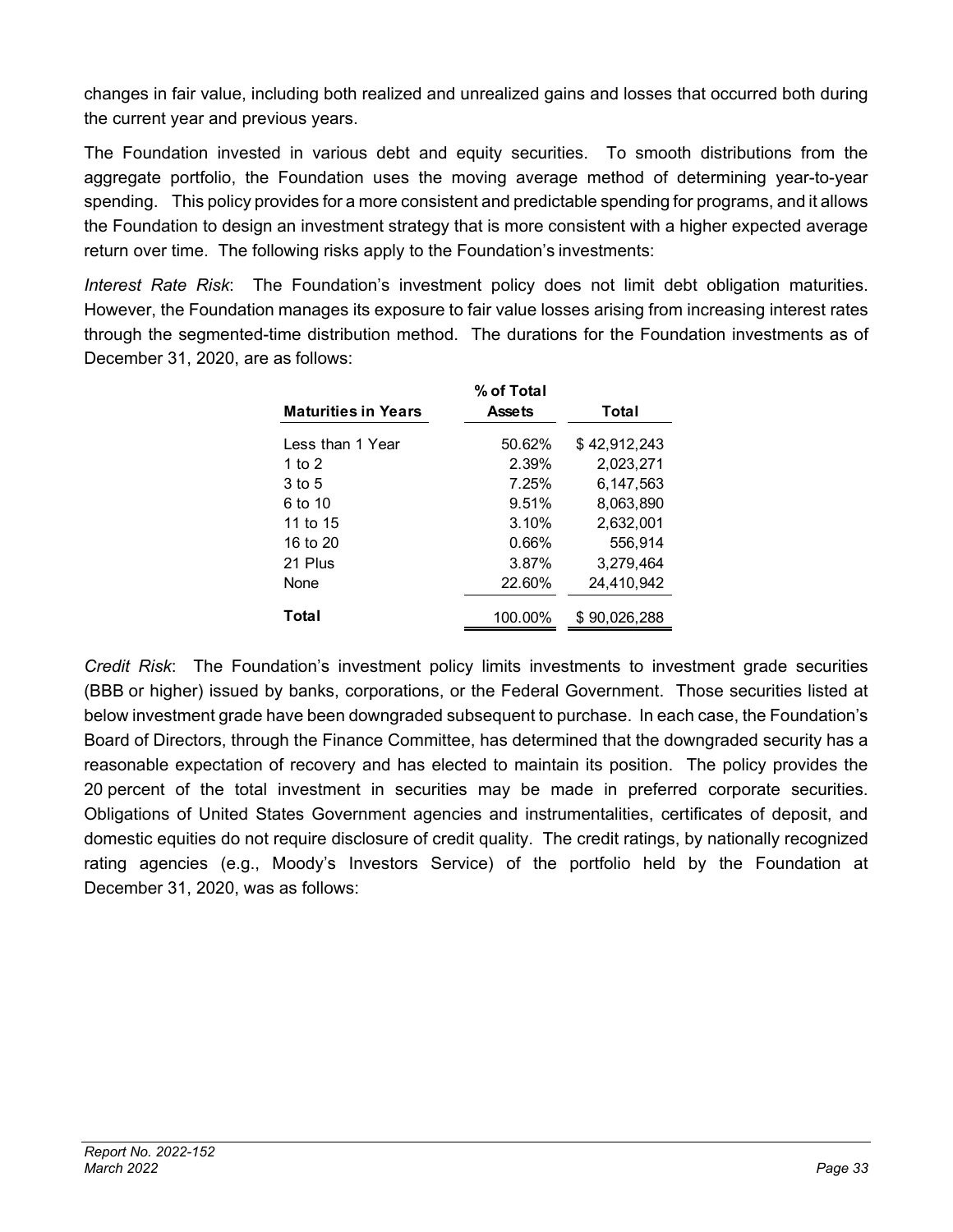changes in fair value, including both realized and unrealized gains and losses that occurred both during the current year and previous years.

The Foundation invested in various debt and equity securities. To smooth distributions from the aggregate portfolio, the Foundation uses the moving average method of determining year-to-year spending. This policy provides for a more consistent and predictable spending for programs, and it allows the Foundation to design an investment strategy that is more consistent with a higher expected average return over time. The following risks apply to the Foundation's investments:

*Interest Rate Risk*: The Foundation's investment policy does not limit debt obligation maturities. However, the Foundation manages its exposure to fair value losses arising from increasing interest rates through the segmented-time distribution method. The durations for the Foundation investments as of December 31, 2020, are as follows:

| Maturities in Years | % of Total Assets | Total |
|---|---|---|
| Less than 1 Year | 50.62% | $ 42,912,243 |
| 1 to 2 | 2.39% | 2,023,271 |
| 3 to 5 | 7.25% | 6,147,563 |
| 6 to 10 | 9.51% | 8,063,890 |
| 11 to 15 | 3.10% | 2,632,001 |
| 16 to 20 | 0.66% | 556,914 |
| 21 Plus | 3.87% | 3,279,464 |
| None | 22.60% | 24,410,942 |
| **Total** | 100.00% | $ 90,026,288 |

*Credit Risk*: The Foundation's investment policy limits investments to investment grade securities (BBB or higher) issued by banks, corporations, or the Federal Government. Those securities listed at below investment grade have been downgraded subsequent to purchase. In each case, the Foundation's Board of Directors, through the Finance Committee, has determined that the downgraded security has a reasonable expectation of recovery and has elected to maintain its position. The policy provides the 20 percent of the total investment in securities may be made in preferred corporate securities. Obligations of United States Government agencies and instrumentalities, certificates of deposit, and domestic equities do not require disclosure of credit quality. The credit ratings, by nationally recognized rating agencies (e.g., Moody's Investors Service) of the portfolio held by the Foundation at December 31, 2020, was as follows: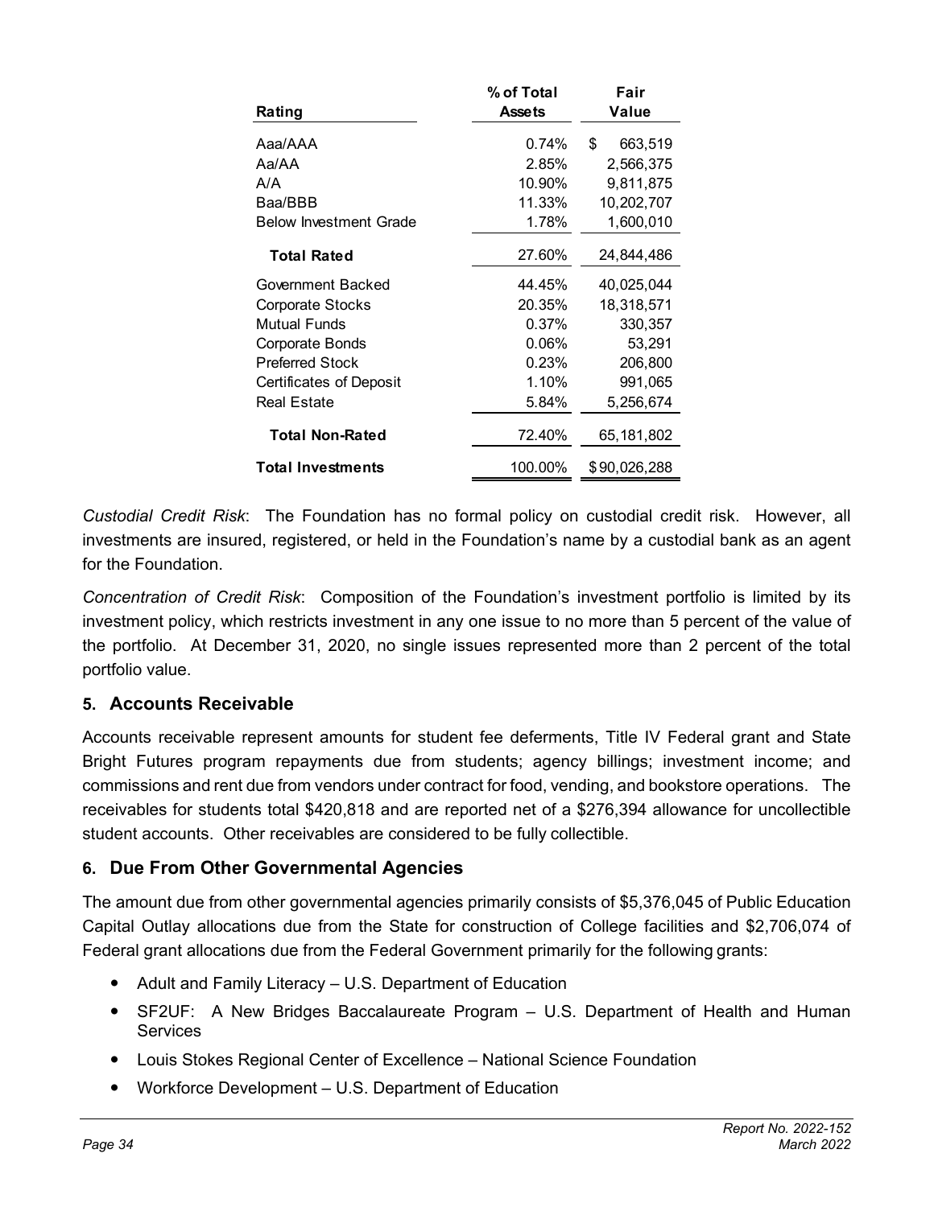| Rating | % of Total Assets | Fair Value |
|---|---|---|
| Aaa/AAA | 0.74% | $ 663,519 |
| Aa/AA | 2.85% | 2,566,375 |
| A/A | 10.90% | 9,811,875 |
| Baa/BBB | 11.33% | 10,202,707 |
| Below Investment Grade | 1.78% | 1,600,010 |
| **Total Rated** | 27.60% | 24,844,486 |
| Government Backed | 44.45% | 40,025,044 |
| Corporate Stocks | 20.35% | 18,318,571 |
| Mutual Funds | 0.37% | 330,357 |
| Corporate Bonds | 0.06% | 53,291 |
| Preferred Stock | 0.23% | 206,800 |
| Certificates of Deposit | 1.10% | 991,065 |
| Real Estate | 5.84% | 5,256,674 |
| **Total Non-Rated** | 72.40% | 65,181,802 |
| **Total Investments** | 100.00% | $90,026,288 |

*Custodial Credit Risk*: The Foundation has no formal policy on custodial credit risk. However, all investments are insured, registered, or held in the Foundation's name by a custodial bank as an agent for the Foundation.

*Concentration of Credit Risk*: Composition of the Foundation's investment portfolio is limited by its investment policy, which restricts investment in any one issue to no more than 5 percent of the value of the portfolio. At December 31, 2020, no single issues represented more than 2 percent of the total portfolio value.

## 5. Accounts Receivable

Accounts receivable represent amounts for student fee deferments, Title IV Federal grant and State Bright Futures program repayments due from students; agency billings; investment income; and commissions and rent due from vendors under contract for food, vending, and bookstore operations. The receivables for students total $420,818 and are reported net of a $276,394 allowance for uncollectible student accounts. Other receivables are considered to be fully collectible.

## 6. Due From Other Governmental Agencies

The amount due from other governmental agencies primarily consists of $5,376,045 of Public Education Capital Outlay allocations due from the State for construction of College facilities and $2,706,074 of Federal grant allocations due from the Federal Government primarily for the following grants:

- Adult and Family Literacy – U.S. Department of Education
- SF2UF: A New Bridges Baccalaureate Program – U.S. Department of Health and Human Services
- Louis Stokes Regional Center of Excellence – National Science Foundation
- Workforce Development – U.S. Department of Education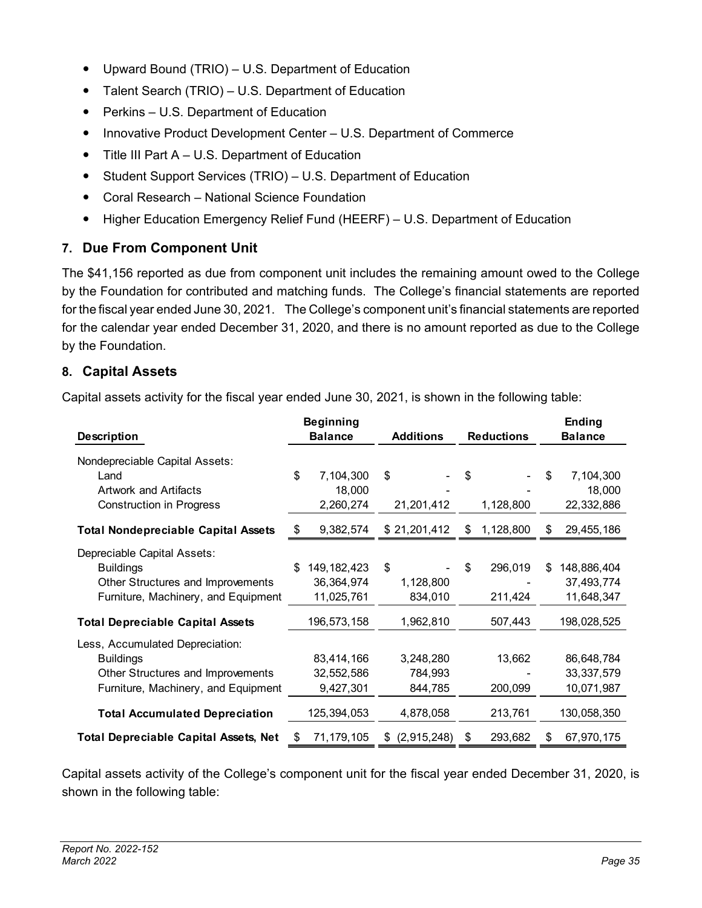- Upward Bound (TRIO) – U.S. Department of Education
- Talent Search (TRIO) – U.S. Department of Education
- Perkins – U.S. Department of Education
- Innovative Product Development Center – U.S. Department of Commerce
- Title III Part A – U.S. Department of Education
- Student Support Services (TRIO) – U.S. Department of Education
- Coral Research – National Science Foundation
- Higher Education Emergency Relief Fund (HEERF) – U.S. Department of Education

## 7. Due From Component Unit

The $41,156 reported as due from component unit includes the remaining amount owed to the College by the Foundation for contributed and matching funds. The College's financial statements are reported for the fiscal year ended June 30, 2021. The College's component unit's financial statements are reported for the calendar year ended December 31, 2020, and there is no amount reported as due to the College by the Foundation.

## 8. Capital Assets

Capital assets activity for the fiscal year ended June 30, 2021, is shown in the following table:

| Description | Beginning Balance | Additions | Reductions | Ending Balance |
|---|---|---|---|---|
| Nondepreciable Capital Assets: | | | | |
| Land | $ 7,104,300 | $ - | $ - | $ 7,104,300 |
| Artwork and Artifacts | 18,000 | - | - | 18,000 |
| Construction in Progress | 2,260,274 | 21,201,412 | 1,128,800 | 22,332,886 |
| **Total Nondepreciable Capital Assets** | $ 9,382,574 | $ 21,201,412 | $ 1,128,800 | $ 29,455,186 |
| Depreciable Capital Assets: | | | | |
| Buildings | $ 149,182,423 | $ - | $ 296,019 | $ 148,886,404 |
| Other Structures and Improvements | 36,364,974 | 1,128,800 | - | 37,493,774 |
| Furniture, Machinery, and Equipment | 11,025,761 | 834,010 | 211,424 | 11,648,347 |
| **Total Depreciable Capital Assets** | 196,573,158 | 1,962,810 | 507,443 | 198,028,525 |
| Less, Accumulated Depreciation: | | | | |
| Buildings | 83,414,166 | 3,248,280 | 13,662 | 86,648,784 |
| Other Structures and Improvements | 32,552,586 | 784,993 | - | 33,337,579 |
| Furniture, Machinery, and Equipment | 9,427,301 | 844,785 | 200,099 | 10,071,987 |
| **Total Accumulated Depreciation** | 125,394,053 | 4,878,058 | 213,761 | 130,058,350 |
| **Total Depreciable Capital Assets, Net** | $ 71,179,105 | $ (2,915,248) | $ 293,682 | $ 67,970,175 |

Capital assets activity of the College's component unit for the fiscal year ended December 31, 2020, is shown in the following table: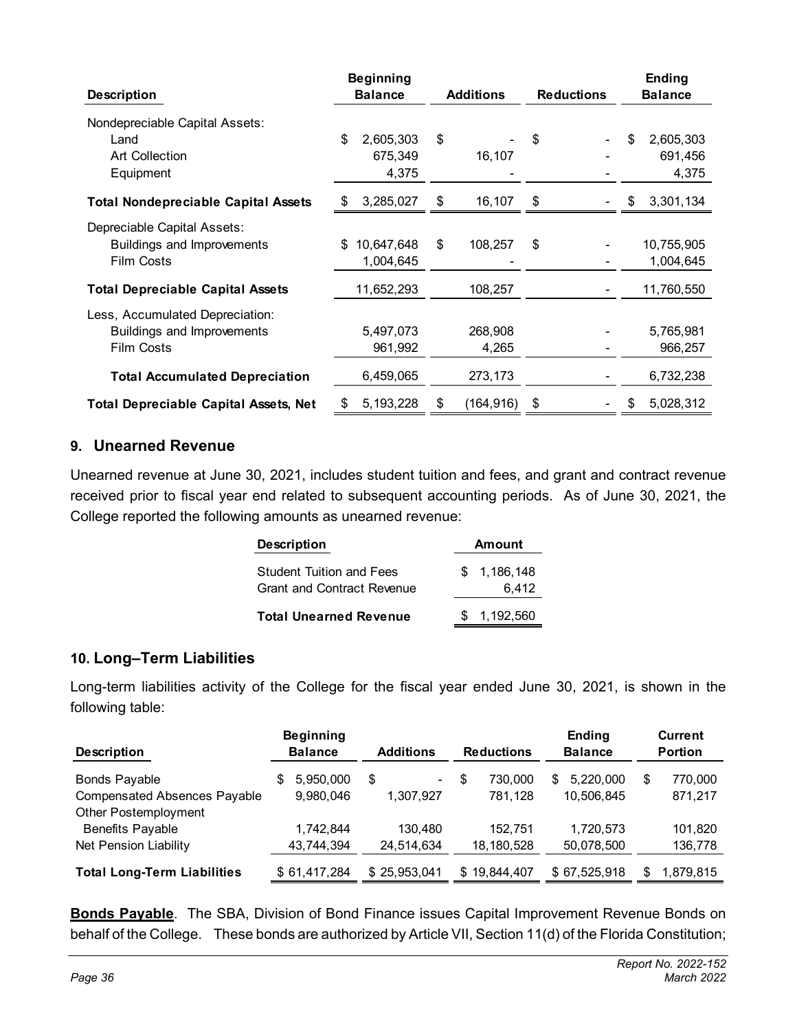| Description | Beginning Balance | Additions | Reductions | Ending Balance |
|---|---|---|---|---|
| Nondepreciable Capital Assets: | | | | |
| Land | $ 2,605,303 | $ - | $ - | $ 2,605,303 |
| Art Collection | 675,349 | 16,107 | - | 691,456 |
| Equipment | 4,375 | - | - | 4,375 |
| **Total Nondepreciable Capital Assets** | $ 3,285,027 | $ 16,107 | $ - | $ 3,301,134 |
| Depreciable Capital Assets: | | | | |
| Buildings and Improvements | $ 10,647,648 | $ 108,257 | $ - | 10,755,905 |
| Film Costs | 1,004,645 | - | - | 1,004,645 |
| **Total Depreciable Capital Assets** | 11,652,293 | 108,257 | - | 11,760,550 |
| Less, Accumulated Depreciation: | | | | |
| Buildings and Improvements | 5,497,073 | 268,908 | - | 5,765,981 |
| Film Costs | 961,992 | 4,265 | - | 966,257 |
| **Total Accumulated Depreciation** | 6,459,065 | 273,173 | - | 6,732,238 |
| **Total Depreciable Capital Assets, Net** | $ 5,193,228 | $ (164,916) | $ - | $ 5,028,312 |

## 9. Unearned Revenue

Unearned revenue at June 30, 2021, includes student tuition and fees, and grant and contract revenue received prior to fiscal year end related to subsequent accounting periods. As of June 30, 2021, the College reported the following amounts as unearned revenue:

| Description | Amount |
|---|---|
| Student Tuition and Fees | $ 1,186,148 |
| Grant and Contract Revenue | 6,412 |
| **Total Unearned Revenue** | $ 1,192,560 |

## 10. Long–Term Liabilities

Long-term liabilities activity of the College for the fiscal year ended June 30, 2021, is shown in the following table:

| Description | Beginning Balance | Additions | Reductions | Ending Balance | Current Portion |
|---|---|---|---|---|---|
| Bonds Payable | $ 5,950,000 | $ - | $ 730,000 | $ 5,220,000 | $ 770,000 |
| Compensated Absences Payable | 9,980,046 | 1,307,927 | 781,128 | 10,506,845 | 871,217 |
| Other Postemployment Benefits Payable | 1,742,844 | 130,480 | 152,751 | 1,720,573 | 101,820 |
| Net Pension Liability | 43,744,394 | 24,514,634 | 18,180,528 | 50,078,500 | 136,778 |
| **Total Long-Term Liabilities** | $ 61,417,284 | $ 25,953,041 | $ 19,844,407 | $ 67,525,918 | $ 1,879,815 |

**Bonds Payable**. The SBA, Division of Bond Finance issues Capital Improvement Revenue Bonds on behalf of the College. These bonds are authorized by Article VII, Section 11(d) of the Florida Constitution;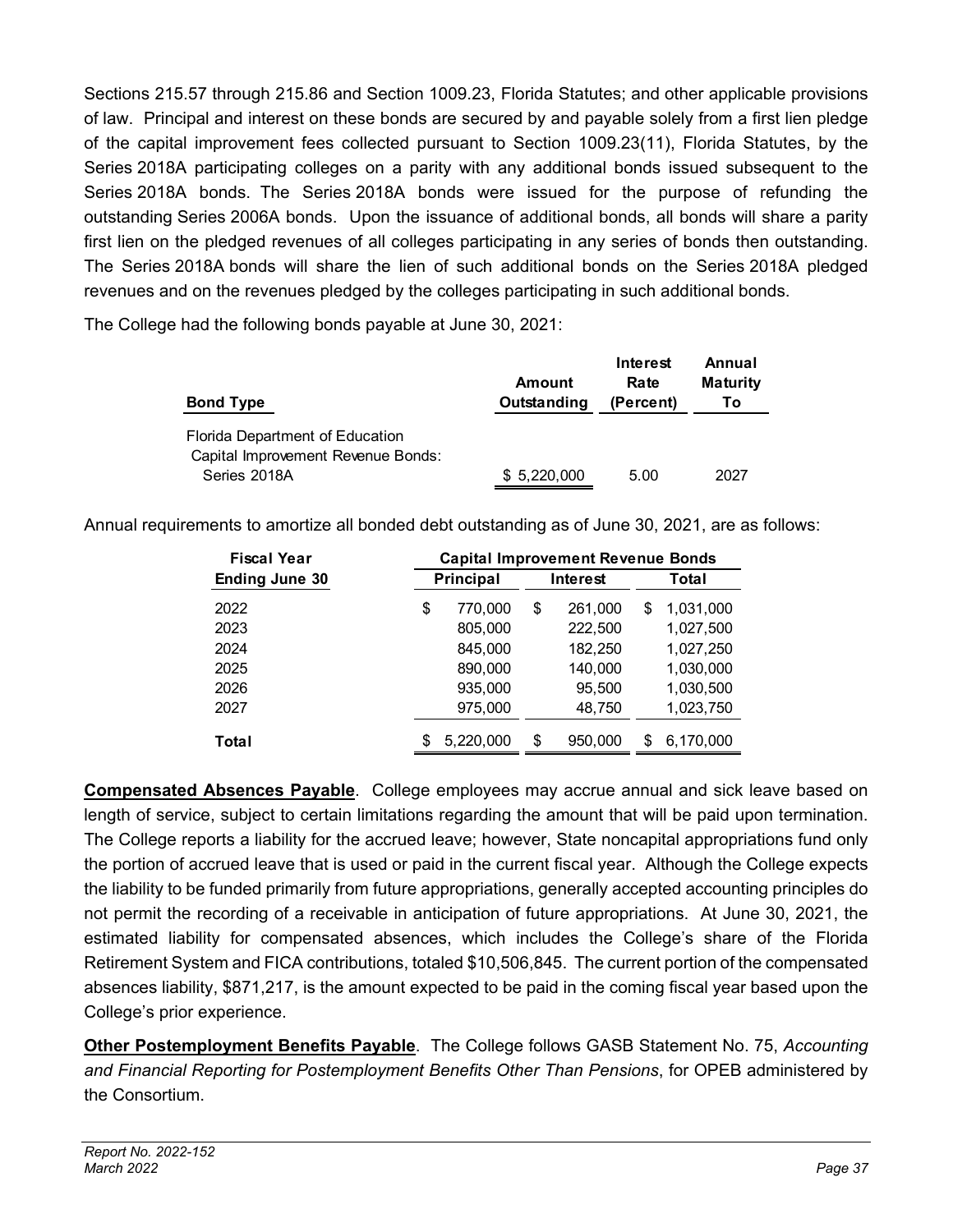Sections 215.57 through 215.86 and Section 1009.23, Florida Statutes; and other applicable provisions of law. Principal and interest on these bonds are secured by and payable solely from a first lien pledge of the capital improvement fees collected pursuant to Section 1009.23(11), Florida Statutes, by the Series 2018A participating colleges on a parity with any additional bonds issued subsequent to the Series 2018A bonds. The Series 2018A bonds were issued for the purpose of refunding the outstanding Series 2006A bonds. Upon the issuance of additional bonds, all bonds will share a parity first lien on the pledged revenues of all colleges participating in any series of bonds then outstanding. The Series 2018A bonds will share the lien of such additional bonds on the Series 2018A pledged revenues and on the revenues pledged by the colleges participating in such additional bonds.

The College had the following bonds payable at June 30, 2021:

| Bond Type | Amount Outstanding | Interest Rate (Percent) | Annual Maturity To |
|---|---|---|---|
| Florida Department of Education Capital Improvement Revenue Bonds: Series 2018A | $ 5,220,000 | 5.00 | 2027 |

Annual requirements to amortize all bonded debt outstanding as of June 30, 2021, are as follows:

| Fiscal Year Ending June 30 | Capital Improvement Revenue Bonds | | |
|---|---|---|---|
| | Principal | Interest | Total |
| 2022 | $ 770,000 | $ 261,000 | $ 1,031,000 |
| 2023 | 805,000 | 222,500 | 1,027,500 |
| 2024 | 845,000 | 182,250 | 1,027,250 |
| 2025 | 890,000 | 140,000 | 1,030,000 |
| 2026 | 935,000 | 95,500 | 1,030,500 |
| 2027 | 975,000 | 48,750 | 1,023,750 |
| **Total** | $ 5,220,000 | $ 950,000 | $ 6,170,000 |

**Compensated Absences Payable**. College employees may accrue annual and sick leave based on length of service, subject to certain limitations regarding the amount that will be paid upon termination. The College reports a liability for the accrued leave; however, State noncapital appropriations fund only the portion of accrued leave that is used or paid in the current fiscal year. Although the College expects the liability to be funded primarily from future appropriations, generally accepted accounting principles do not permit the recording of a receivable in anticipation of future appropriations. At June 30, 2021, the estimated liability for compensated absences, which includes the College's share of the Florida Retirement System and FICA contributions, totaled $10,506,845. The current portion of the compensated absences liability, $871,217, is the amount expected to be paid in the coming fiscal year based upon the College's prior experience.

**Other Postemployment Benefits Payable**. The College follows GASB Statement No. 75, *Accounting and Financial Reporting for Postemployment Benefits Other Than Pensions*, for OPEB administered by the Consortium.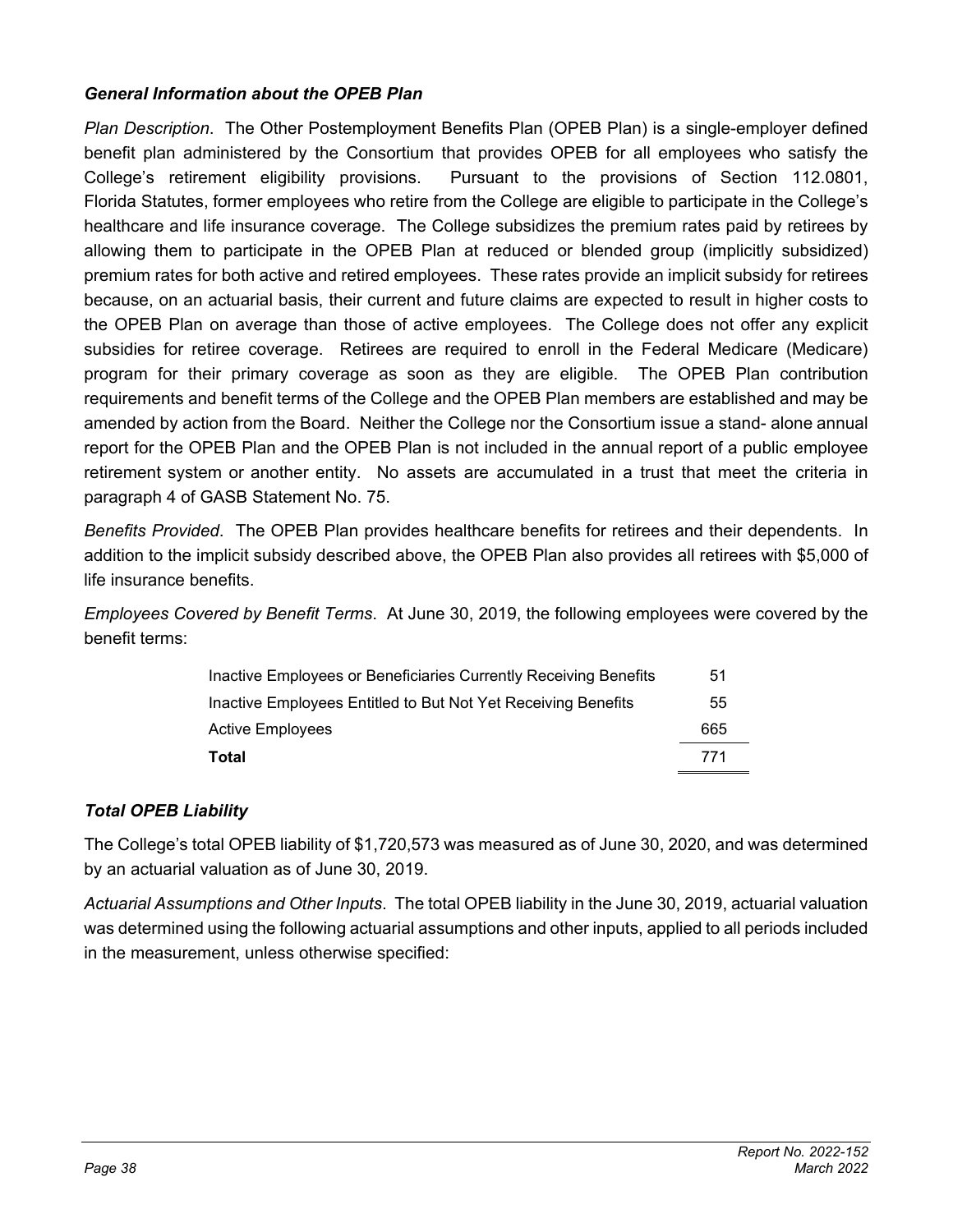### *General Information about the OPEB Plan*

*Plan Description*. The Other Postemployment Benefits Plan (OPEB Plan) is a single-employer defined benefit plan administered by the Consortium that provides OPEB for all employees who satisfy the College's retirement eligibility provisions. Pursuant to the provisions of Section 112.0801, Florida Statutes, former employees who retire from the College are eligible to participate in the College's healthcare and life insurance coverage. The College subsidizes the premium rates paid by retirees by allowing them to participate in the OPEB Plan at reduced or blended group (implicitly subsidized) premium rates for both active and retired employees. These rates provide an implicit subsidy for retirees because, on an actuarial basis, their current and future claims are expected to result in higher costs to the OPEB Plan on average than those of active employees. The College does not offer any explicit subsidies for retiree coverage. Retirees are required to enroll in the Federal Medicare (Medicare) program for their primary coverage as soon as they are eligible. The OPEB Plan contribution requirements and benefit terms of the College and the OPEB Plan members are established and may be amended by action from the Board. Neither the College nor the Consortium issue a stand- alone annual report for the OPEB Plan and the OPEB Plan is not included in the annual report of a public employee retirement system or another entity. No assets are accumulated in a trust that meet the criteria in paragraph 4 of GASB Statement No. 75.

*Benefits Provided*. The OPEB Plan provides healthcare benefits for retirees and their dependents. In addition to the implicit subsidy described above, the OPEB Plan also provides all retirees with $5,000 of life insurance benefits.

*Employees Covered by Benefit Terms*. At June 30, 2019, the following employees were covered by the benefit terms:

| | |
|---|---|
| Inactive Employees or Beneficiaries Currently Receiving Benefits | 51 |
| Inactive Employees Entitled to But Not Yet Receiving Benefits | 55 |
| Active Employees | 665 |
| **Total** | 771 |

### *Total OPEB Liability*

The College's total OPEB liability of $1,720,573 was measured as of June 30, 2020, and was determined by an actuarial valuation as of June 30, 2019.

*Actuarial Assumptions and Other Inputs*. The total OPEB liability in the June 30, 2019, actuarial valuation was determined using the following actuarial assumptions and other inputs, applied to all periods included in the measurement, unless otherwise specified: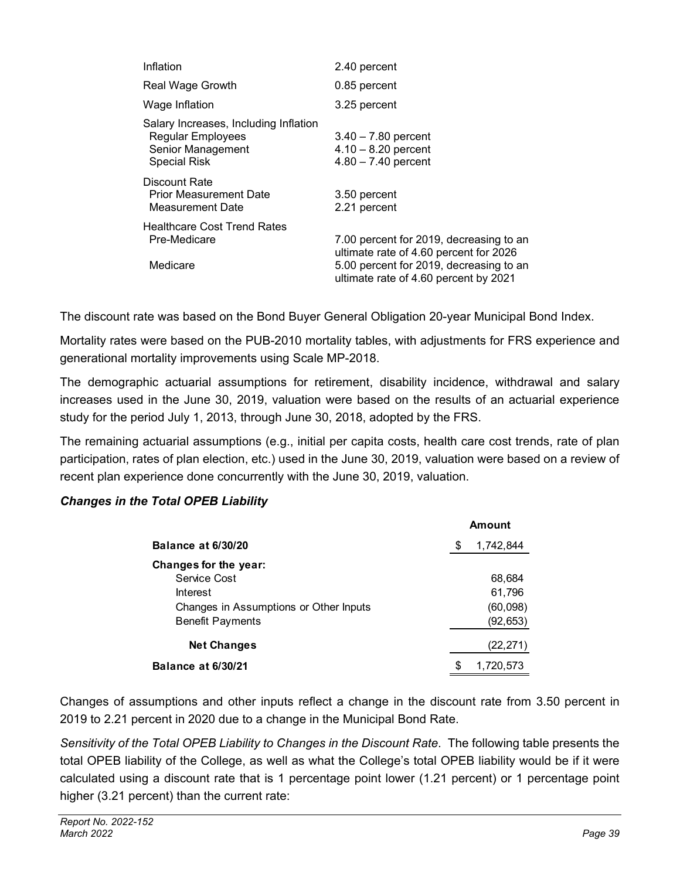| | |
|---|---|
| Inflation | 2.40 percent |
| Real Wage Growth | 0.85 percent |
| Wage Inflation | 3.25 percent |
| Salary Increases, Including Inflation | |
| Regular Employees | 3.40 – 7.80 percent |
| Senior Management | 4.10 – 8.20 percent |
| Special Risk | 4.80 – 7.40 percent |
| Discount Rate | |
| Prior Measurement Date | 3.50 percent |
| Measurement Date | 2.21 percent |
| Healthcare Cost Trend Rates | |
| Pre-Medicare | 7.00 percent for 2019, decreasing to an ultimate rate of 4.60 percent for 2026 |
| Medicare | 5.00 percent for 2019, decreasing to an ultimate rate of 4.60 percent by 2021 |

The discount rate was based on the Bond Buyer General Obligation 20-year Municipal Bond Index.

Mortality rates were based on the PUB-2010 mortality tables, with adjustments for FRS experience and generational mortality improvements using Scale MP-2018.

The demographic actuarial assumptions for retirement, disability incidence, withdrawal and salary increases used in the June 30, 2019, valuation were based on the results of an actuarial experience study for the period July 1, 2013, through June 30, 2018, adopted by the FRS.

The remaining actuarial assumptions (e.g., initial per capita costs, health care cost trends, rate of plan participation, rates of plan election, etc.) used in the June 30, 2019, valuation were based on a review of recent plan experience done concurrently with the June 30, 2019, valuation.

***Changes in the Total OPEB Liability***

| | Amount |
|---|---|
| **Balance at 6/30/20** | $ 1,742,844 |
| **Changes for the year:** | |
| Service Cost | 68,684 |
| Interest | 61,796 |
| Changes in Assumptions or Other Inputs | (60,098) |
| Benefit Payments | (92,653) |
| **Net Changes** | (22,271) |
| **Balance at 6/30/21** | $ 1,720,573 |

Changes of assumptions and other inputs reflect a change in the discount rate from 3.50 percent in 2019 to 2.21 percent in 2020 due to a change in the Municipal Bond Rate.

*Sensitivity of the Total OPEB Liability to Changes in the Discount Rate*. The following table presents the total OPEB liability of the College, as well as what the College's total OPEB liability would be if it were calculated using a discount rate that is 1 percentage point lower (1.21 percent) or 1 percentage point higher (3.21 percent) than the current rate: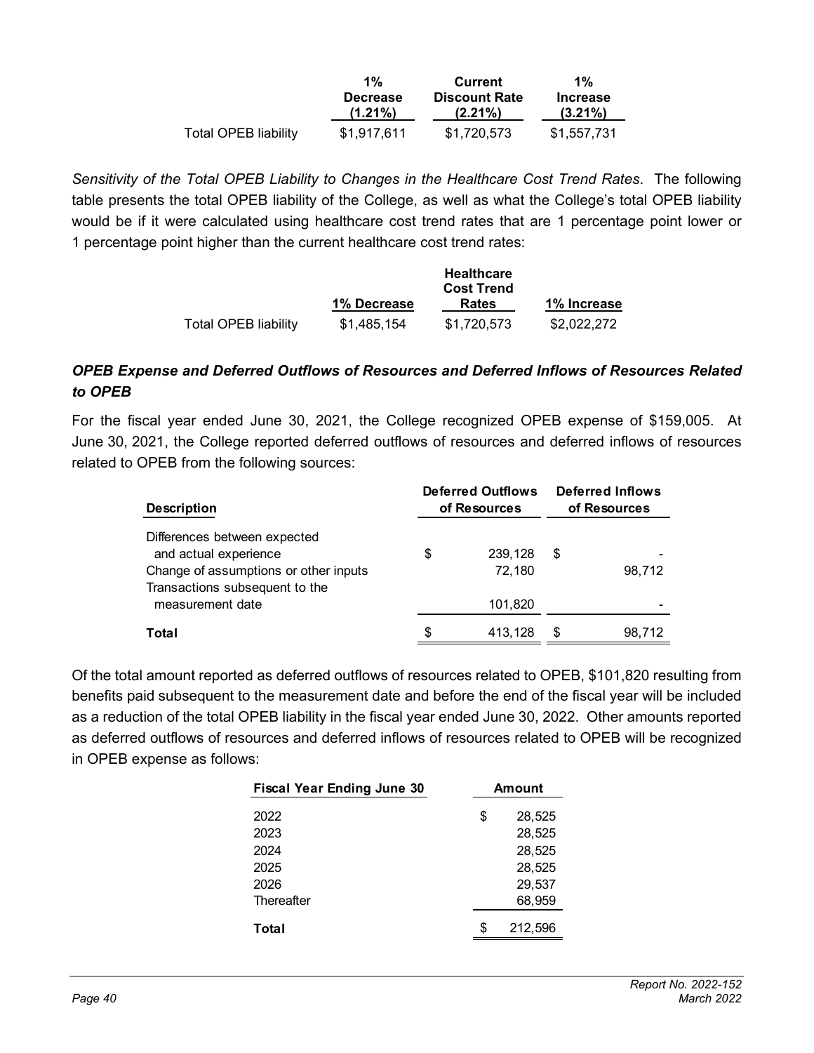| | 1% Decrease (1.21%) | Current Discount Rate (2.21%) | 1% Increase (3.21%) |
|---|---|---|---|
| Total OPEB liability | $1,917,611 | $1,720,573 | $1,557,731 |

*Sensitivity of the Total OPEB Liability to Changes in the Healthcare Cost Trend Rates*. The following table presents the total OPEB liability of the College, as well as what the College's total OPEB liability would be if it were calculated using healthcare cost trend rates that are 1 percentage point lower or 1 percentage point higher than the current healthcare cost trend rates:

| | 1% Decrease | Healthcare Cost Trend Rates | 1% Increase |
|---|---|---|---|
| Total OPEB liability | $1,485,154 | $1,720,573 | $2,022,272 |

### *OPEB Expense and Deferred Outflows of Resources and Deferred Inflows of Resources Related to OPEB*

For the fiscal year ended June 30, 2021, the College recognized OPEB expense of $159,005. At June 30, 2021, the College reported deferred outflows of resources and deferred inflows of resources related to OPEB from the following sources:

| Description | Deferred Outflows of Resources | Deferred Inflows of Resources |
|---|---|---|
| Differences between expected and actual experience | $ 239,128 | $ - |
| Change of assumptions or other inputs | 72,180 | 98,712 |
| Transactions subsequent to the measurement date | 101,820 | - |
| **Total** | $ 413,128 | $ 98,712 |

Of the total amount reported as deferred outflows of resources related to OPEB, $101,820 resulting from benefits paid subsequent to the measurement date and before the end of the fiscal year will be included as a reduction of the total OPEB liability in the fiscal year ended June 30, 2022. Other amounts reported as deferred outflows of resources and deferred inflows of resources related to OPEB will be recognized in OPEB expense as follows:

| Fiscal Year Ending June 30 | Amount |
|---|---|
| 2022 | $ 28,525 |
| 2023 | 28,525 |
| 2024 | 28,525 |
| 2025 | 28,525 |
| 2026 | 29,537 |
| Thereafter | 68,959 |
| **Total** | $ 212,596 |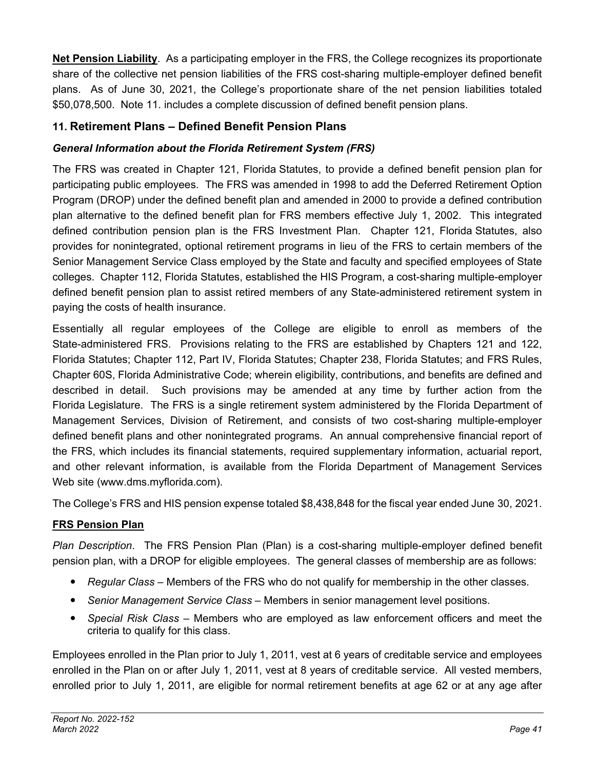**Net Pension Liability**. As a participating employer in the FRS, the College recognizes its proportionate share of the collective net pension liabilities of the FRS cost-sharing multiple-employer defined benefit plans. As of June 30, 2021, the College's proportionate share of the net pension liabilities totaled $50,078,500. Note 11. includes a complete discussion of defined benefit pension plans.

## 11. Retirement Plans – Defined Benefit Pension Plans

### *General Information about the Florida Retirement System (FRS)*

The FRS was created in Chapter 121, Florida Statutes, to provide a defined benefit pension plan for participating public employees. The FRS was amended in 1998 to add the Deferred Retirement Option Program (DROP) under the defined benefit plan and amended in 2000 to provide a defined contribution plan alternative to the defined benefit plan for FRS members effective July 1, 2002. This integrated defined contribution pension plan is the FRS Investment Plan. Chapter 121, Florida Statutes, also provides for nonintegrated, optional retirement programs in lieu of the FRS to certain members of the Senior Management Service Class employed by the State and faculty and specified employees of State colleges. Chapter 112, Florida Statutes, established the HIS Program, a cost-sharing multiple-employer defined benefit pension plan to assist retired members of any State-administered retirement system in paying the costs of health insurance.

Essentially all regular employees of the College are eligible to enroll as members of the State-administered FRS. Provisions relating to the FRS are established by Chapters 121 and 122, Florida Statutes; Chapter 112, Part IV, Florida Statutes; Chapter 238, Florida Statutes; and FRS Rules, Chapter 60S, Florida Administrative Code; wherein eligibility, contributions, and benefits are defined and described in detail. Such provisions may be amended at any time by further action from the Florida Legislature. The FRS is a single retirement system administered by the Florida Department of Management Services, Division of Retirement, and consists of two cost-sharing multiple-employer defined benefit plans and other nonintegrated programs. An annual comprehensive financial report of the FRS, which includes its financial statements, required supplementary information, actuarial report, and other relevant information, is available from the Florida Department of Management Services Web site (www.dms.myflorida.com).

The College's FRS and HIS pension expense totaled $8,438,848 for the fiscal year ended June 30, 2021.

**FRS Pension Plan**

*Plan Description*. The FRS Pension Plan (Plan) is a cost-sharing multiple-employer defined benefit pension plan, with a DROP for eligible employees. The general classes of membership are as follows:

- *Regular Class* – Members of the FRS who do not qualify for membership in the other classes.
- *Senior Management Service Class* – Members in senior management level positions.
- *Special Risk Class* – Members who are employed as law enforcement officers and meet the criteria to qualify for this class.

Employees enrolled in the Plan prior to July 1, 2011, vest at 6 years of creditable service and employees enrolled in the Plan on or after July 1, 2011, vest at 8 years of creditable service. All vested members, enrolled prior to July 1, 2011, are eligible for normal retirement benefits at age 62 or at any age after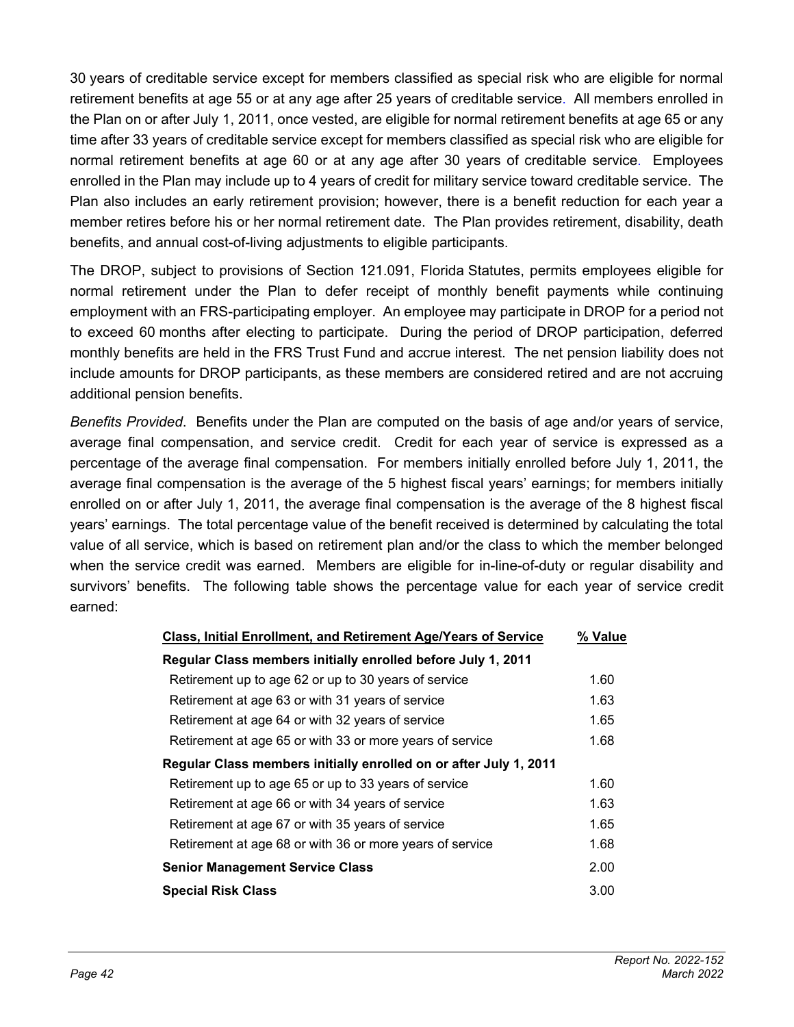30 years of creditable service except for members classified as special risk who are eligible for normal retirement benefits at age 55 or at any age after 25 years of creditable service. All members enrolled in the Plan on or after July 1, 2011, once vested, are eligible for normal retirement benefits at age 65 or any time after 33 years of creditable service except for members classified as special risk who are eligible for normal retirement benefits at age 60 or at any age after 30 years of creditable service. Employees enrolled in the Plan may include up to 4 years of credit for military service toward creditable service. The Plan also includes an early retirement provision; however, there is a benefit reduction for each year a member retires before his or her normal retirement date. The Plan provides retirement, disability, death benefits, and annual cost-of-living adjustments to eligible participants.

The DROP, subject to provisions of Section 121.091, Florida Statutes, permits employees eligible for normal retirement under the Plan to defer receipt of monthly benefit payments while continuing employment with an FRS-participating employer. An employee may participate in DROP for a period not to exceed 60 months after electing to participate. During the period of DROP participation, deferred monthly benefits are held in the FRS Trust Fund and accrue interest. The net pension liability does not include amounts for DROP participants, as these members are considered retired and are not accruing additional pension benefits.

*Benefits Provided*. Benefits under the Plan are computed on the basis of age and/or years of service, average final compensation, and service credit. Credit for each year of service is expressed as a percentage of the average final compensation. For members initially enrolled before July 1, 2011, the average final compensation is the average of the 5 highest fiscal years' earnings; for members initially enrolled on or after July 1, 2011, the average final compensation is the average of the 8 highest fiscal years' earnings. The total percentage value of the benefit received is determined by calculating the total value of all service, which is based on retirement plan and/or the class to which the member belonged when the service credit was earned. Members are eligible for in-line-of-duty or regular disability and survivors' benefits. The following table shows the percentage value for each year of service credit earned:

| Class, Initial Enrollment, and Retirement Age/Years of Service | % Value |
|---|---|
| **Regular Class members initially enrolled before July 1, 2011** | |
| Retirement up to age 62 or up to 30 years of service | 1.60 |
| Retirement at age 63 or with 31 years of service | 1.63 |
| Retirement at age 64 or with 32 years of service | 1.65 |
| Retirement at age 65 or with 33 or more years of service | 1.68 |
| **Regular Class members initially enrolled on or after July 1, 2011** | |
| Retirement up to age 65 or up to 33 years of service | 1.60 |
| Retirement at age 66 or with 34 years of service | 1.63 |
| Retirement at age 67 or with 35 years of service | 1.65 |
| Retirement at age 68 or with 36 or more years of service | 1.68 |
| **Senior Management Service Class** | 2.00 |
| **Special Risk Class** | 3.00 |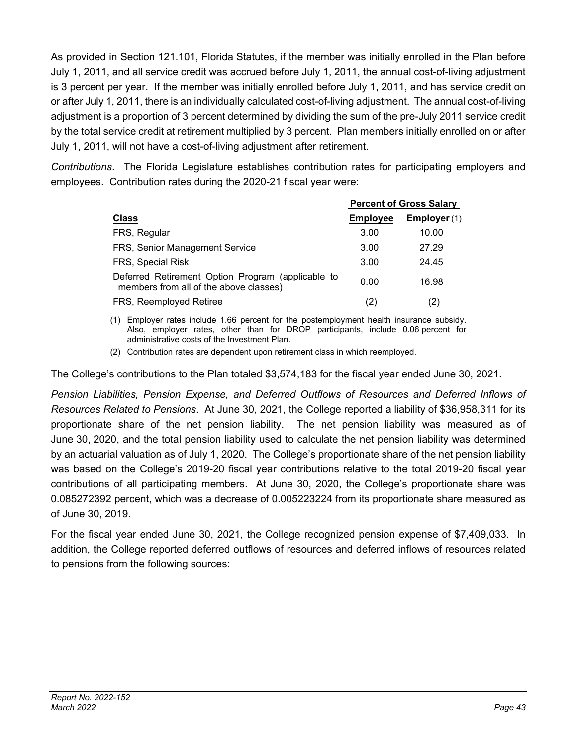As provided in Section 121.101, Florida Statutes, if the member was initially enrolled in the Plan before July 1, 2011, and all service credit was accrued before July 1, 2011, the annual cost-of-living adjustment is 3 percent per year. If the member was initially enrolled before July 1, 2011, and has service credit on or after July 1, 2011, there is an individually calculated cost-of-living adjustment. The annual cost-of-living adjustment is a proportion of 3 percent determined by dividing the sum of the pre-July 2011 service credit by the total service credit at retirement multiplied by 3 percent. Plan members initially enrolled on or after July 1, 2011, will not have a cost-of-living adjustment after retirement.

*Contributions*. The Florida Legislature establishes contribution rates for participating employers and employees. Contribution rates during the 2020-21 fiscal year were:

| | Percent of Gross Salary | |
|---|---|---|
| **Class** | **Employee** | **Employer** (1) |
| FRS, Regular | 3.00 | 10.00 |
| FRS, Senior Management Service | 3.00 | 27.29 |
| FRS, Special Risk | 3.00 | 24.45 |
| Deferred Retirement Option Program (applicable to members from all of the above classes) | 0.00 | 16.98 |
| FRS, Reemployed Retiree | (2) | (2) |

(1) Employer rates include 1.66 percent for the postemployment health insurance subsidy. Also, employer rates, other than for DROP participants, include 0.06 percent for administrative costs of the Investment Plan.

(2) Contribution rates are dependent upon retirement class in which reemployed.

The College's contributions to the Plan totaled $3,574,183 for the fiscal year ended June 30, 2021.

*Pension Liabilities, Pension Expense, and Deferred Outflows of Resources and Deferred Inflows of Resources Related to Pensions*. At June 30, 2021, the College reported a liability of $36,958,311 for its proportionate share of the net pension liability. The net pension liability was measured as of June 30, 2020, and the total pension liability used to calculate the net pension liability was determined by an actuarial valuation as of July 1, 2020. The College's proportionate share of the net pension liability was based on the College's 2019-20 fiscal year contributions relative to the total 2019-20 fiscal year contributions of all participating members. At June 30, 2020, the College's proportionate share was 0.085272392 percent, which was a decrease of 0.005223224 from its proportionate share measured as of June 30, 2019.

For the fiscal year ended June 30, 2021, the College recognized pension expense of $7,409,033. In addition, the College reported deferred outflows of resources and deferred inflows of resources related to pensions from the following sources: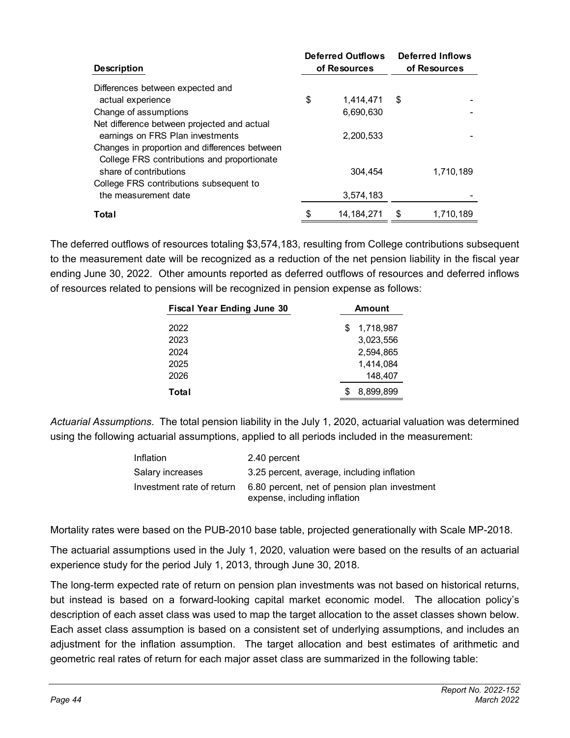| Description | Deferred Outflows of Resources | Deferred Inflows of Resources |
|---|---|---|
| Differences between expected and actual experience | $ 1,414,471 | $ - |
| Change of assumptions | 6,690,630 | - |
| Net difference between projected and actual earnings on FRS Plan investments | 2,200,533 | - |
| Changes in proportion and differences between College FRS contributions and proportionate share of contributions | 304,454 | 1,710,189 |
| College FRS contributions subsequent to the measurement date | 3,574,183 | - |
| **Total** | $ 14,184,271 | $ 1,710,189 |

The deferred outflows of resources totaling $3,574,183, resulting from College contributions subsequent to the measurement date will be recognized as a reduction of the net pension liability in the fiscal year ending June 30, 2022. Other amounts reported as deferred outflows of resources and deferred inflows of resources related to pensions will be recognized in pension expense as follows:

| Fiscal Year Ending June 30 | Amount |
|---|---|
| 2022 | $ 1,718,987 |
| 2023 | 3,023,556 |
| 2024 | 2,594,865 |
| 2025 | 1,414,084 |
| 2026 | 148,407 |
| **Total** | $ 8,899,899 |

*Actuarial Assumptions*. The total pension liability in the July 1, 2020, actuarial valuation was determined using the following actuarial assumptions, applied to all periods included in the measurement:

| | |
|---|---|
| Inflation | 2.40 percent |
| Salary increases | 3.25 percent, average, including inflation |
| Investment rate of return | 6.80 percent, net of pension plan investment expense, including inflation |

Mortality rates were based on the PUB-2010 base table, projected generationally with Scale MP-2018.

The actuarial assumptions used in the July 1, 2020, valuation were based on the results of an actuarial experience study for the period July 1, 2013, through June 30, 2018.

The long-term expected rate of return on pension plan investments was not based on historical returns, but instead is based on a forward-looking capital market economic model. The allocation policy's description of each asset class was used to map the target allocation to the asset classes shown below. Each asset class assumption is based on a consistent set of underlying assumptions, and includes an adjustment for the inflation assumption. The target allocation and best estimates of arithmetic and geometric real rates of return for each major asset class are summarized in the following table: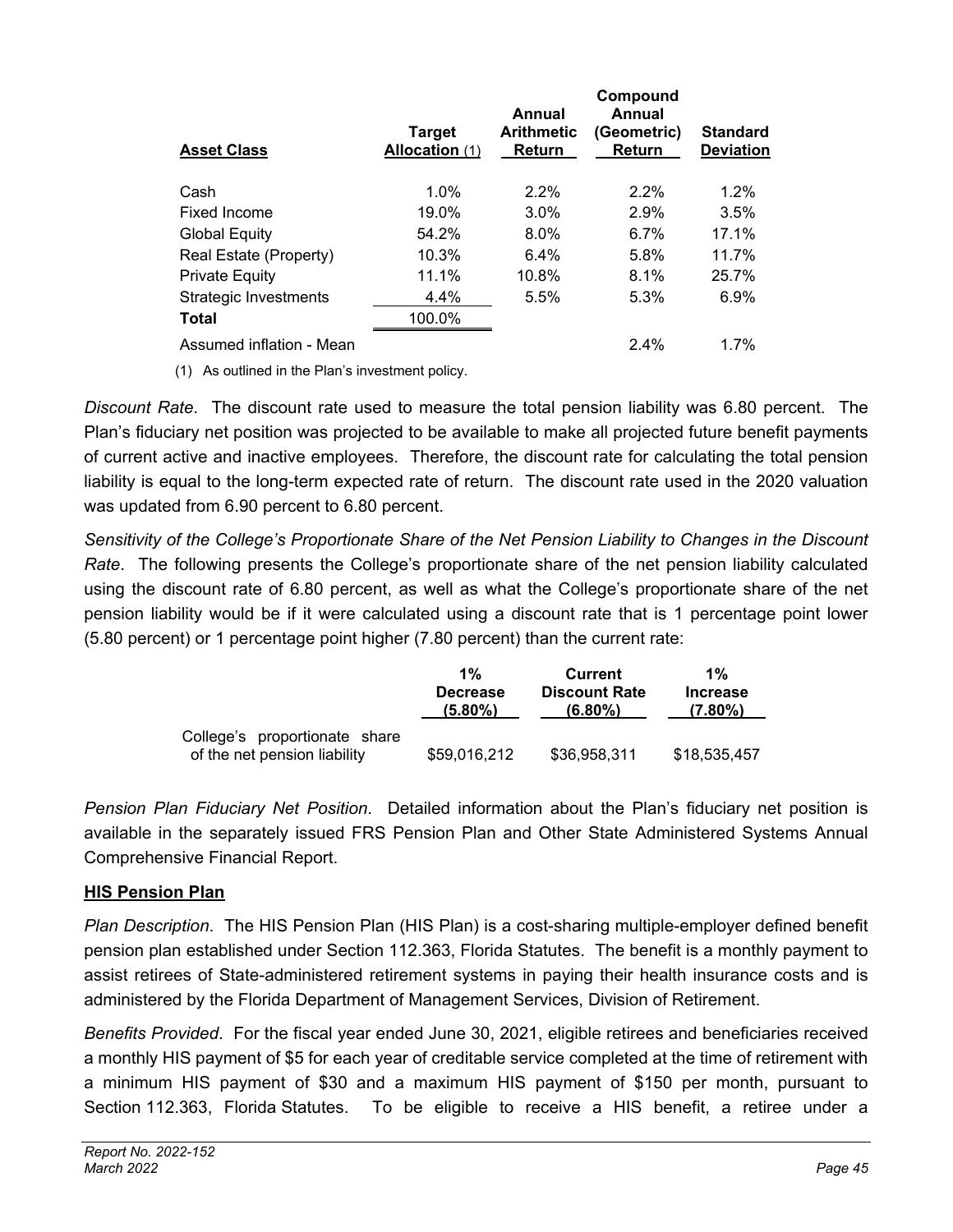| Asset Class | Target Allocation (1) | Annual Arithmetic Return | Compound Annual (Geometric) Return | Standard Deviation |
|---|---|---|---|---|
| Cash | 1.0% | 2.2% | 2.2% | 1.2% |
| Fixed Income | 19.0% | 3.0% | 2.9% | 3.5% |
| Global Equity | 54.2% | 8.0% | 6.7% | 17.1% |
| Real Estate (Property) | 10.3% | 6.4% | 5.8% | 11.7% |
| Private Equity | 11.1% | 10.8% | 8.1% | 25.7% |
| Strategic Investments | 4.4% | 5.5% | 5.3% | 6.9% |
| **Total** | 100.0% | | | |
| Assumed inflation - Mean | | | 2.4% | 1.7% |

(1) As outlined in the Plan's investment policy.

*Discount Rate*. The discount rate used to measure the total pension liability was 6.80 percent. The Plan's fiduciary net position was projected to be available to make all projected future benefit payments of current active and inactive employees. Therefore, the discount rate for calculating the total pension liability is equal to the long-term expected rate of return. The discount rate used in the 2020 valuation was updated from 6.90 percent to 6.80 percent.

*Sensitivity of the College's Proportionate Share of the Net Pension Liability to Changes in the Discount Rate*. The following presents the College's proportionate share of the net pension liability calculated using the discount rate of 6.80 percent, as well as what the College's proportionate share of the net pension liability would be if it were calculated using a discount rate that is 1 percentage point lower (5.80 percent) or 1 percentage point higher (7.80 percent) than the current rate:

| | 1% Decrease (5.80%) | Current Discount Rate (6.80%) | 1% Increase (7.80%) |
|---|---|---|---|
| College's proportionate share of the net pension liability | $59,016,212 | $36,958,311 | $18,535,457 |

*Pension Plan Fiduciary Net Position*. Detailed information about the Plan's fiduciary net position is available in the separately issued FRS Pension Plan and Other State Administered Systems Annual Comprehensive Financial Report.

## HIS Pension Plan

*Plan Description*. The HIS Pension Plan (HIS Plan) is a cost-sharing multiple-employer defined benefit pension plan established under Section 112.363, Florida Statutes. The benefit is a monthly payment to assist retirees of State-administered retirement systems in paying their health insurance costs and is administered by the Florida Department of Management Services, Division of Retirement.

*Benefits Provided*. For the fiscal year ended June 30, 2021, eligible retirees and beneficiaries received a monthly HIS payment of $5 for each year of creditable service completed at the time of retirement with a minimum HIS payment of $30 and a maximum HIS payment of $150 per month, pursuant to Section 112.363, Florida Statutes. To be eligible to receive a HIS benefit, a retiree under a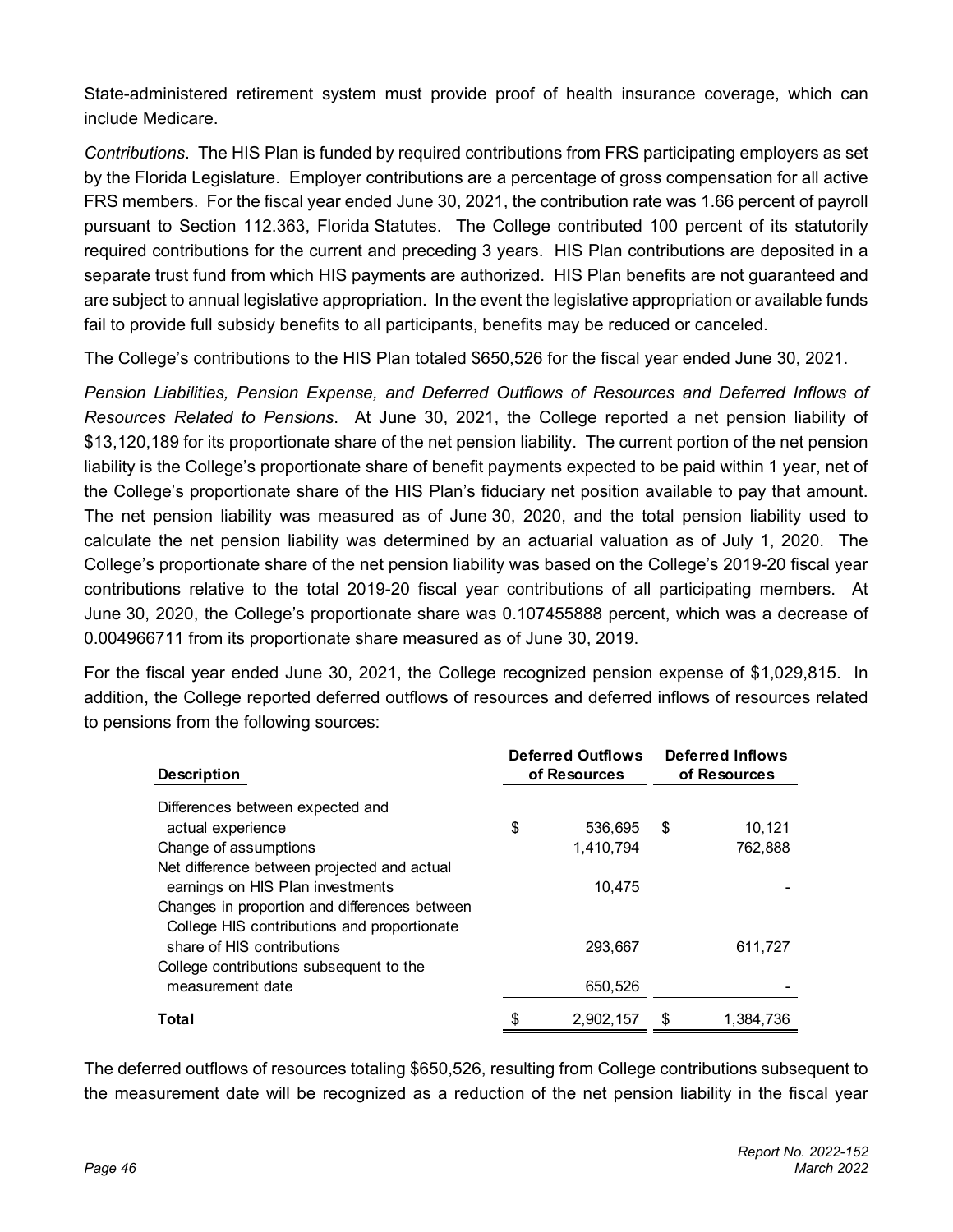State-administered retirement system must provide proof of health insurance coverage, which can include Medicare.

*Contributions*. The HIS Plan is funded by required contributions from FRS participating employers as set by the Florida Legislature. Employer contributions are a percentage of gross compensation for all active FRS members. For the fiscal year ended June 30, 2021, the contribution rate was 1.66 percent of payroll pursuant to Section 112.363, Florida Statutes. The College contributed 100 percent of its statutorily required contributions for the current and preceding 3 years. HIS Plan contributions are deposited in a separate trust fund from which HIS payments are authorized. HIS Plan benefits are not guaranteed and are subject to annual legislative appropriation. In the event the legislative appropriation or available funds fail to provide full subsidy benefits to all participants, benefits may be reduced or canceled.

The College's contributions to the HIS Plan totaled $650,526 for the fiscal year ended June 30, 2021.

*Pension Liabilities, Pension Expense, and Deferred Outflows of Resources and Deferred Inflows of Resources Related to Pensions*. At June 30, 2021, the College reported a net pension liability of $13,120,189 for its proportionate share of the net pension liability. The current portion of the net pension liability is the College's proportionate share of benefit payments expected to be paid within 1 year, net of the College's proportionate share of the HIS Plan's fiduciary net position available to pay that amount. The net pension liability was measured as of June 30, 2020, and the total pension liability used to calculate the net pension liability was determined by an actuarial valuation as of July 1, 2020. The College's proportionate share of the net pension liability was based on the College's 2019-20 fiscal year contributions relative to the total 2019-20 fiscal year contributions of all participating members. At June 30, 2020, the College's proportionate share was 0.107455888 percent, which was a decrease of 0.004966711 from its proportionate share measured as of June 30, 2019.

For the fiscal year ended June 30, 2021, the College recognized pension expense of $1,029,815. In addition, the College reported deferred outflows of resources and deferred inflows of resources related to pensions from the following sources:

| Description | Deferred Outflows of Resources | Deferred Inflows of Resources |
|---|---|---|
| Differences between expected and actual experience | $ 536,695 | $ 10,121 |
| Change of assumptions | 1,410,794 | 762,888 |
| Net difference between projected and actual earnings on HIS Plan investments | 10,475 | - |
| Changes in proportion and differences between College HIS contributions and proportionate share of HIS contributions | 293,667 | 611,727 |
| College contributions subsequent to the measurement date | 650,526 | - |
| **Total** | $ 2,902,157 | $ 1,384,736 |

The deferred outflows of resources totaling $650,526, resulting from College contributions subsequent to the measurement date will be recognized as a reduction of the net pension liability in the fiscal year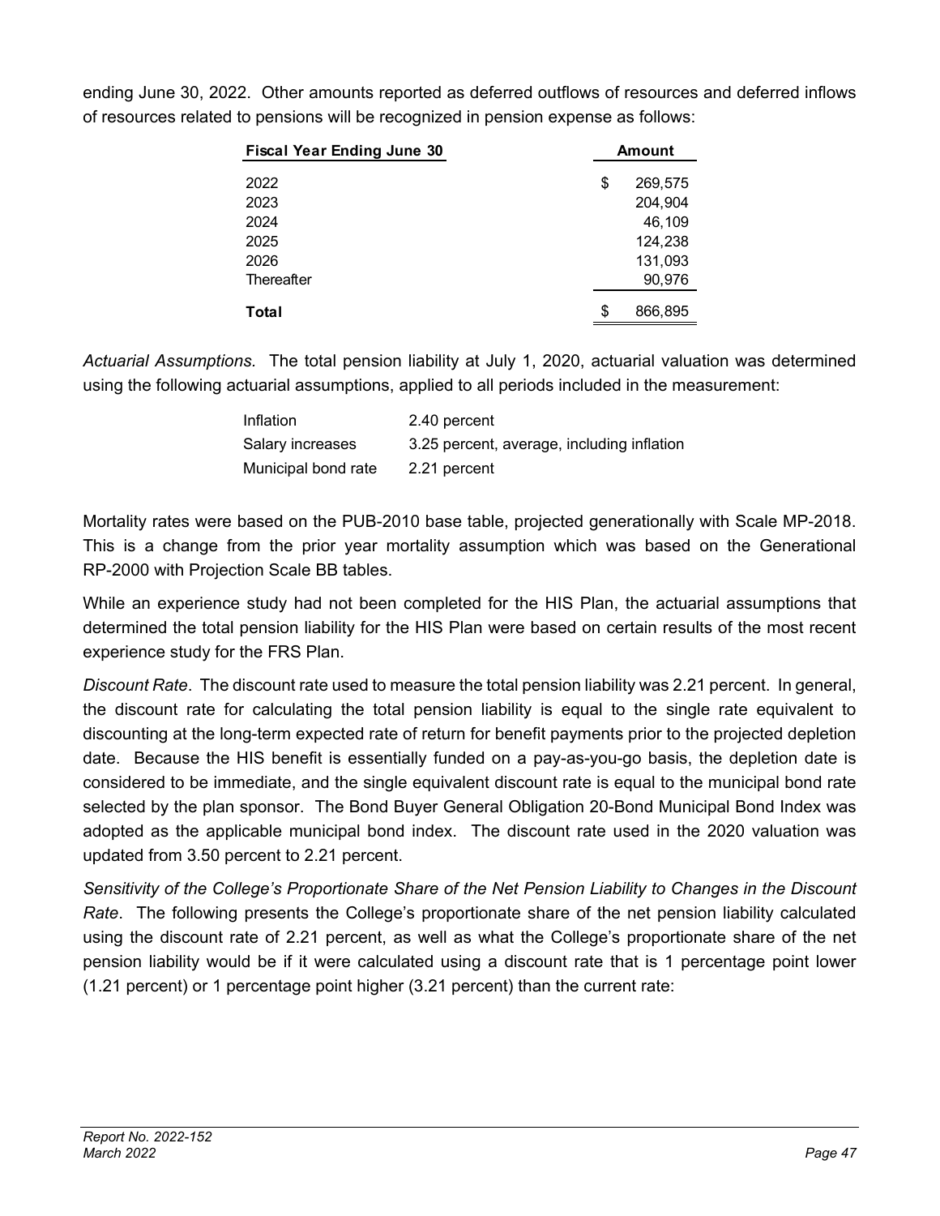ending June 30, 2022. Other amounts reported as deferred outflows of resources and deferred inflows of resources related to pensions will be recognized in pension expense as follows:

| Fiscal Year Ending June 30 | Amount |
|---|---|
| 2022 | $ 269,575 |
| 2023 | 204,904 |
| 2024 | 46,109 |
| 2025 | 124,238 |
| 2026 | 131,093 |
| Thereafter | 90,976 |
| **Total** | $ 866,895 |

*Actuarial Assumptions.* The total pension liability at July 1, 2020, actuarial valuation was determined using the following actuarial assumptions, applied to all periods included in the measurement:

| | |
|---|---|
| Inflation | 2.40 percent |
| Salary increases | 3.25 percent, average, including inflation |
| Municipal bond rate | 2.21 percent |

Mortality rates were based on the PUB-2010 base table, projected generationally with Scale MP-2018. This is a change from the prior year mortality assumption which was based on the Generational RP-2000 with Projection Scale BB tables.

While an experience study had not been completed for the HIS Plan, the actuarial assumptions that determined the total pension liability for the HIS Plan were based on certain results of the most recent experience study for the FRS Plan.

*Discount Rate*. The discount rate used to measure the total pension liability was 2.21 percent. In general, the discount rate for calculating the total pension liability is equal to the single rate equivalent to discounting at the long-term expected rate of return for benefit payments prior to the projected depletion date. Because the HIS benefit is essentially funded on a pay-as-you-go basis, the depletion date is considered to be immediate, and the single equivalent discount rate is equal to the municipal bond rate selected by the plan sponsor. The Bond Buyer General Obligation 20-Bond Municipal Bond Index was adopted as the applicable municipal bond index. The discount rate used in the 2020 valuation was updated from 3.50 percent to 2.21 percent.

*Sensitivity of the College's Proportionate Share of the Net Pension Liability to Changes in the Discount Rate*. The following presents the College's proportionate share of the net pension liability calculated using the discount rate of 2.21 percent, as well as what the College's proportionate share of the net pension liability would be if it were calculated using a discount rate that is 1 percentage point lower (1.21 percent) or 1 percentage point higher (3.21 percent) than the current rate: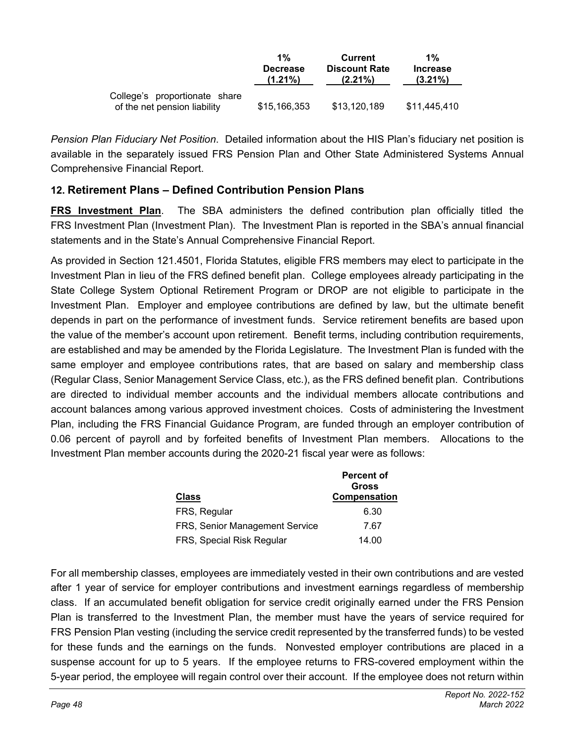| | 1% Decrease (1.21%) | Current Discount Rate (2.21%) | 1% Increase (3.21%) |
|---|---|---|---|
| College's proportionate share of the net pension liability | $15,166,353 | $13,120,189 | $11,445,410 |

*Pension Plan Fiduciary Net Position*. Detailed information about the HIS Plan's fiduciary net position is available in the separately issued FRS Pension Plan and Other State Administered Systems Annual Comprehensive Financial Report.

## 12. Retirement Plans – Defined Contribution Pension Plans

**FRS Investment Plan**. The SBA administers the defined contribution plan officially titled the FRS Investment Plan (Investment Plan). The Investment Plan is reported in the SBA's annual financial statements and in the State's Annual Comprehensive Financial Report.

As provided in Section 121.4501, Florida Statutes, eligible FRS members may elect to participate in the Investment Plan in lieu of the FRS defined benefit plan. College employees already participating in the State College System Optional Retirement Program or DROP are not eligible to participate in the Investment Plan. Employer and employee contributions are defined by law, but the ultimate benefit depends in part on the performance of investment funds. Service retirement benefits are based upon the value of the member's account upon retirement. Benefit terms, including contribution requirements, are established and may be amended by the Florida Legislature. The Investment Plan is funded with the same employer and employee contributions rates, that are based on salary and membership class (Regular Class, Senior Management Service Class, etc.), as the FRS defined benefit plan. Contributions are directed to individual member accounts and the individual members allocate contributions and account balances among various approved investment choices. Costs of administering the Investment Plan, including the FRS Financial Guidance Program, are funded through an employer contribution of 0.06 percent of payroll and by forfeited benefits of Investment Plan members. Allocations to the Investment Plan member accounts during the 2020-21 fiscal year were as follows:

| Class | Percent of Gross Compensation |
|---|---|
| FRS, Regular | 6.30 |
| FRS, Senior Management Service | 7.67 |
| FRS, Special Risk Regular | 14.00 |

For all membership classes, employees are immediately vested in their own contributions and are vested after 1 year of service for employer contributions and investment earnings regardless of membership class. If an accumulated benefit obligation for service credit originally earned under the FRS Pension Plan is transferred to the Investment Plan, the member must have the years of service required for FRS Pension Plan vesting (including the service credit represented by the transferred funds) to be vested for these funds and the earnings on the funds. Nonvested employer contributions are placed in a suspense account for up to 5 years. If the employee returns to FRS-covered employment within the 5-year period, the employee will regain control over their account. If the employee does not return within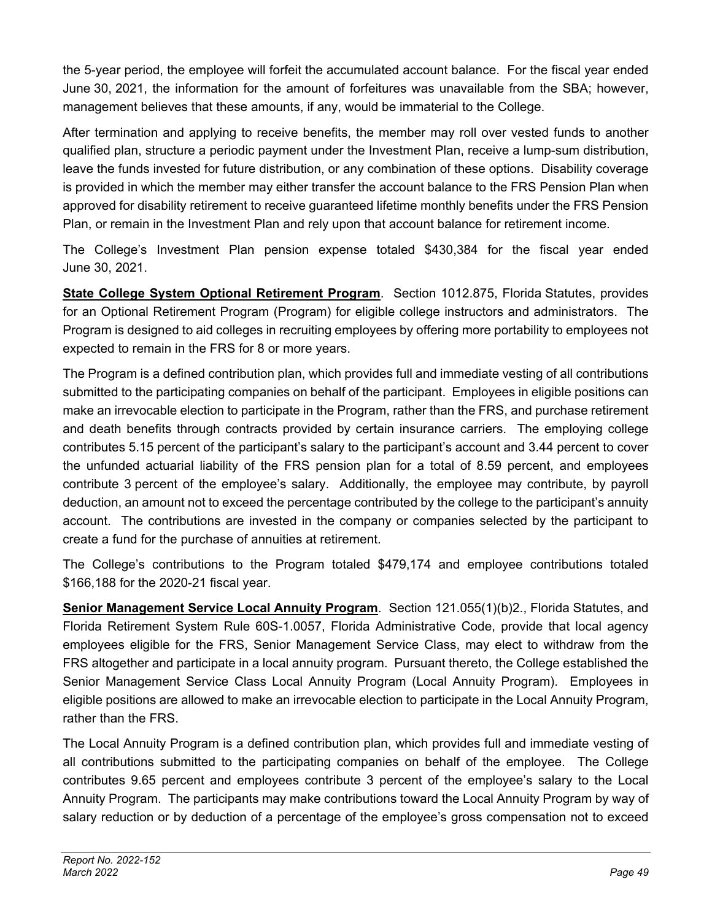the 5-year period, the employee will forfeit the accumulated account balance. For the fiscal year ended June 30, 2021, the information for the amount of forfeitures was unavailable from the SBA; however, management believes that these amounts, if any, would be immaterial to the College.

After termination and applying to receive benefits, the member may roll over vested funds to another qualified plan, structure a periodic payment under the Investment Plan, receive a lump-sum distribution, leave the funds invested for future distribution, or any combination of these options. Disability coverage is provided in which the member may either transfer the account balance to the FRS Pension Plan when approved for disability retirement to receive guaranteed lifetime monthly benefits under the FRS Pension Plan, or remain in the Investment Plan and rely upon that account balance for retirement income.

The College's Investment Plan pension expense totaled $430,384 for the fiscal year ended June 30, 2021.

**State College System Optional Retirement Program**. Section 1012.875, Florida Statutes, provides for an Optional Retirement Program (Program) for eligible college instructors and administrators. The Program is designed to aid colleges in recruiting employees by offering more portability to employees not expected to remain in the FRS for 8 or more years.

The Program is a defined contribution plan, which provides full and immediate vesting of all contributions submitted to the participating companies on behalf of the participant. Employees in eligible positions can make an irrevocable election to participate in the Program, rather than the FRS, and purchase retirement and death benefits through contracts provided by certain insurance carriers. The employing college contributes 5.15 percent of the participant's salary to the participant's account and 3.44 percent to cover the unfunded actuarial liability of the FRS pension plan for a total of 8.59 percent, and employees contribute 3 percent of the employee's salary. Additionally, the employee may contribute, by payroll deduction, an amount not to exceed the percentage contributed by the college to the participant's annuity account. The contributions are invested in the company or companies selected by the participant to create a fund for the purchase of annuities at retirement.

The College's contributions to the Program totaled $479,174 and employee contributions totaled $166,188 for the 2020-21 fiscal year.

**Senior Management Service Local Annuity Program**. Section 121.055(1)(b)2., Florida Statutes, and Florida Retirement System Rule 60S-1.0057, Florida Administrative Code, provide that local agency employees eligible for the FRS, Senior Management Service Class, may elect to withdraw from the FRS altogether and participate in a local annuity program. Pursuant thereto, the College established the Senior Management Service Class Local Annuity Program (Local Annuity Program). Employees in eligible positions are allowed to make an irrevocable election to participate in the Local Annuity Program, rather than the FRS.

The Local Annuity Program is a defined contribution plan, which provides full and immediate vesting of all contributions submitted to the participating companies on behalf of the employee. The College contributes 9.65 percent and employees contribute 3 percent of the employee's salary to the Local Annuity Program. The participants may make contributions toward the Local Annuity Program by way of salary reduction or by deduction of a percentage of the employee's gross compensation not to exceed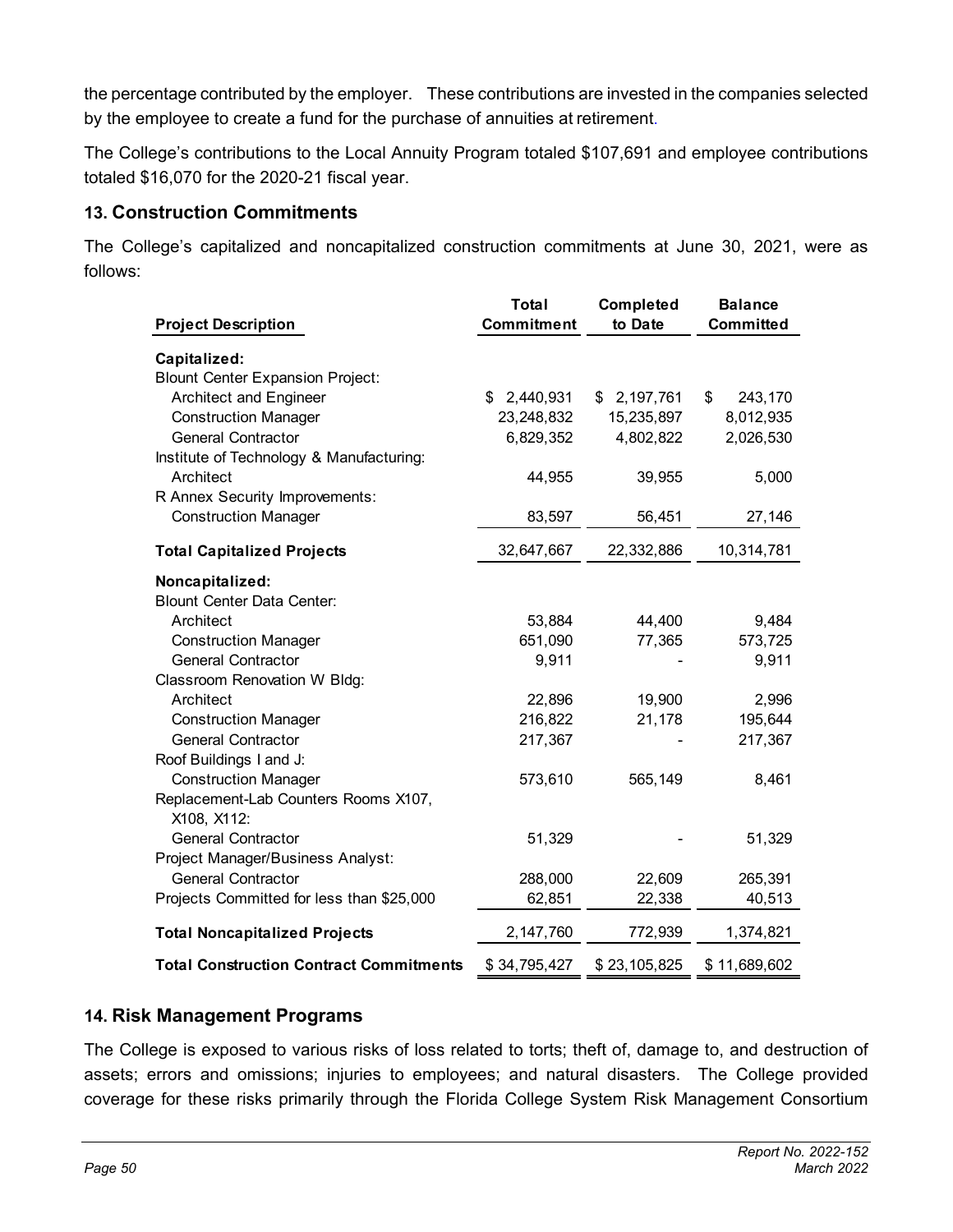the percentage contributed by the employer. These contributions are invested in the companies selected by the employee to create a fund for the purchase of annuities at retirement.

The College's contributions to the Local Annuity Program totaled $107,691 and employee contributions totaled $16,070 for the 2020-21 fiscal year.

## 13. Construction Commitments

The College's capitalized and noncapitalized construction commitments at June 30, 2021, were as follows:

| Project Description | Total Commitment | Completed to Date | Balance Committed |
|---|---|---|---|
| **Capitalized:** | | | |
| Blount Center Expansion Project: | | | |
| Architect and Engineer | $ 2,440,931 | $ 2,197,761 | $ 243,170 |
| Construction Manager | 23,248,832 | 15,235,897 | 8,012,935 |
| General Contractor | 6,829,352 | 4,802,822 | 2,026,530 |
| Institute of Technology & Manufacturing: | | | |
| Architect | 44,955 | 39,955 | 5,000 |
| R Annex Security Improvements: | | | |
| Construction Manager | 83,597 | 56,451 | 27,146 |
| **Total Capitalized Projects** | 32,647,667 | 22,332,886 | 10,314,781 |
| **Noncapitalized:** | | | |
| Blount Center Data Center: | | | |
| Architect | 53,884 | 44,400 | 9,484 |
| Construction Manager | 651,090 | 77,365 | 573,725 |
| General Contractor | 9,911 | - | 9,911 |
| Classroom Renovation W Bldg: | | | |
| Architect | 22,896 | 19,900 | 2,996 |
| Construction Manager | 216,822 | 21,178 | 195,644 |
| General Contractor | 217,367 | - | 217,367 |
| Roof Buildings I and J: | | | |
| Construction Manager | 573,610 | 565,149 | 8,461 |
| Replacement-Lab Counters Rooms X107, X108, X112: | | | |
| General Contractor | 51,329 | - | 51,329 |
| Project Manager/Business Analyst: | | | |
| General Contractor | 288,000 | 22,609 | 265,391 |
| Projects Committed for less than $25,000 | 62,851 | 22,338 | 40,513 |
| **Total Noncapitalized Projects** | 2,147,760 | 772,939 | 1,374,821 |
| **Total Construction Contract Commitments** | $ 34,795,427 | $ 23,105,825 | $ 11,689,602 |

## 14. Risk Management Programs

The College is exposed to various risks of loss related to torts; theft of, damage to, and destruction of assets; errors and omissions; injuries to employees; and natural disasters. The College provided coverage for these risks primarily through the Florida College System Risk Management Consortium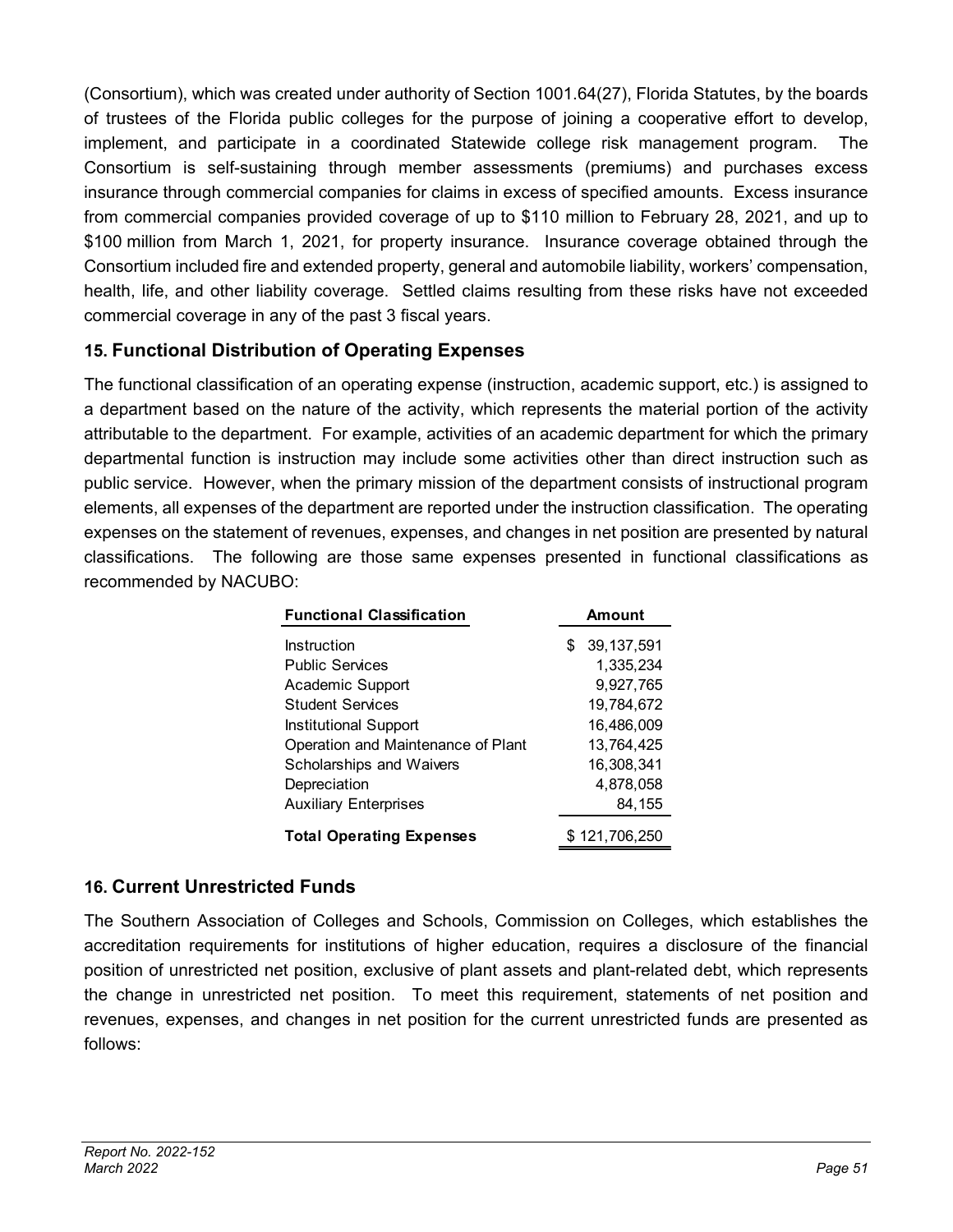(Consortium), which was created under authority of Section 1001.64(27), Florida Statutes, by the boards of trustees of the Florida public colleges for the purpose of joining a cooperative effort to develop, implement, and participate in a coordinated Statewide college risk management program. The Consortium is self-sustaining through member assessments (premiums) and purchases excess insurance through commercial companies for claims in excess of specified amounts. Excess insurance from commercial companies provided coverage of up to $110 million to February 28, 2021, and up to $100 million from March 1, 2021, for property insurance. Insurance coverage obtained through the Consortium included fire and extended property, general and automobile liability, workers' compensation, health, life, and other liability coverage. Settled claims resulting from these risks have not exceeded commercial coverage in any of the past 3 fiscal years.

## 15. Functional Distribution of Operating Expenses

The functional classification of an operating expense (instruction, academic support, etc.) is assigned to a department based on the nature of the activity, which represents the material portion of the activity attributable to the department. For example, activities of an academic department for which the primary departmental function is instruction may include some activities other than direct instruction such as public service. However, when the primary mission of the department consists of instructional program elements, all expenses of the department are reported under the instruction classification. The operating expenses on the statement of revenues, expenses, and changes in net position are presented by natural classifications. The following are those same expenses presented in functional classifications as recommended by NACUBO:

| Functional Classification | Amount |
|---|---|
| Instruction | $ 39,137,591 |
| Public Services | 1,335,234 |
| Academic Support | 9,927,765 |
| Student Services | 19,784,672 |
| Institutional Support | 16,486,009 |
| Operation and Maintenance of Plant | 13,764,425 |
| Scholarships and Waivers | 16,308,341 |
| Depreciation | 4,878,058 |
| Auxiliary Enterprises | 84,155 |
| **Total Operating Expenses** | $ 121,706,250 |

## 16. Current Unrestricted Funds

The Southern Association of Colleges and Schools, Commission on Colleges, which establishes the accreditation requirements for institutions of higher education, requires a disclosure of the financial position of unrestricted net position, exclusive of plant assets and plant-related debt, which represents the change in unrestricted net position. To meet this requirement, statements of net position and revenues, expenses, and changes in net position for the current unrestricted funds are presented as follows: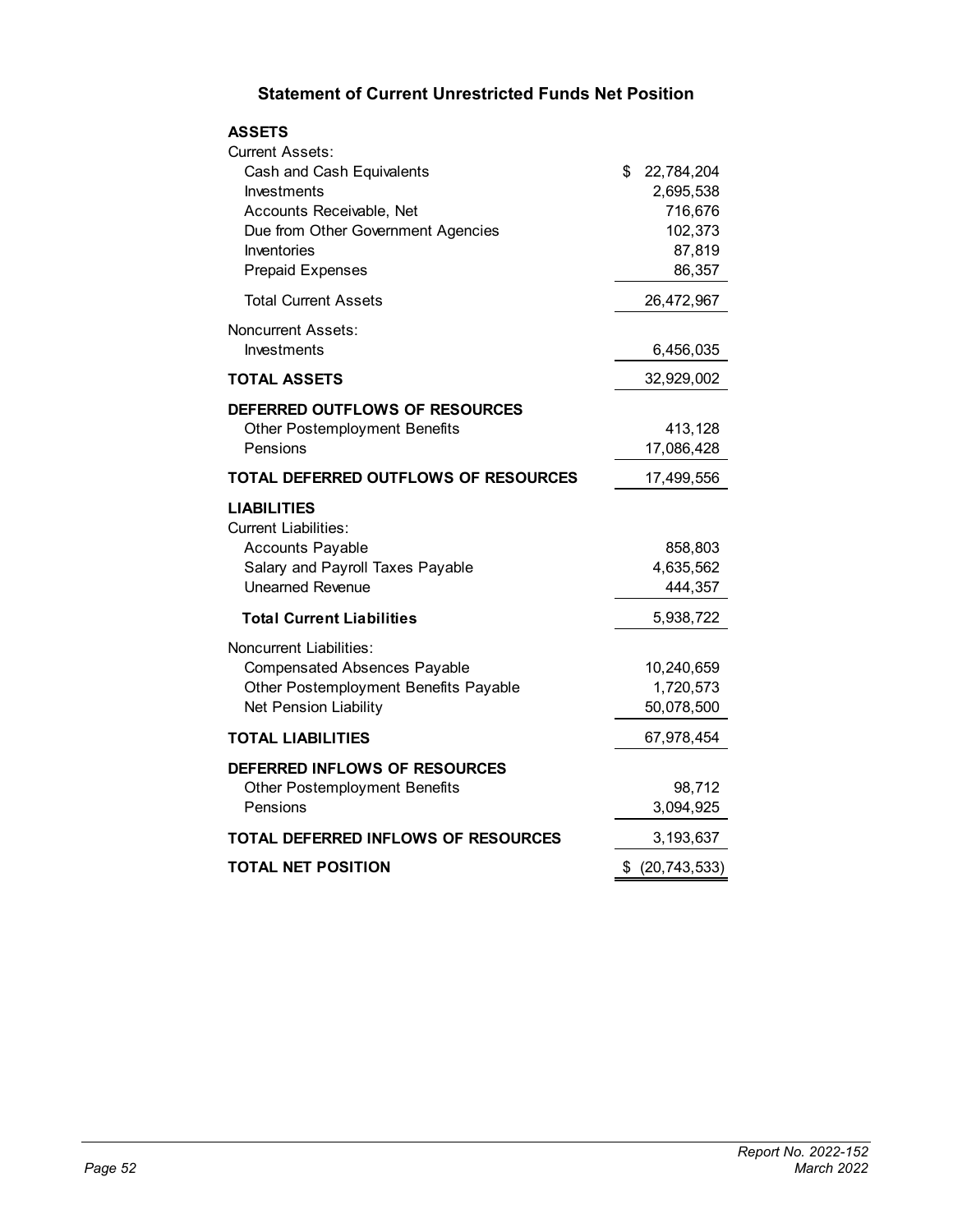## Statement of Current Unrestricted Funds Net Position

| | |
|---|---|
| **ASSETS** | |
| Current Assets: | |
| Cash and Cash Equivalents | $ 22,784,204 |
| Investments | 2,695,538 |
| Accounts Receivable, Net | 716,676 |
| Due from Other Government Agencies | 102,373 |
| Inventories | 87,819 |
| Prepaid Expenses | 86,357 |
| Total Current Assets | 26,472,967 |
| Noncurrent Assets: | |
| Investments | 6,456,035 |
| **TOTAL ASSETS** | 32,929,002 |
| **DEFERRED OUTFLOWS OF RESOURCES** | |
| Other Postemployment Benefits | 413,128 |
| Pensions | 17,086,428 |
| **TOTAL DEFERRED OUTFLOWS OF RESOURCES** | 17,499,556 |
| **LIABILITIES** | |
| Current Liabilities: | |
| Accounts Payable | 858,803 |
| Salary and Payroll Taxes Payable | 4,635,562 |
| Unearned Revenue | 444,357 |
| **Total Current Liabilities** | 5,938,722 |
| Noncurrent Liabilities: | |
| Compensated Absences Payable | 10,240,659 |
| Other Postemployment Benefits Payable | 1,720,573 |
| Net Pension Liability | 50,078,500 |
| **TOTAL LIABILITIES** | 67,978,454 |
| **DEFERRED INFLOWS OF RESOURCES** | |
| Other Postemployment Benefits | 98,712 |
| Pensions | 3,094,925 |
| **TOTAL DEFERRED INFLOWS OF RESOURCES** | 3,193,637 |
| **TOTAL NET POSITION** | $ (20,743,533) |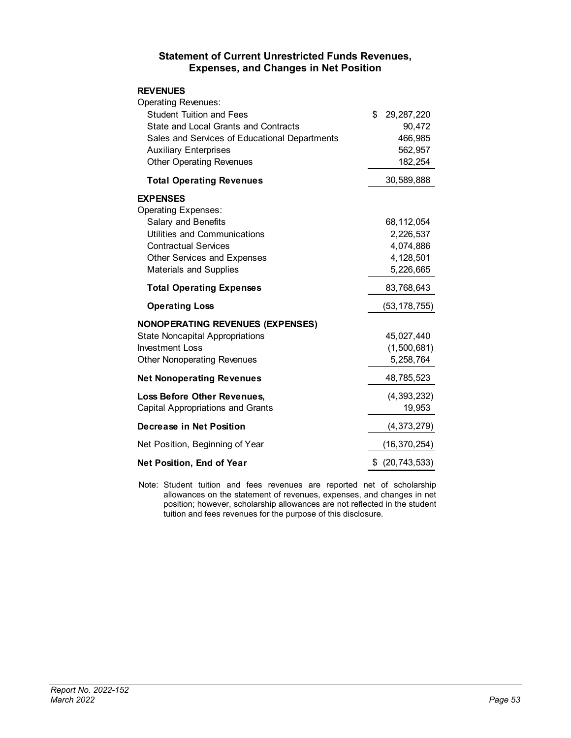## Statement of Current Unrestricted Funds Revenues, Expenses, and Changes in Net Position

| | |
|---|---|
| **REVENUES** | |
| Operating Revenues: | |
| Student Tuition and Fees | $ 29,287,220 |
| State and Local Grants and Contracts | 90,472 |
| Sales and Services of Educational Departments | 466,985 |
| Auxiliary Enterprises | 562,957 |
| Other Operating Revenues | 182,254 |
| **Total Operating Revenues** | 30,589,888 |
| **EXPENSES** | |
| Operating Expenses: | |
| Salary and Benefits | 68,112,054 |
| Utilities and Communications | 2,226,537 |
| Contractual Services | 4,074,886 |
| Other Services and Expenses | 4,128,501 |
| Materials and Supplies | 5,226,665 |
| **Total Operating Expenses** | 83,768,643 |
| **Operating Loss** | (53,178,755) |
| **NONOPERATING REVENUES (EXPENSES)** | |
| State Noncapital Appropriations | 45,027,440 |
| Investment Loss | (1,500,681) |
| Other Nonoperating Revenues | 5,258,764 |
| **Net Nonoperating Revenues** | 48,785,523 |
| **Loss Before Other Revenues,** | (4,393,232) |
| Capital Appropriations and Grants | 19,953 |
| **Decrease in Net Position** | (4,373,279) |
| Net Position, Beginning of Year | (16,370,254) |
| **Net Position, End of Year** | $ (20,743,533) |

Note: Student tuition and fees revenues are reported net of scholarship allowances on the statement of revenues, expenses, and changes in net position; however, scholarship allowances are not reflected in the student tuition and fees revenues for the purpose of this disclosure.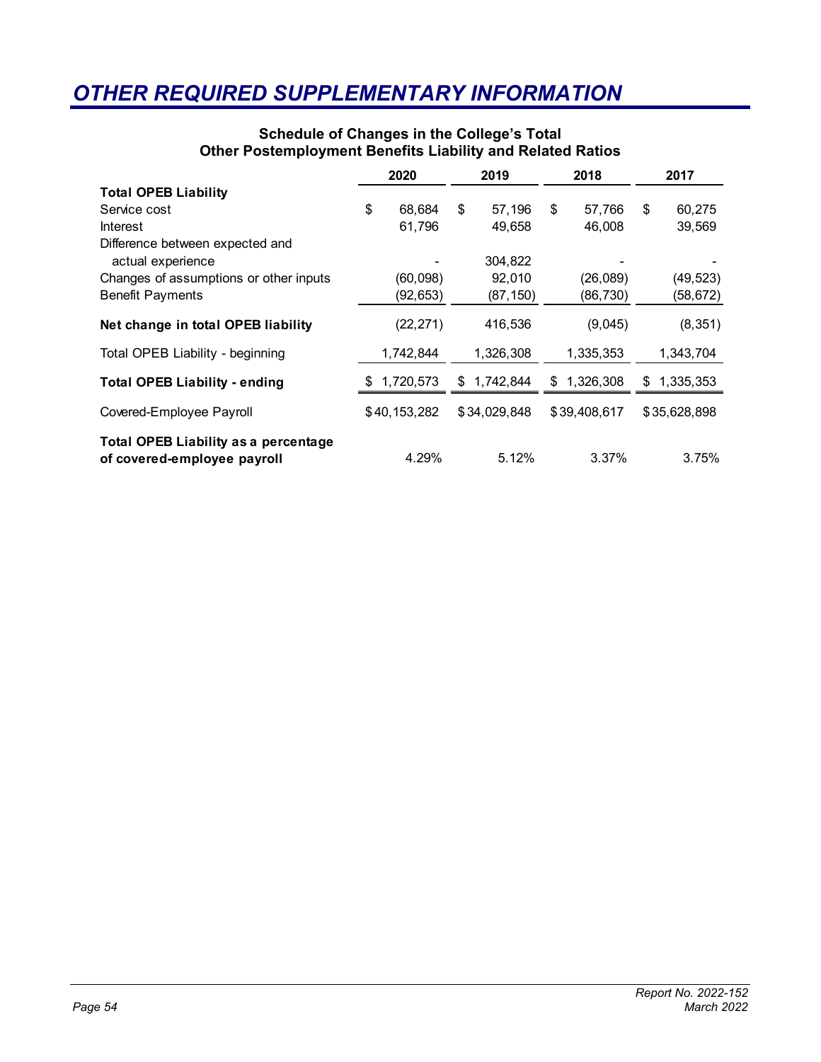# OTHER REQUIRED SUPPLEMENTARY INFORMATION

## Schedule of Changes in the College's Total Other Postemployment Benefits Liability and Related Ratios

| | 2020 | 2019 | 2018 | 2017 |
|---|---|---|---|---|
| **Total OPEB Liability** | | | | |
| Service cost | $ 68,684 | $ 57,196 | $ 57,766 | $ 60,275 |
| Interest | 61,796 | 49,658 | 46,008 | 39,569 |
| Difference between expected and actual experience | - | 304,822 | - | - |
| Changes of assumptions or other inputs | (60,098) | 92,010 | (26,089) | (49,523) |
| Benefit Payments | (92,653) | (87,150) | (86,730) | (58,672) |
| **Net change in total OPEB liability** | (22,271) | 416,536 | (9,045) | (8,351) |
| Total OPEB Liability - beginning | 1,742,844 | 1,326,308 | 1,335,353 | 1,343,704 |
| **Total OPEB Liability - ending** | $ 1,720,573 | $ 1,742,844 | $ 1,326,308 | $ 1,335,353 |
| Covered-Employee Payroll | $ 40,153,282 | $ 34,029,848 | $ 39,408,617 | $ 35,628,898 |
| **Total OPEB Liability as a percentage of covered-employee payroll** | 4.29% | 5.12% | 3.37% | 3.75% |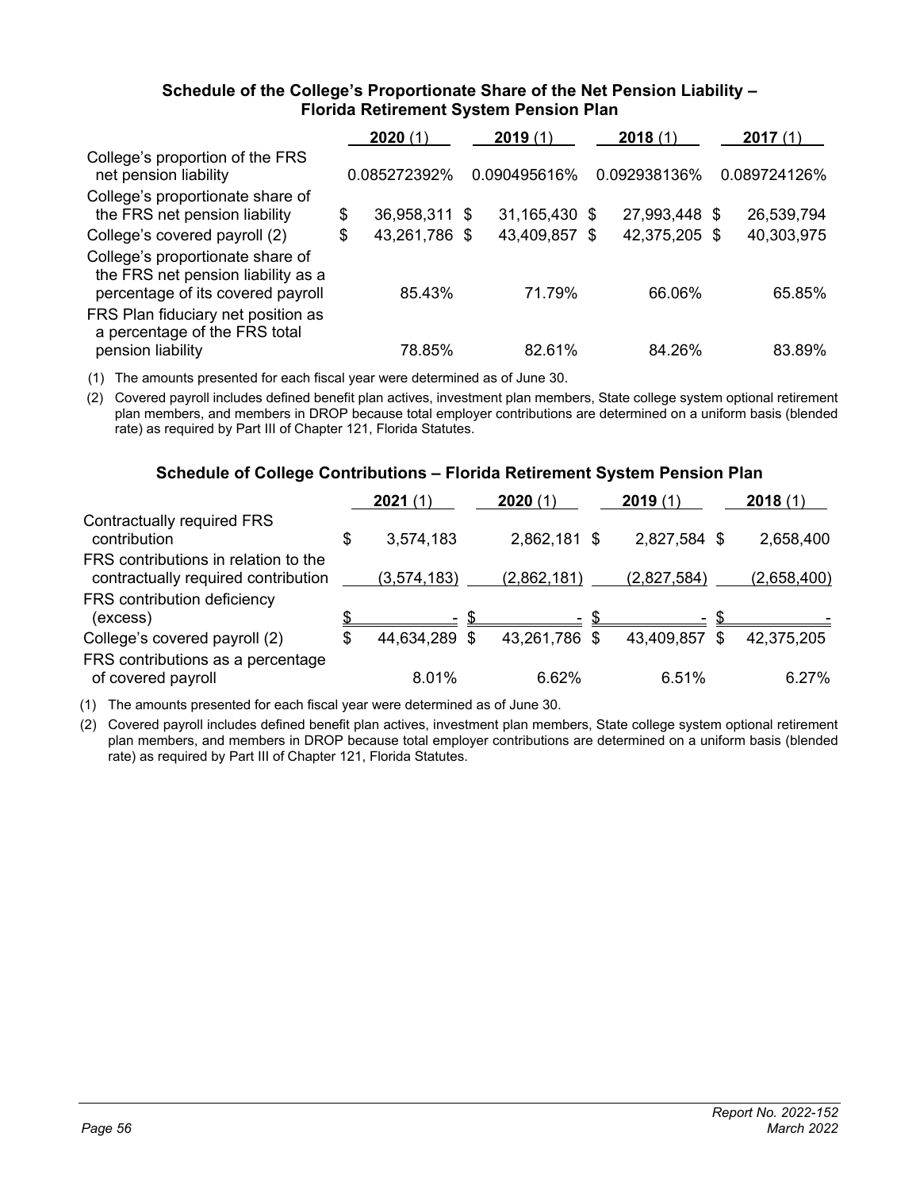### Schedule of the College's Proportionate Share of the Net Pension Liability – Florida Retirement System Pension Plan

| | **2020** (1) | **2019** (1) | **2018** (1) | **2017** (1) |
|---|---|---|---|---|
| College's proportion of the FRS net pension liability | 0.085272392% | 0.090495616% | 0.092938136% | 0.089724126% |
| College's proportionate share of the FRS net pension liability | $ 36,958,311 | $ 31,165,430 | $ 27,993,448 | $ 26,539,794 |
| College's covered payroll (2) | $ 43,261,786 | $ 43,409,857 | $ 42,375,205 | $ 40,303,975 |
| College's proportionate share of the FRS net pension liability as a percentage of its covered payroll | 85.43% | 71.79% | 66.06% | 65.85% |
| FRS Plan fiduciary net position as a percentage of the FRS total pension liability | 78.85% | 82.61% | 84.26% | 83.89% |

(1) The amounts presented for each fiscal year were determined as of June 30.

(2) Covered payroll includes defined benefit plan actives, investment plan members, State college system optional retirement plan members, and members in DROP because total employer contributions are determined on a uniform basis (blended rate) as required by Part III of Chapter 121, Florida Statutes.

### Schedule of College Contributions – Florida Retirement System Pension Plan

| | **2021** (1) | **2020** (1) | **2019** (1) | **2018** (1) |
|---|---|---|---|---|
| Contractually required FRS contribution | $ 3,574,183 | 2,862,181 | $ 2,827,584 | $ 2,658,400 |
| FRS contributions in relation to the contractually required contribution | (3,574,183) | (2,862,181) | (2,827,584) | (2,658,400) |
| FRS contribution deficiency (excess) | $ - | $ - | $ - | $ - |
| College's covered payroll (2) | $ 44,634,289 | $ 43,261,786 | $ 43,409,857 | $ 42,375,205 |
| FRS contributions as a percentage of covered payroll | 8.01% | 6.62% | 6.51% | 6.27% |

(1) The amounts presented for each fiscal year were determined as of June 30.

(2) Covered payroll includes defined benefit plan actives, investment plan members, State college system optional retirement plan members, and members in DROP because total employer contributions are determined on a uniform basis (blended rate) as required by Part III of Chapter 121, Florida Statutes.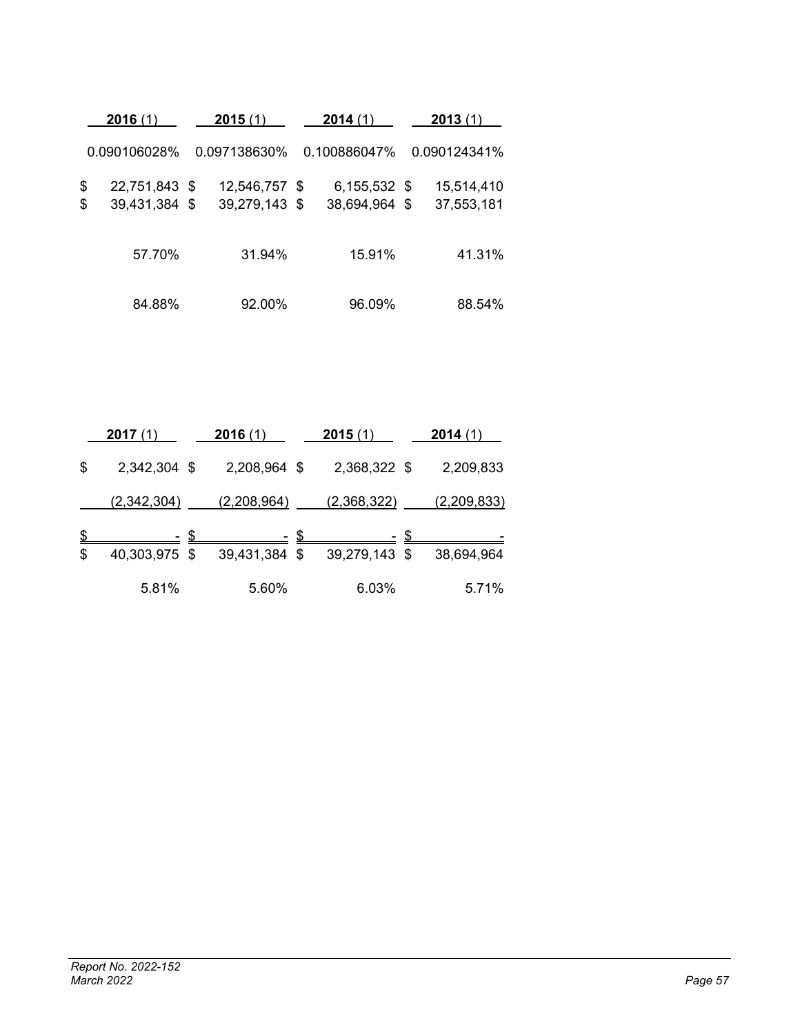| **2016** (1) | **2015** (1) | **2014** (1) | **2013** (1) |
|---|---|---|---|
| 0.090106028% | 0.097138630% | 0.100886047% | 0.090124341% |
| $ 22,751,843 | $ 12,546,757 | $ 6,155,532 | $ 15,514,410 |
| $ 39,431,384 | $ 39,279,143 | $ 38,694,964 | $ 37,553,181 |
| 57.70% | 31.94% | 15.91% | 41.31% |
| 84.88% | 92.00% | 96.09% | 88.54% |

| **2017** (1) | **2016** (1) | **2015** (1) | **2014** (1) |
|---|---|---|---|
| $ 2,342,304 | $ 2,208,964 | $ 2,368,322 | $ 2,209,833 |
| (2,342,304) | (2,208,964) | (2,368,322) | (2,209,833) |
| $ - | $ - | $ - | $ - |
| $ 40,303,975 | $ 39,431,384 | $ 39,279,143 | $ 38,694,964 |
| 5.81% | 5.60% | 6.03% | 5.71% |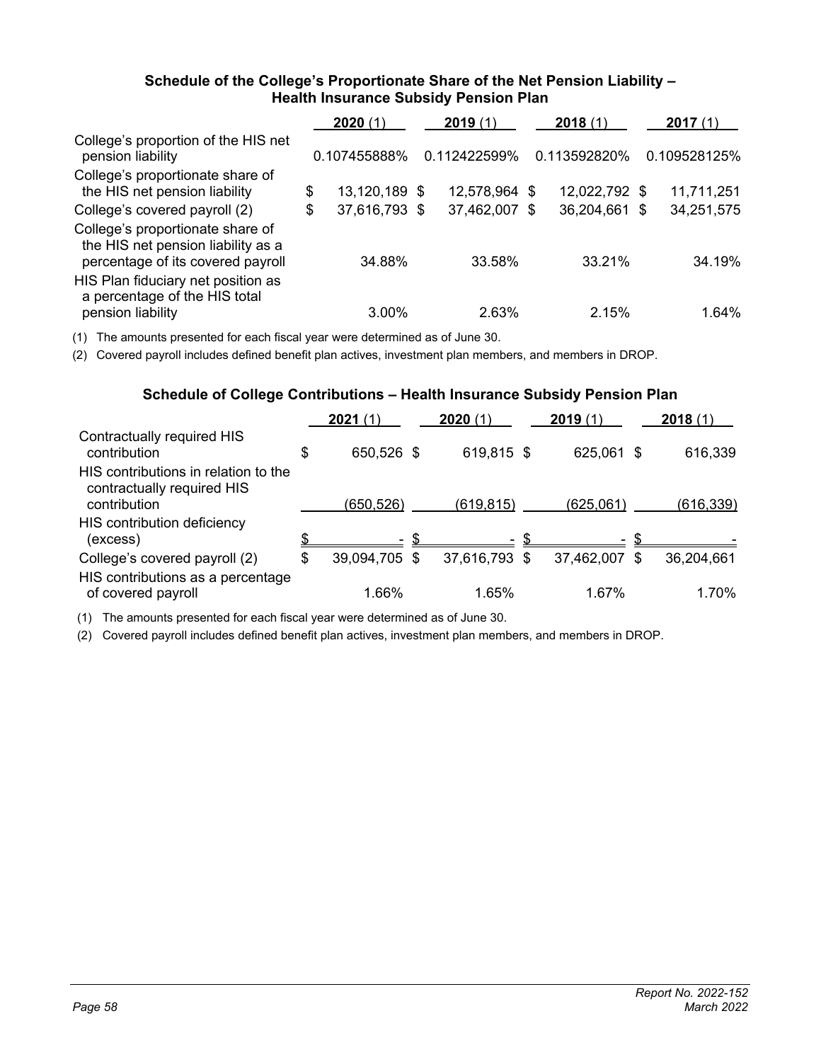### Schedule of the College's Proportionate Share of the Net Pension Liability – Health Insurance Subsidy Pension Plan

| | **2020** (1) | **2019** (1) | **2018** (1) | **2017** (1) |
|---|---|---|---|---|
| College's proportion of the HIS net pension liability | 0.107455888% | 0.112422599% | 0.113592820% | 0.109528125% |
| College's proportionate share of the HIS net pension liability | $ 13,120,189 | $ 12,578,964 | $ 12,022,792 | $ 11,711,251 |
| College's covered payroll (2) | $ 37,616,793 | $ 37,462,007 | $ 36,204,661 | $ 34,251,575 |
| College's proportionate share of the HIS net pension liability as a percentage of its covered payroll | 34.88% | 33.58% | 33.21% | 34.19% |
| HIS Plan fiduciary net position as a percentage of the HIS total pension liability | 3.00% | 2.63% | 2.15% | 1.64% |

(1) The amounts presented for each fiscal year were determined as of June 30.

(2) Covered payroll includes defined benefit plan actives, investment plan members, and members in DROP.

### Schedule of College Contributions – Health Insurance Subsidy Pension Plan

| | **2021** (1) | **2020** (1) | **2019** (1) | **2018** (1) |
|---|---|---|---|---|
| Contractually required HIS contribution | $ 650,526 | $ 619,815 | $ 625,061 | $ 616,339 |
| HIS contributions in relation to the contractually required HIS contribution | (650,526) | (619,815) | (625,061) | (616,339) |
| HIS contribution deficiency (excess) | $ - | $ - | $ - | $ - |
| College's covered payroll (2) | $ 39,094,705 | $ 37,616,793 | $ 37,462,007 | $ 36,204,661 |
| HIS contributions as a percentage of covered payroll | 1.66% | 1.65% | 1.67% | 1.70% |

(1) The amounts presented for each fiscal year were determined as of June 30.

(2) Covered payroll includes defined benefit plan actives, investment plan members, and members in DROP.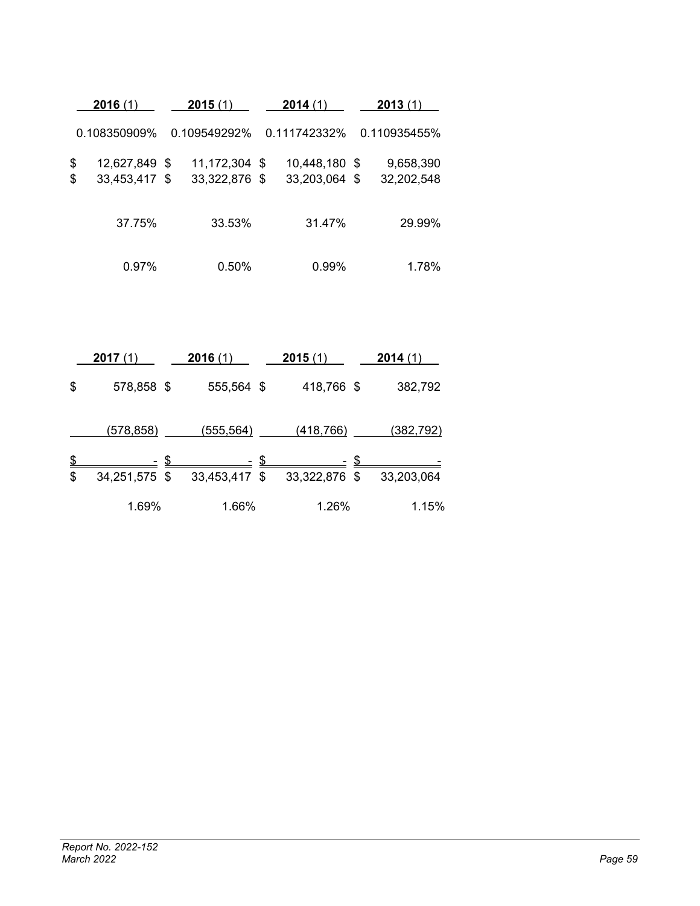| 2016 (1) | 2015 (1) | 2014 (1) | 2013 (1) |
|---|---|---|---|
| 0.108350909% | 0.109549292% | 0.111742332% | 0.110935455% |
| $ 12,627,849 | $ 11,172,304 | $ 10,448,180 | $ 9,658,390 |
| $ 33,453,417 | $ 33,322,876 | $ 33,203,064 | $ 32,202,548 |
| 37.75% | 33.53% | 31.47% | 29.99% |
| 0.97% | 0.50% | 0.99% | 1.78% |

| 2017 (1) | 2016 (1) | 2015 (1) | 2014 (1) |
|---|---|---|---|
| $ 578,858 | $ 555,564 | $ 418,766 | $ 382,792 |
| (578,858) | (555,564) | (418,766) | (382,792) |
| $ - | $ - | $ - | $ - |
| $ 34,251,575 | $ 33,453,417 | $ 33,322,876 | $ 33,203,064 |
| 1.69% | 1.66% | 1.26% | 1.15% |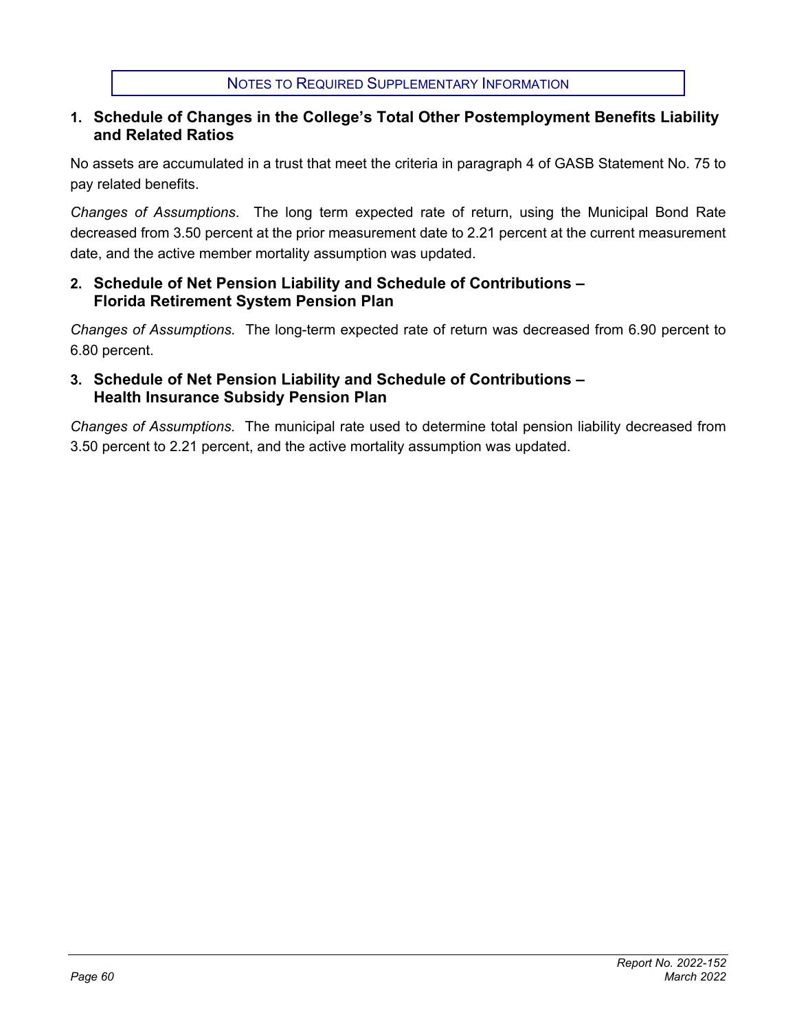# NOTES TO REQUIRED SUPPLEMENTARY INFORMATION

## 1. Schedule of Changes in the College's Total Other Postemployment Benefits Liability and Related Ratios

No assets are accumulated in a trust that meet the criteria in paragraph 4 of GASB Statement No. 75 to pay related benefits.

*Changes of Assumptions*. The long term expected rate of return, using the Municipal Bond Rate decreased from 3.50 percent at the prior measurement date to 2.21 percent at the current measurement date, and the active member mortality assumption was updated.

## 2. Schedule of Net Pension Liability and Schedule of Contributions – Florida Retirement System Pension Plan

*Changes of Assumptions.* The long-term expected rate of return was decreased from 6.90 percent to 6.80 percent.

## 3. Schedule of Net Pension Liability and Schedule of Contributions – Health Insurance Subsidy Pension Plan

*Changes of Assumptions.* The municipal rate used to determine total pension liability decreased from 3.50 percent to 2.21 percent, and the active mortality assumption was updated.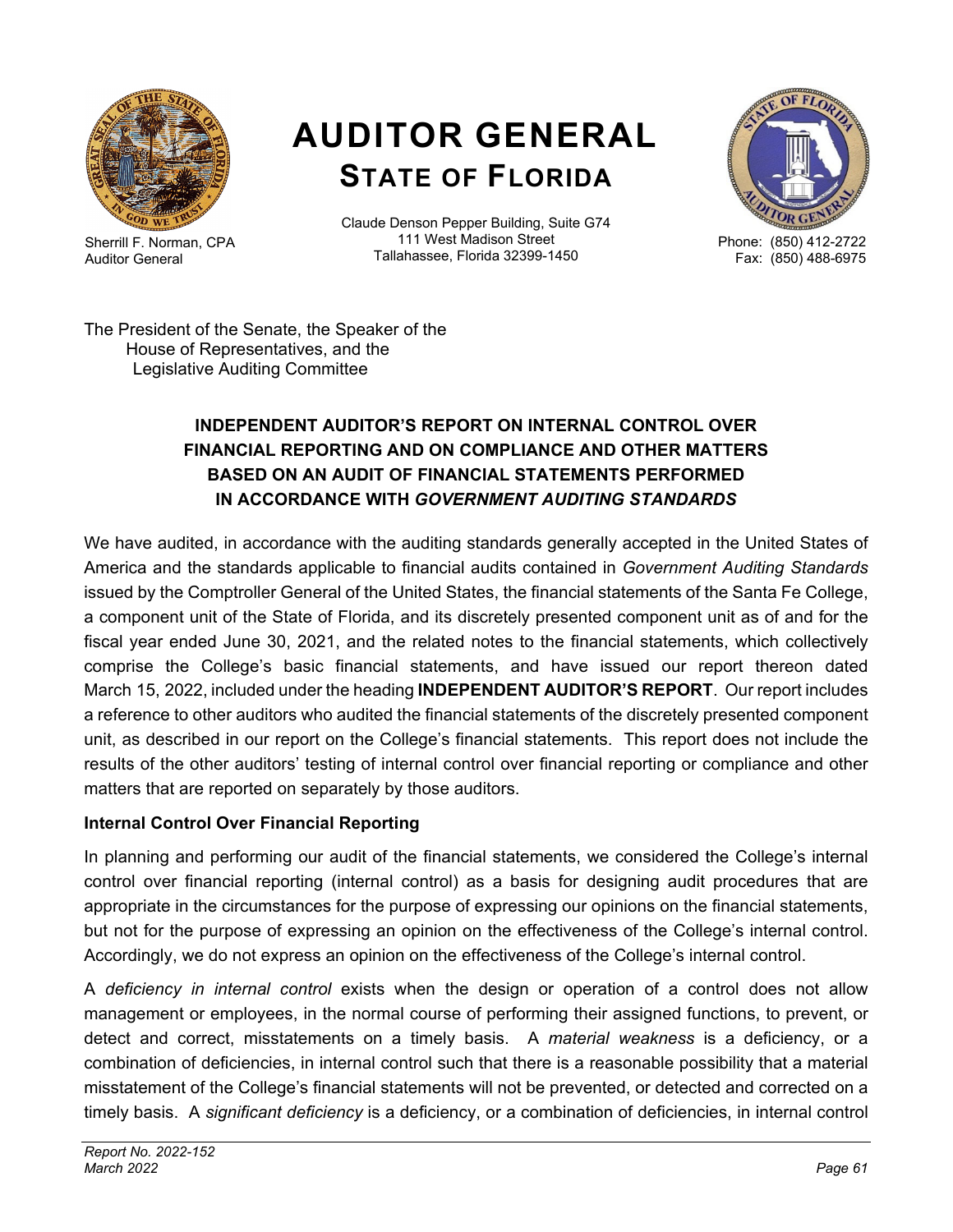# AUDITOR GENERAL
## STATE OF FLORIDA

Sherrill F. Norman, CPA
Auditor General

Claude Denson Pepper Building, Suite G74
111 West Madison Street
Tallahassee, Florida 32399-1450

Phone: (850) 412-2722
Fax: (850) 488-6975

The President of the Senate, the Speaker of the
House of Representatives, and the
Legislative Auditing Committee

**INDEPENDENT AUDITOR'S REPORT ON INTERNAL CONTROL OVER FINANCIAL REPORTING AND ON COMPLIANCE AND OTHER MATTERS BASED ON AN AUDIT OF FINANCIAL STATEMENTS PERFORMED IN ACCORDANCE WITH *GOVERNMENT AUDITING STANDARDS***

We have audited, in accordance with the auditing standards generally accepted in the United States of America and the standards applicable to financial audits contained in *Government Auditing Standards* issued by the Comptroller General of the United States, the financial statements of the Santa Fe College, a component unit of the State of Florida, and its discretely presented component unit as of and for the fiscal year ended June 30, 2021, and the related notes to the financial statements, which collectively comprise the College's basic financial statements, and have issued our report thereon dated March 15, 2022, included under the heading **INDEPENDENT AUDITOR'S REPORT**. Our report includes a reference to other auditors who audited the financial statements of the discretely presented component unit, as described in our report on the College's financial statements. This report does not include the results of the other auditors' testing of internal control over financial reporting or compliance and other matters that are reported on separately by those auditors.

**Internal Control Over Financial Reporting**

In planning and performing our audit of the financial statements, we considered the College's internal control over financial reporting (internal control) as a basis for designing audit procedures that are appropriate in the circumstances for the purpose of expressing our opinions on the financial statements, but not for the purpose of expressing an opinion on the effectiveness of the College's internal control. Accordingly, we do not express an opinion on the effectiveness of the College's internal control.

A *deficiency in internal control* exists when the design or operation of a control does not allow management or employees, in the normal course of performing their assigned functions, to prevent, or detect and correct, misstatements on a timely basis. A *material weakness* is a deficiency, or a combination of deficiencies, in internal control such that there is a reasonable possibility that a material misstatement of the College's financial statements will not be prevented, or detected and corrected on a timely basis. A *significant deficiency* is a deficiency, or a combination of deficiencies, in internal control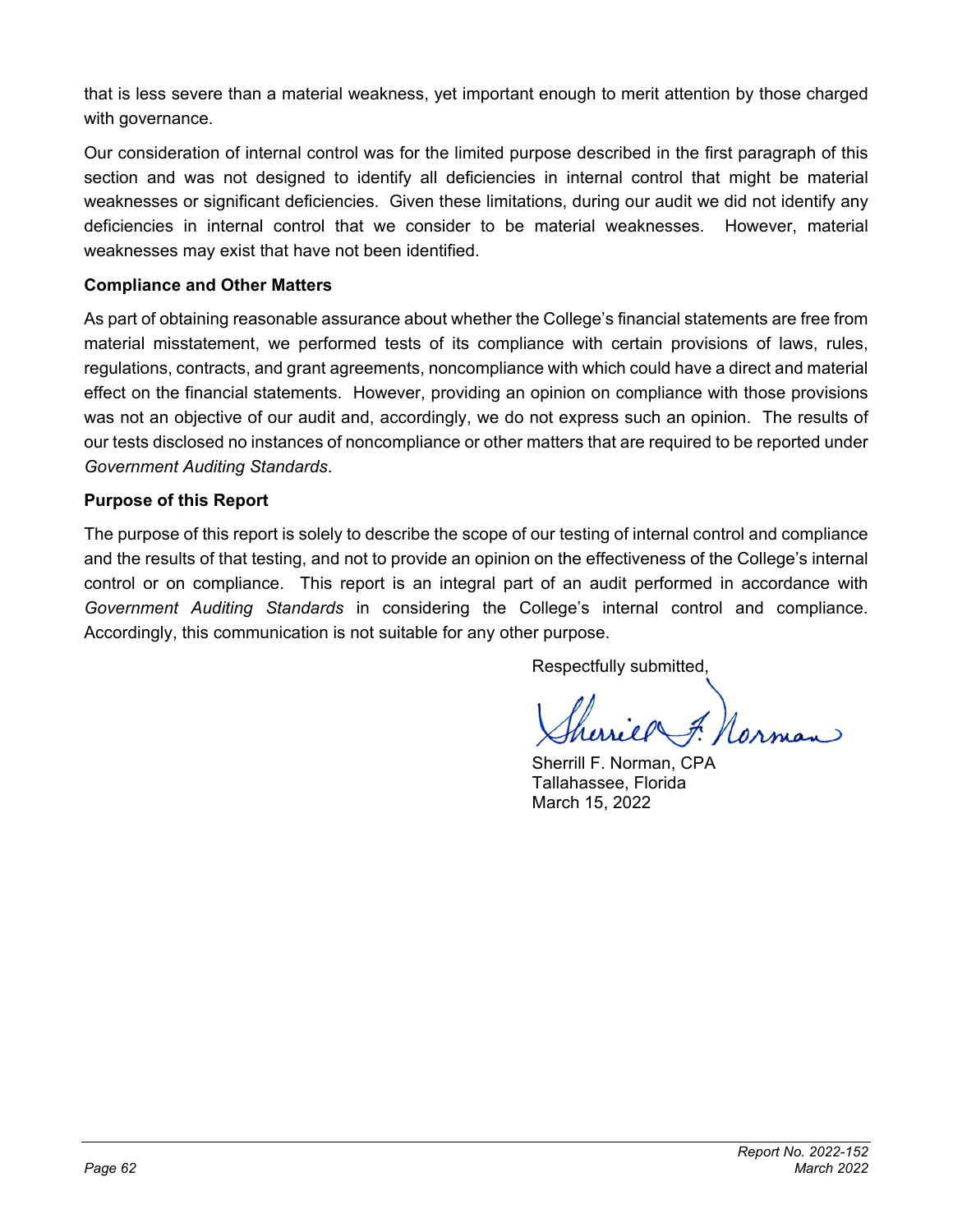that is less severe than a material weakness, yet important enough to merit attention by those charged with governance.

Our consideration of internal control was for the limited purpose described in the first paragraph of this section and was not designed to identify all deficiencies in internal control that might be material weaknesses or significant deficiencies. Given these limitations, during our audit we did not identify any deficiencies in internal control that we consider to be material weaknesses. However, material weaknesses may exist that have not been identified.

**Compliance and Other Matters**

As part of obtaining reasonable assurance about whether the College's financial statements are free from material misstatement, we performed tests of its compliance with certain provisions of laws, rules, regulations, contracts, and grant agreements, noncompliance with which could have a direct and material effect on the financial statements. However, providing an opinion on compliance with those provisions was not an objective of our audit and, accordingly, we do not express such an opinion. The results of our tests disclosed no instances of noncompliance or other matters that are required to be reported under *Government Auditing Standards*.

**Purpose of this Report**

The purpose of this report is solely to describe the scope of our testing of internal control and compliance and the results of that testing, and not to provide an opinion on the effectiveness of the College's internal control or on compliance. This report is an integral part of an audit performed in accordance with *Government Auditing Standards* in considering the College's internal control and compliance. Accordingly, this communication is not suitable for any other purpose.

Respectfully submitted,

Sherrill F. Norman, CPA
Tallahassee, Florida
March 15, 2022